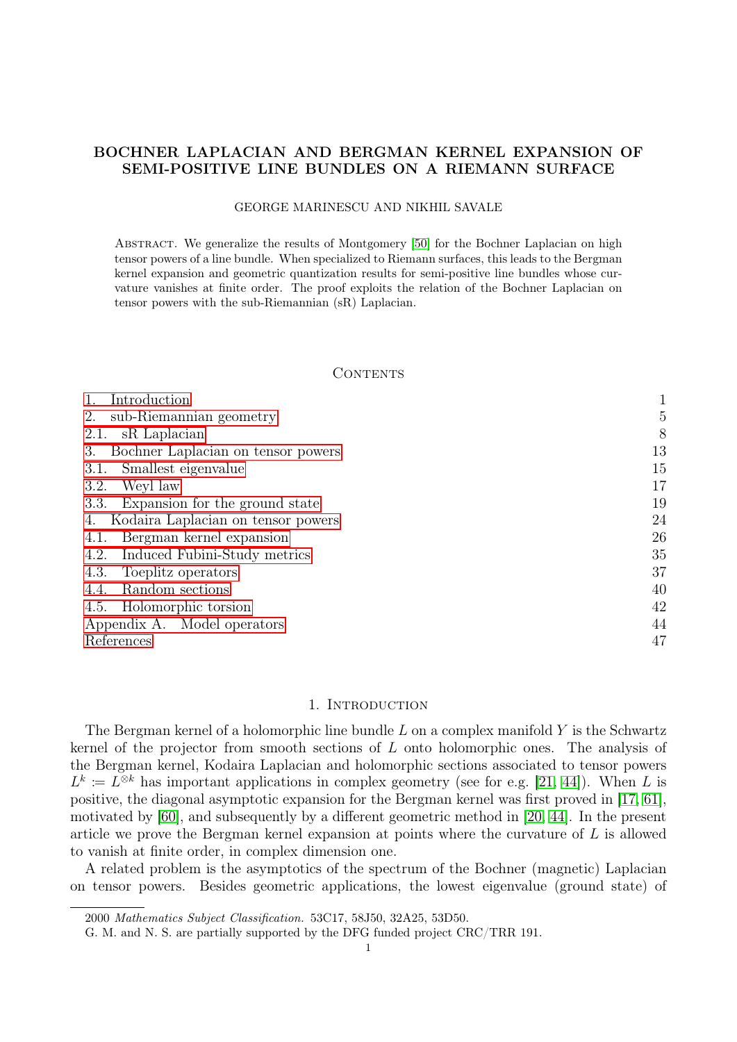# BOCHNER LAPLACIAN AND BERGMAN KERNEL EXPANSION OF SEMI-POSITIVE LINE BUNDLES ON A RIEMANN SURFACE

GEORGE MARINESCU AND NIKHIL SAVALE

Abstract. We generalize the results of Montgomery [50] for the Bochner Laplacian on high tensor powers of a line bundle. When specialized to Riemann surfaces, this leads to the Bergman kernel expansion and geometric quantization results for semi-positive line bundles whose curvature vanishes at finite order. The proof exploits the relation of the Bochner Laplacian on tensor powers with the sub-Riemannian (sR) Laplacian.

## Contents

| | |
|---|---|
| 1. Introduction | 1 |
| 2. sub-Riemannian geometry | 5 |
| 2.1. sR Laplacian | 8 |
| 3. Bochner Laplacian on tensor powers | 13 |
| 3.1. Smallest eigenvalue | 15 |
| 3.2. Weyl law | 17 |
| 3.3. Expansion for the ground state | 19 |
| 4. Kodaira Laplacian on tensor powers | 24 |
| 4.1. Bergman kernel expansion | 26 |
| 4.2. Induced Fubini-Study metrics | 35 |
| 4.3. Toeplitz operators | 37 |
| 4.4. Random sections | 40 |
| 4.5. Holomorphic torsion | 42 |
| Appendix A. Model operators | 44 |
| References | 47 |

## 1. Introduction

The Bergman kernel of a holomorphic line bundle $L$ on a complex manifold $Y$ is the Schwartz kernel of the projector from smooth sections of $L$ onto holomorphic ones. The analysis of the Bergman kernel, Kodaira Laplacian and holomorphic sections associated to tensor powers $L^k := L^{\otimes k}$ has important applications in complex geometry (see for e.g. [21, 44]). When $L$ is positive, the diagonal asymptotic expansion for the Bergman kernel was first proved in [17, 61], motivated by [60], and subsequently by a different geometric method in [20, 44]. In the present article we prove the Bergman kernel expansion at points where the curvature of $L$ is allowed to vanish at finite order, in complex dimension one.

A related problem is the asymptotics of the spectrum of the Bochner (magnetic) Laplacian on tensor powers. Besides geometric applications, the lowest eigenvalue (ground state) of

---

2000 *Mathematics Subject Classification.* 53C17, 58J50, 32A25, 53D50.

G. M. and N. S. are partially supported by the DFG funded project CRC/TRR 191.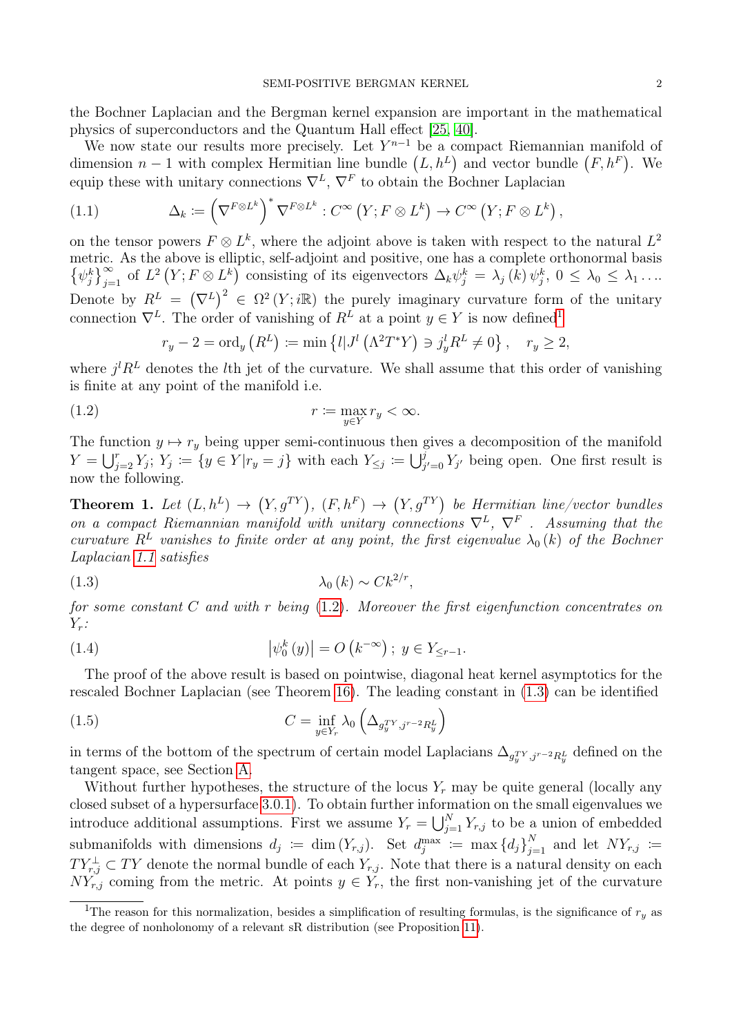the Bochner Laplacian and the Bergman kernel expansion are important in the mathematical physics of superconductors and the Quantum Hall effect [25, 40].

We now state our results more precisely. Let $Y^{n-1}$ be a compact Riemannian manifold of dimension $n-1$ with complex Hermitian line bundle $(L, h^L)$ and vector bundle $(F, h^F)$. We equip these with unitary connections $\nabla^L$, $\nabla^F$ to obtain the Bochner Laplacian

$$\Delta_k := \left(\nabla^{F\otimes L^k}\right)^* \nabla^{F\otimes L^k} : C^\infty\left(Y; F\otimes L^k\right) \to C^\infty\left(Y; F\otimes L^k\right), \tag{1.1}$$

on the tensor powers $F\otimes L^k$, where the adjoint above is taken with respect to the natural $L^2$ metric. As the above is elliptic, self-adjoint and positive, one has a complete orthonormal basis $\left\{\psi_j^k\right\}_{j=1}^\infty$ of $L^2\left(Y; F\otimes L^k\right)$ consisting of its eigenvectors $\Delta_k \psi_j^k = \lambda_j(k)\psi_j^k$, $0 \leq \lambda_0 \leq \lambda_1 \ldots$. Denote by $R^L = \left(\nabla^L\right)^2 \in \Omega^2(Y; i\mathbb{R})$ the purely imaginary curvature form of the unitary connection $\nabla^L$. The order of vanishing of $R^L$ at a point $y \in Y$ is now defined[1]

$$r_y - 2 = \mathrm{ord}_y\left(R^L\right) := \min\left\{l | J^l\left(\Lambda^2 T^*Y\right) \ni j_y^l R^L \neq 0\right\}, \quad r_y \geq 2,$$

where $j^l R^L$ denotes the $l$th jet of the curvature. We shall assume that this order of vanishing is finite at any point of the manifold i.e.

$$r := \max_{y\in Y} r_y < \infty. \tag{1.2}$$

The function $y \mapsto r_y$ being upper semi-continuous then gives a decomposition of the manifold $Y = \bigcup_{j=2}^r Y_j$; $Y_j := \{y \in Y | r_y = j\}$ with each $Y_{\leq j} := \bigcup_{j'=0}^j Y_{j'}$ being open. One first result is now the following.

**Theorem 1.** *Let $(L, h^L) \to (Y, g^{TY})$, $(F, h^F) \to (Y, g^{TY})$ be Hermitian line/vector bundles on a compact Riemannian manifold with unitary connections $\nabla^L$, $\nabla^F$ . Assuming that the curvature $R^L$ vanishes to finite order at any point, the first eigenvalue $\lambda_0(k)$ of the Bochner Laplacian 1.1 satisfies*

$$\lambda_0(k) \sim Ck^{2/r}, \tag{1.3}$$

*for some constant $C$ and with $r$ being (1.2). Moreover the first eigenfunction concentrates on $Y_r$:*

$$\left|\psi_0^k(y)\right| = O\left(k^{-\infty}\right); \ y \in Y_{\leq r-1}. \tag{1.4}$$

The proof of the above result is based on pointwise, diagonal heat kernel asymptotics for the rescaled Bochner Laplacian (see Theorem 16). The leading constant in (1.3) can be identified

$$C = \inf_{y\in Y_r} \lambda_0\left(\Delta_{g_y^{TY}, j^{r-2}R_y^L}\right) \tag{1.5}$$

in terms of the bottom of the spectrum of certain model Laplacians $\Delta_{g_y^{TY}, j^{r-2}R_y^L}$ defined on the tangent space, see Section A.

Without further hypotheses, the structure of the locus $Y_r$ may be quite general (locally any closed subset of a hypersurface 3.0.1). To obtain further information on the small eigenvalues we introduce additional assumptions. First we assume $Y_r = \bigcup_{j=1}^N Y_{r,j}$ to be a union of embedded submanifolds with dimensions $d_j := \dim(Y_{r,j})$. Set $d_j^{\max} := \max\{d_j\}_{j=1}^N$ and let $NY_{r,j} := TY_{r,j}^\perp \subset TY$ denote the normal bundle of each $Y_{r,j}$. Note that there is a natural density on each $NY_{r,j}$ coming from the metric. At points $y \in Y_r$, the first non-vanishing jet of the curvature

[1] The reason for this normalization, besides a simplification of resulting formulas, is the significance of $r_y$ as the degree of nonholonomy of a relevant sR distribution (see Proposition 11).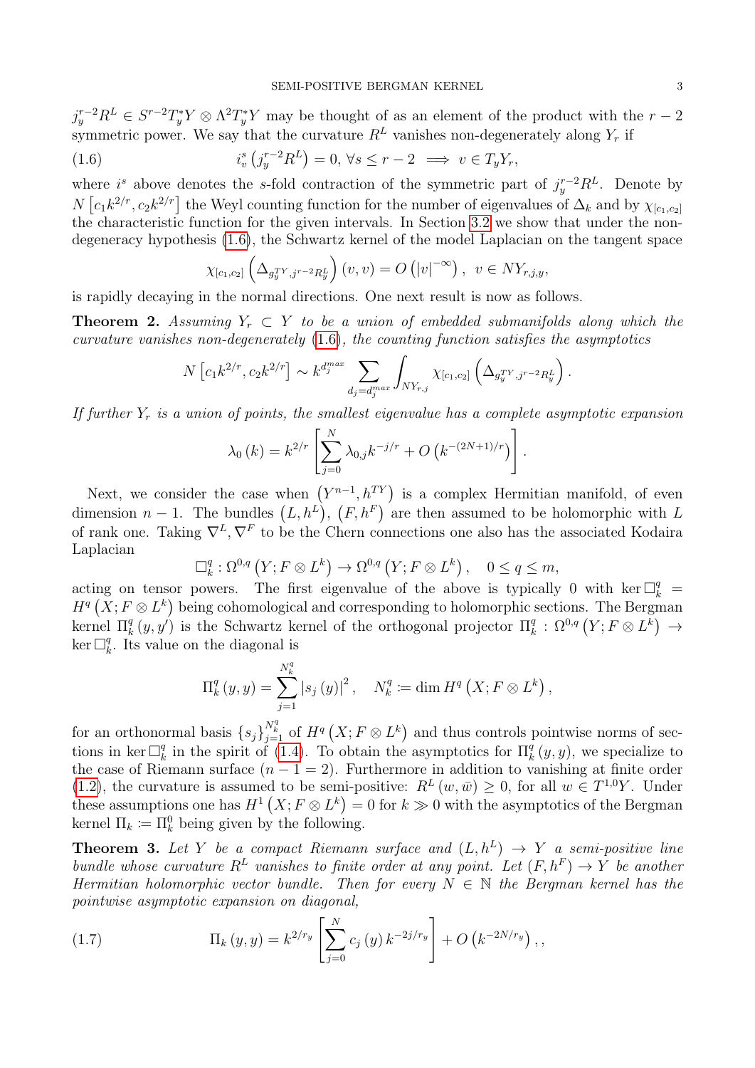$j_y^{r-2}R^L \in S^{r-2}T_y^*Y \otimes \Lambda^2 T_y^*Y$ may be thought of as an element of the product with the $r-2$ symmetric power. We say that the curvature $R^L$ vanishes non-degenerately along $Y_r$ if

$$i_v^s\left(j_y^{r-2}R^L\right) = 0, \; \forall s \leq r-2 \implies v \in T_y Y_r, \tag{1.6}$$

where $i^s$ above denotes the $s$-fold contraction of the symmetric part of $j_y^{r-2}R^L$. Denote by $N\left[c_1 k^{2/r}, c_2 k^{2/r}\right]$ the Weyl counting function for the number of eigenvalues of $\Delta_k$ and by $\chi_{[c_1,c_2]}$ the characteristic function for the given intervals. In Section 3.2 we show that under the non-degeneracy hypothesis (1.6), the Schwartz kernel of the model Laplacian on the tangent space

$$\chi_{[c_1,c_2]}\left(\Delta_{g_y^{TY}, j^{r-2}R_y^L}\right)(v,v) = O\left(|v|^{-\infty}\right), \;\; v \in NY_{r,j,y},$$

is rapidly decaying in the normal directions. One next result is now as follows.

**Theorem 2.** *Assuming $Y_r \subset Y$ to be a union of embedded submanifolds along which the curvature vanishes non-degenerately (1.6), the counting function satisfies the asymptotics*

$$N\left[c_1 k^{2/r}, c_2 k^{2/r}\right] \sim k^{d_j^{max}} \sum_{d_j = d_j^{max}} \int_{NY_{r,j}} \chi_{[c_1,c_2]}\left(\Delta_{g_y^{TY}, j^{r-2}R_y^L}\right).$$

*If further $Y_r$ is a union of points, the smallest eigenvalue has a complete asymptotic expansion*

$$\lambda_0(k) = k^{2/r}\left[\sum_{j=0}^{N} \lambda_{0,j} k^{-j/r} + O\left(k^{-(2N+1)/r}\right)\right].$$

Next, we consider the case when $\left(Y^{n-1}, h^{TY}\right)$ is a complex Hermitian manifold, of even dimension $n-1$. The bundles $\left(L, h^L\right)$, $\left(F, h^F\right)$ are then assumed to be holomorphic with $L$ of rank one. Taking $\nabla^L, \nabla^F$ to be the Chern connections one also has the associated Kodaira Laplacian

$$\Box_k^q : \Omega^{0,q}\left(Y; F \otimes L^k\right) \to \Omega^{0,q}\left(Y; F \otimes L^k\right), \quad 0 \leq q \leq m,$$

acting on tensor powers. The first eigenvalue of the above is typically 0 with $\ker \Box_k^q = H^q\left(X; F \otimes L^k\right)$ being cohomological and corresponding to holomorphic sections. The Bergman kernel $\Pi_k^q(y, y')$ is the Schwartz kernel of the orthogonal projector $\Pi_k^q : \Omega^{0,q}\left(Y; F \otimes L^k\right) \to \ker \Box_k^q$. Its value on the diagonal is

$$\Pi_k^q(y,y) = \sum_{j=1}^{N_k^q} |s_j(y)|^2, \quad N_k^q \coloneqq \dim H^q\left(X; F \otimes L^k\right),$$

for an orthonormal basis $\{s_j\}_{j=1}^{N_k^q}$ of $H^q\left(X; F \otimes L^k\right)$ and thus controls pointwise norms of sections in $\ker \Box_k^q$ in the spirit of (1.4). To obtain the asymptotics for $\Pi_k^q(y,y)$, we specialize to the case of Riemann surface ($n-1=2$). Furthermore in addition to vanishing at finite order (1.2), the curvature is assumed to be semi-positive: $R^L(w, \bar{w}) \geq 0$, for all $w \in T^{1,0}Y$. Under these assumptions one has $H^1\left(X; F \otimes L^k\right) = 0$ for $k \gg 0$ with the asymptotics of the Bergman kernel $\Pi_k \coloneqq \Pi_k^0$ being given by the following.

**Theorem 3.** *Let $Y$ be a compact Riemann surface and $\left(L, h^L\right) \to Y$ a semi-positive line bundle whose curvature $R^L$ vanishes to finite order at any point. Let $\left(F, h^F\right) \to Y$ be another Hermitian holomorphic vector bundle. Then for every $N \in \mathbb{N}$ the Bergman kernel has the pointwise asymptotic expansion on diagonal,*

$$\Pi_k(y,y) = k^{2/r_y}\left[\sum_{j=0}^{N} c_j(y) k^{-2j/r_y}\right] + O\left(k^{-2N/r_y}\right),, \tag{1.7}$$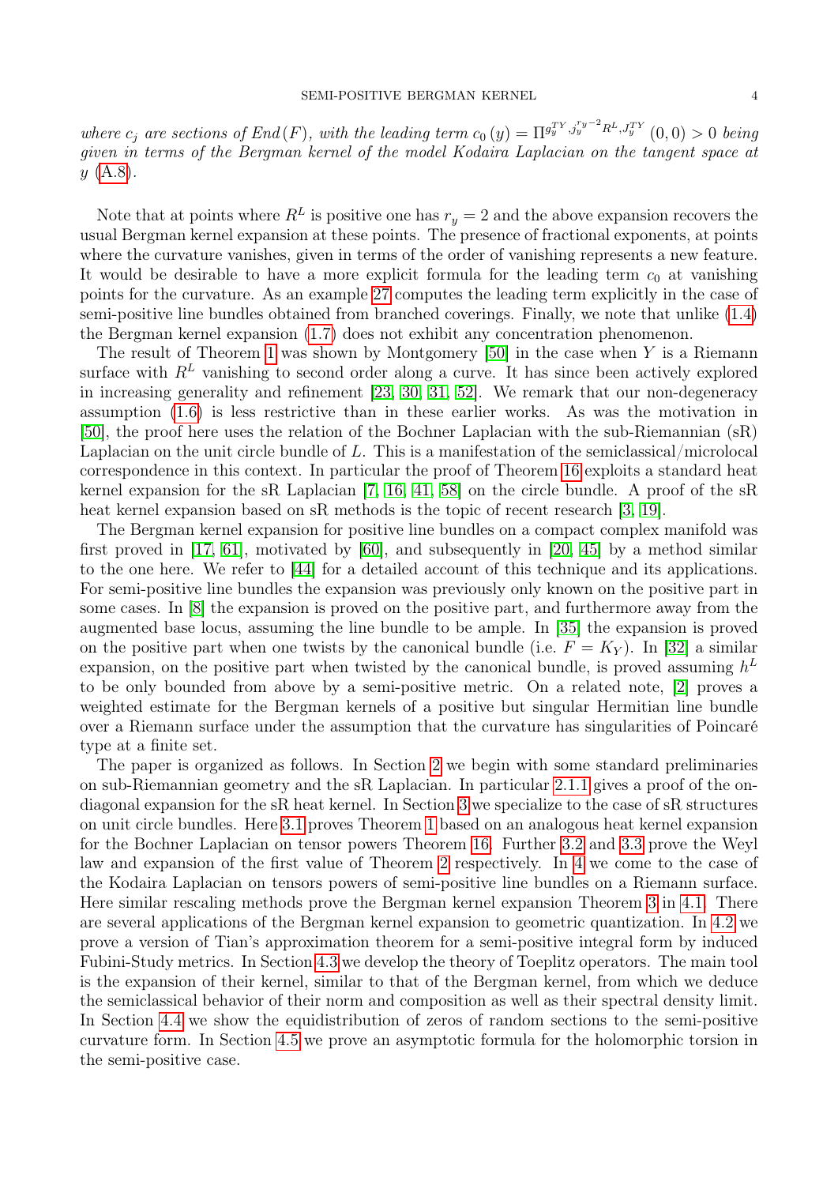*where $c_j$ are sections of $End(F)$, with the leading term $c_0(y) = \Pi^{g_y^{TY}, j_y^{r_y-2}R^L, J_y^{TY}}(0,0) > 0$ being given in terms of the Bergman kernel of the model Kodaira Laplacian on the tangent space at $y$ (A.8).*

Note that at points where $R^L$ is positive one has $r_y = 2$ and the above expansion recovers the usual Bergman kernel expansion at these points. The presence of fractional exponents, at points where the curvature vanishes, given in terms of the order of vanishing represents a new feature. It would be desirable to have a more explicit formula for the leading term $c_0$ at vanishing points for the curvature. As an example 27 computes the leading term explicitly in the case of semi-positive line bundles obtained from branched coverings. Finally, we note that unlike (1.4) the Bergman kernel expansion (1.7) does not exhibit any concentration phenomenon.

The result of Theorem 1 was shown by Montgomery [50] in the case when $Y$ is a Riemann surface with $R^L$ vanishing to second order along a curve. It has since been actively explored in increasing generality and refinement [23, 30, 31, 52]. We remark that our non-degeneracy assumption (1.6) is less restrictive than in these earlier works. As was the motivation in [50], the proof here uses the relation of the Bochner Laplacian with the sub-Riemannian (sR) Laplacian on the unit circle bundle of $L$. This is a manifestation of the semiclassical/microlocal correspondence in this context. In particular the proof of Theorem 16 exploits a standard heat kernel expansion for the sR Laplacian [7, 16, 41, 58] on the circle bundle. A proof of the sR heat kernel expansion based on sR methods is the topic of recent research [3, 19].

The Bergman kernel expansion for positive line bundles on a compact complex manifold was first proved in [17, 61], motivated by [60], and subsequently in [20, 45] by a method similar to the one here. We refer to [44] for a detailed account of this technique and its applications. For semi-positive line bundles the expansion was previously only known on the positive part in some cases. In [8] the expansion is proved on the positive part, and furthermore away from the augmented base locus, assuming the line bundle to be ample. In [35] the expansion is proved on the positive part when one twists by the canonical bundle (i.e. $F = K_Y$). In [32] a similar expansion, on the positive part when twisted by the canonical bundle, is proved assuming $h^L$ to be only bounded from above by a semi-positive metric. On a related note, [2] proves a weighted estimate for the Bergman kernels of a positive but singular Hermitian line bundle over a Riemann surface under the assumption that the curvature has singularities of Poincaré type at a finite set.

The paper is organized as follows. In Section 2 we begin with some standard preliminaries on sub-Riemannian geometry and the sR Laplacian. In particular 2.1.1 gives a proof of the on-diagonal expansion for the sR heat kernel. In Section 3 we specialize to the case of sR structures on unit circle bundles. Here 3.1 proves Theorem 1 based on an analogous heat kernel expansion for the Bochner Laplacian on tensor powers Theorem 16. Further 3.2 and 3.3 prove the Weyl law and expansion of the first value of Theorem 2 respectively. In 4 we come to the case of the Kodaira Laplacian on tensors powers of semi-positive line bundles on a Riemann surface. Here similar rescaling methods prove the Bergman kernel expansion Theorem 3 in 4.1. There are several applications of the Bergman kernel expansion to geometric quantization. In 4.2 we prove a version of Tian's approximation theorem for a semi-positive integral form by induced Fubini-Study metrics. In Section 4.3 we develop the theory of Toeplitz operators. The main tool is the expansion of their kernel, similar to that of the Bergman kernel, from which we deduce the semiclassical behavior of their norm and composition as well as their spectral density limit. In Section 4.4 we show the equidistribution of zeros of random sections to the semi-positive curvature form. In Section 4.5 we prove an asymptotic formula for the holomorphic torsion in the semi-positive case.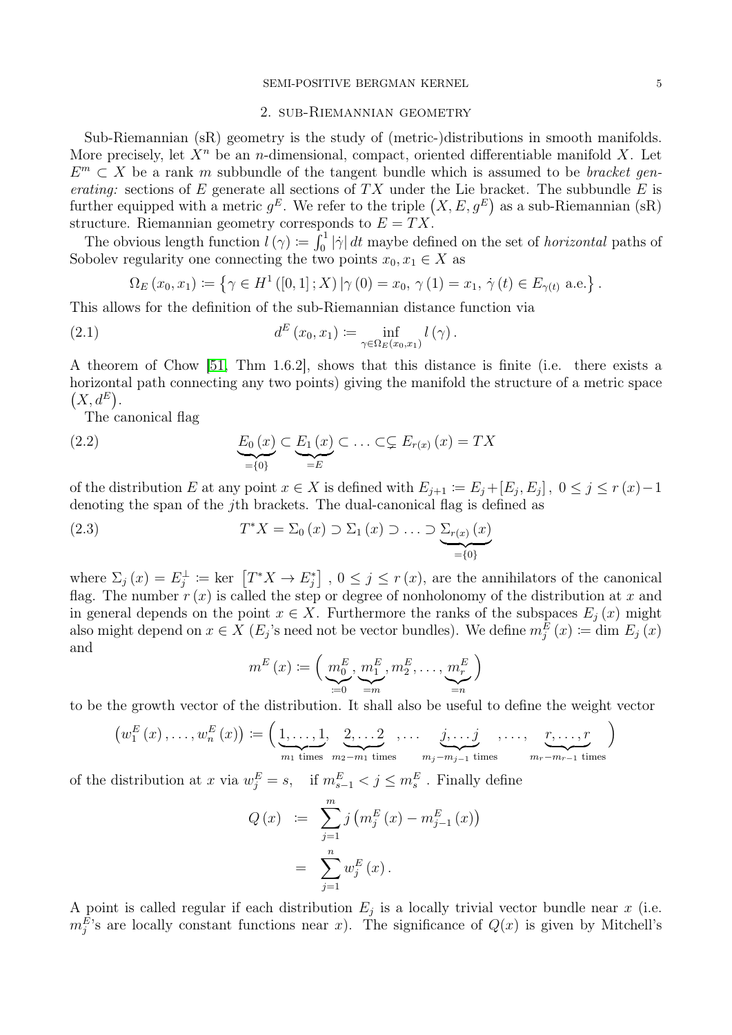## 2. sub-Riemannian geometry

Sub-Riemannian (sR) geometry is the study of (metric-)distributions in smooth manifolds. More precisely, let $X^n$ be an $n$-dimensional, compact, oriented differentiable manifold $X$. Let $E^m \subset X$ be a rank $m$ subbundle of the tangent bundle which is assumed to be *bracket generating:* sections of $E$ generate all sections of $TX$ under the Lie bracket. The subbundle $E$ is further equipped with a metric $g^E$. We refer to the triple $\left(X, E, g^E\right)$ as a sub-Riemannian (sR) structure. Riemannian geometry corresponds to $E = TX$.

The obvious length function $l(\gamma) \coloneqq \int_0^1 |\dot{\gamma}|\, dt$ maybe defined on the set of *horizontal* paths of Sobolev regularity one connecting the two points $x_0, x_1 \in X$ as

$$\Omega_E(x_0, x_1) \coloneqq \left\{ \gamma \in H^1([0,1]; X) \,|\, \gamma(0) = x_0,\ \gamma(1) = x_1,\ \dot{\gamma}(t) \in E_{\gamma(t)} \text{ a.e.} \right\}.$$

This allows for the definition of the sub-Riemannian distance function via

$$d^E(x_0, x_1) \coloneqq \inf_{\gamma \in \Omega_E(x_0, x_1)} l(\gamma). \tag{2.1}$$

A theorem of Chow [51, Thm 1.6.2], shows that this distance is finite (i.e. there exists a horizontal path connecting any two points) giving the manifold the structure of a metric space $\left(X, d^E\right)$.

The canonical flag

$$\underbrace{E_0(x)}_{=\{0\}} \subset \underbrace{E_1(x)}_{=E} \subset \ldots \subsetneq E_{r(x)}(x) = TX \tag{2.2}$$

of the distribution $E$ at any point $x \in X$ is defined with $E_{j+1} \coloneqq E_j + [E_j, E_j]$, $0 \leq j \leq r(x) - 1$ denoting the span of the $j$th brackets. The dual-canonical flag is defined as

$$T^*X = \Sigma_0(x) \supset \Sigma_1(x) \supset \ldots \supset \underbrace{\Sigma_{r(x)}(x)}_{=\{0\}} \tag{2.3}$$

where $\Sigma_j(x) = E_j^\perp \coloneqq \ker\left[T^*X \to E_j^*\right]$, $0 \leq j \leq r(x)$, are the annihilators of the canonical flag. The number $r(x)$ is called the step or degree of nonholonomy of the distribution at $x$ and in general depends on the point $x \in X$. Furthermore the ranks of the subspaces $E_j(x)$ might also might depend on $x \in X$ ($E_j$'s need not be vector bundles). We define $m_j^E(x) \coloneqq \dim E_j(x)$ and

$$m^E(x) \coloneqq \Big( \underbrace{m_0^E}_{\coloneqq 0}, \underbrace{m_1^E}_{=m}, m_2^E, \ldots, \underbrace{m_r^E}_{=n} \Big)$$

to be the growth vector of the distribution. It shall also be useful to define the weight vector

$$\left(w_1^E(x), \ldots, w_n^E(x)\right) \coloneqq \Big( \underbrace{1, \ldots, 1}_{m_1 \text{ times}}, \underbrace{2, \ldots 2}_{m_2 - m_1 \text{ times}}, \ldots \underbrace{j, \ldots j}_{m_j - m_{j-1} \text{ times}}, \ldots, \underbrace{r, \ldots, r}_{m_r - m_{r-1} \text{ times}} \Big)$$

of the distribution at $x$ via $w_j^E = s$, if $m_{s-1}^E < j \leq m_s^E$. Finally define

$$\begin{aligned} Q(x) &\coloneqq \sum_{j=1}^{m} j\left(m_j^E(x) - m_{j-1}^E(x)\right) \\ &= \sum_{j=1}^{n} w_j^E(x). \end{aligned}$$

A point is called regular if each distribution $E_j$ is a locally trivial vector bundle near $x$ (i.e. $m_j^E$'s are locally constant functions near $x$). The significance of $Q(x)$ is given by Mitchell's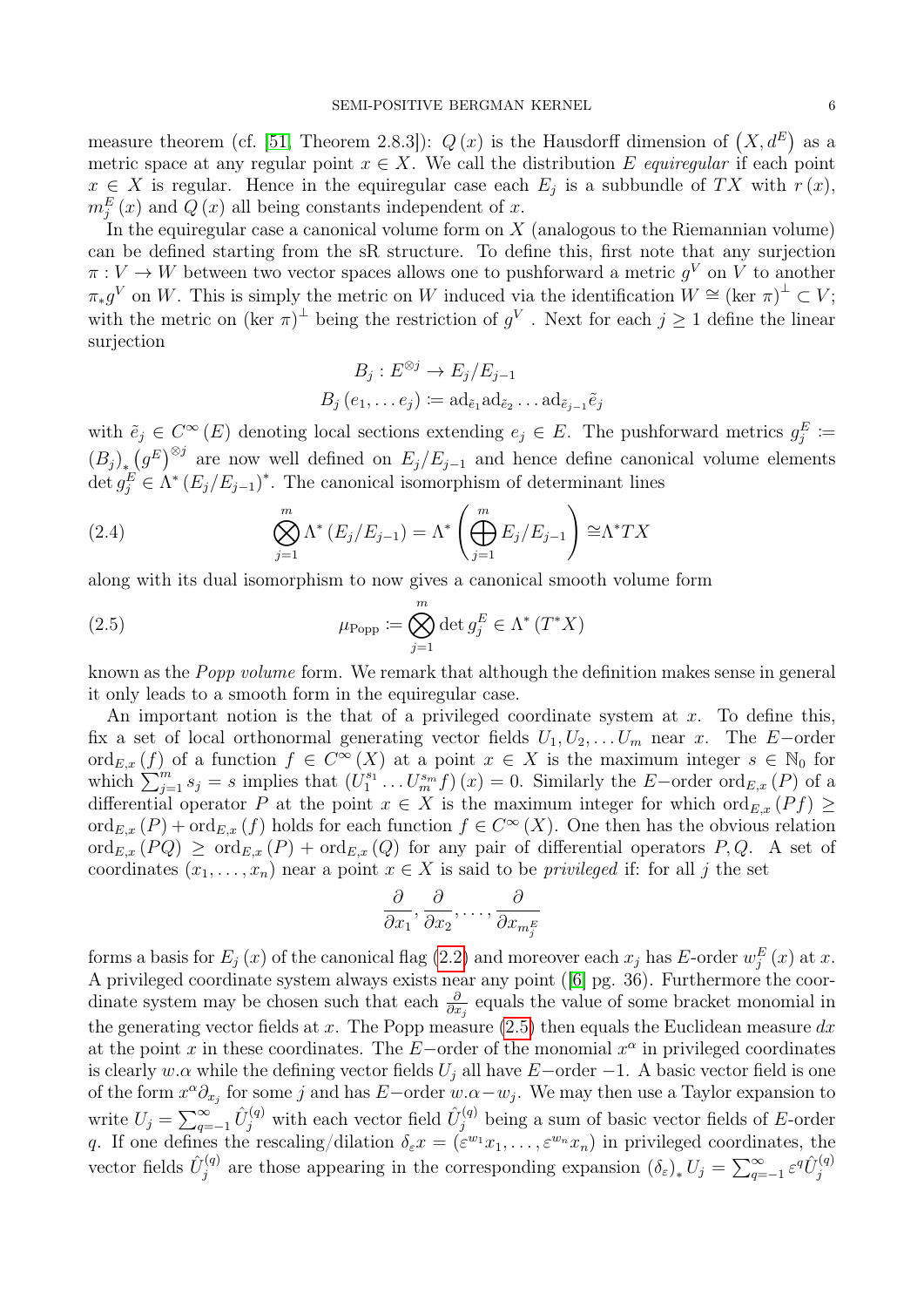measure theorem (cf. [51] Theorem 2.8.3]): $Q(x)$ is the Hausdorff dimension of $\left(X, d^E\right)$ as a metric space at any regular point $x \in X$. We call the distribution $E$ *equiregular* if each point $x \in X$ is regular. Hence in the equiregular case each $E_j$ is a subbundle of $TX$ with $r(x)$, $m_j^E(x)$ and $Q(x)$ all being constants independent of $x$.

In the equiregular case a canonical volume form on $X$ (analogous to the Riemannian volume) can be defined starting from the sR structure. To define this, first note that any surjection $\pi : V \to W$ between two vector spaces allows one to pushforward a metric $g^V$ on $V$ to another $\pi_* g^V$ on $W$. This is simply the metric on $W$ induced via the identification $W \cong (\ker \pi)^\perp \subset V$; with the metric on $(\ker \pi)^\perp$ being the restriction of $g^V$. Next for each $j \geq 1$ define the linear surjection

$$
\begin{aligned}
B_j &: E^{\otimes j} \to E_j / E_{j-1} \\
B_j\left(e_1, \ldots e_j\right) &:= \mathrm{ad}_{\tilde{e}_1} \mathrm{ad}_{\tilde{e}_2} \ldots \mathrm{ad}_{\tilde{e}_{j-1}} \tilde{e}_j
\end{aligned}
$$

with $\tilde{e}_j \in C^\infty(E)$ denoting local sections extending $e_j \in E$. The pushforward metrics $g_j^E := \left(B_j\right)_* \left(g^E\right)^{\otimes j}$ are now well defined on $E_j/E_{j-1}$ and hence define canonical volume elements $\det g_j^E \in \Lambda^* \left(E_j/E_{j-1}\right)^*$. The canonical isomorphism of determinant lines

$$
\bigotimes_{j=1}^{m} \Lambda^* \left(E_j/E_{j-1}\right) = \Lambda^* \left( \bigoplus_{j=1}^{m} E_j/E_{j-1} \right) \cong \Lambda^* TX \tag{2.4}
$$

along with its dual isomorphism to now gives a canonical smooth volume form

$$
\mu_{\text{Popp}} := \bigotimes_{j=1}^{m} \det g_j^E \in \Lambda^* \left(T^* X\right) \tag{2.5}
$$

known as the *Popp volume* form. We remark that although the definition makes sense in general it only leads to a smooth form in the equiregular case.

An important notion is the that of a privileged coordinate system at $x$. To define this, fix a set of local orthonormal generating vector fields $U_1, U_2, \ldots U_m$ near $x$. The $E-$order $\mathrm{ord}_{E,x}(f)$ of a function $f \in C^\infty(X)$ at a point $x \in X$ is the maximum integer $s \in \mathbb{N}_0$ for which $\sum_{j=1}^m s_j = s$ implies that $\left(U_1^{s_1} \ldots U_m^{s_m} f\right)(x) = 0$. Similarly the $E-$order $\mathrm{ord}_{E,x}(P)$ of a differential operator $P$ at the point $x \in X$ is the maximum integer for which $\mathrm{ord}_{E,x}(Pf) \geq \mathrm{ord}_{E,x}(P) + \mathrm{ord}_{E,x}(f)$ holds for each function $f \in C^\infty(X)$. One then has the obvious relation $\mathrm{ord}_{E,x}(PQ) \geq \mathrm{ord}_{E,x}(P) + \mathrm{ord}_{E,x}(Q)$ for any pair of differential operators $P, Q$. A set of coordinates $(x_1, \ldots, x_n)$ near a point $x \in X$ is said to be *privileged* if: for all $j$ the set

$$
\frac{\partial}{\partial x_1}, \frac{\partial}{\partial x_2}, \ldots, \frac{\partial}{\partial x_{m_j^E}}
$$

forms a basis for $E_j(x)$ of the canonical flag (2.2) and moreover each $x_j$ has $E$-order $w_j^E(x)$ at $x$. A privileged coordinate system always exists near any point ([6] pg. 36). Furthermore the coordinate system may be chosen such that each $\frac{\partial}{\partial x_j}$ equals the value of some bracket monomial in the generating vector fields at $x$. The Popp measure (2.5) then equals the Euclidean measure $dx$ at the point $x$ in these coordinates. The $E-$order of the monomial $x^\alpha$ in privileged coordinates is clearly $w.\alpha$ while the defining vector fields $U_j$ all have $E-$order $-1$. A basic vector field is one of the form $x^\alpha \partial_{x_j}$ for some $j$ and has $E-$order $w.\alpha - w_j$. We may then use a Taylor expansion to write $U_j = \sum_{q=-1}^\infty \hat{U}_j^{(q)}$ with each vector field $\hat{U}_j^{(q)}$ being a sum of basic vector fields of $E$-order $q$. If one defines the rescaling/dilation $\delta_\varepsilon x = \left(\varepsilon^{w_1} x_1, \ldots, \varepsilon^{w_n} x_n\right)$ in privileged coordinates, the vector fields $\hat{U}_j^{(q)}$ are those appearing in the corresponding expansion $\left(\delta_\varepsilon\right)_* U_j = \sum_{q=-1}^\infty \varepsilon^q \hat{U}_j^{(q)}$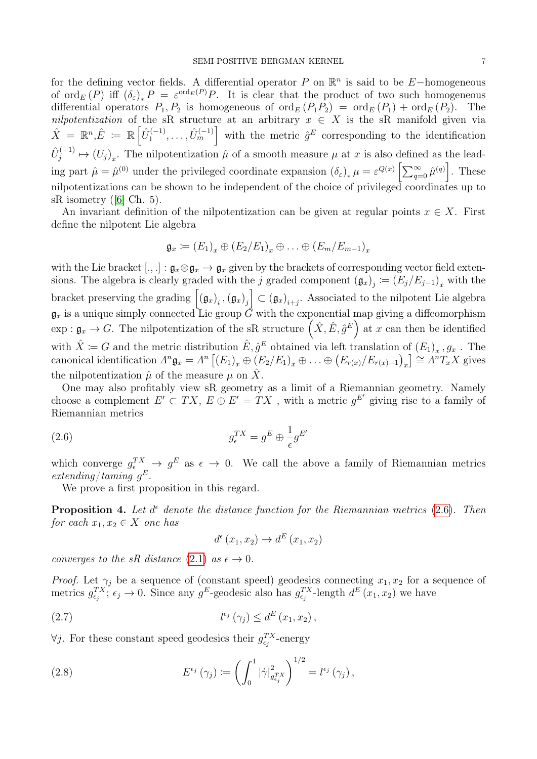for the defining vector fields. A differential operator $P$ on $\mathbb{R}^n$ is said to be $E-$homogeneous of $\text{ord}_E(P)$ iff $(\delta_\varepsilon)_* P = \varepsilon^{\text{ord}_E(P)} P$. It is clear that the product of two such homogeneous differential operators $P_1, P_2$ is homogeneous of $\text{ord}_E(P_1 P_2) = \text{ord}_E(P_1) + \text{ord}_E(P_2)$. The *nilpotentization* of the sR structure at an arbitrary $x \in X$ is the sR manifold given via $\hat{X} = \mathbb{R}^n, \hat{E} := \mathbb{R}\left[\hat{U}_1^{(-1)}, \ldots, \hat{U}_m^{(-1)}\right]$ with the metric $\hat{g}^E$ corresponding to the identification $\hat{U}_j^{(-1)} \mapsto (U_j)_x$. The nilpotentization $\hat{\mu}$ of a smooth measure $\mu$ at $x$ is also defined as the leading part $\hat{\mu} = \hat{\mu}^{(0)}$ under the privileged coordinate expansion $(\delta_\varepsilon)_* \mu = \varepsilon^{Q(x)}\left[\sum_{q=0}^{\infty} \hat{\mu}^{(q)}\right]$. These nilpotentizations can be shown to be independent of the choice of privileged coordinates up to sR isometry ([6] Ch. 5).

An invariant definition of the nilpotentization can be given at regular points $x \in X$. First define the nilpotent Lie algebra

$$\mathfrak{g}_x := (E_1)_x \oplus (E_2/E_1)_x \oplus \ldots \oplus (E_m/E_{m-1})_x$$

with the Lie bracket $[.,.] : \mathfrak{g}_x \otimes \mathfrak{g}_x \to \mathfrak{g}_x$ given by the brackets of corresponding vector field extensions. The algebra is clearly graded with the $j$ graded component $(\mathfrak{g}_x)_j := (E_j/E_{j-1})_x$ with the bracket preserving the grading $\left[(\mathfrak{g}_x)_i, (\mathfrak{g}_x)_j\right] \subset (\mathfrak{g}_x)_{i+j}$. Associated to the nilpotent Lie algebra $\mathfrak{g}_x$ is a unique simply connected Lie group $G$ with the exponential map giving a diffeomorphism $\exp : \mathfrak{g}_x \to G$. The nilpotentization of the sR structure $\left(\hat{X}, \hat{E}, \hat{g}^E\right)$ at $x$ can then be identified with $\hat{X} := G$ and the metric distribution $\hat{E}, \hat{g}^E$ obtained via left translation of $(E_1)_x, g_x$. The canonical identification $\Lambda^n \mathfrak{g}_x = \Lambda^n\left[(E_1)_x \oplus (E_2/E_1)_x \oplus \ldots \oplus \left(E_{r(x)}/E_{r(x)-1}\right)_x\right] \cong \Lambda^n T_x X$ gives the nilpotentization $\hat{\mu}$ of the measure $\mu$ on $\hat{X}$.

One may also profitably view sR geometry as a limit of a Riemannian geometry. Namely choose a complement $E' \subset TX$, $E \oplus E' = TX$ , with a metric $g^{E'}$ giving rise to a family of Riemannian metrics

$$g_\epsilon^{TX} = g^E \oplus \frac{1}{\epsilon} g^{E'} \tag{2.6}$$

which converge $g_\epsilon^{TX} \to g^E$ as $\epsilon \to 0$. We call the above a family of Riemannian metrics *extending/taming* $g^E$.

We prove a first proposition in this regard.

**Proposition 4.** *Let $d^\epsilon$ denote the distance function for the Riemannian metrics (2.6). Then for each $x_1, x_2 \in X$ one has*

$$d^\epsilon(x_1, x_2) \to d^E(x_1, x_2)$$

*converges to the sR distance (2.1) as $\epsilon \to 0$.*

*Proof.* Let $\gamma_j$ be a sequence of (constant speed) geodesics connecting $x_1, x_2$ for a sequence of metrics $g_{\epsilon_j}^{TX}$; $\epsilon_j \to 0$. Since any $g^E$-geodesic also has $g_{\epsilon_j}^{TX}$-length $d^E(x_1, x_2)$ we have

$$l^{\epsilon_j}(\gamma_j) \leq d^E(x_1, x_2), \tag{2.7}$$

$\forall j$. For these constant speed geodesics their $g_{\epsilon_j}^{TX}$-energy

$$E^{\epsilon_j}(\gamma_j) := \left(\int_0^1 |\dot{\gamma}|^2_{g_{\epsilon_j}^{TX}}\right)^{1/2} = l^{\epsilon_j}(\gamma_j), \tag{2.8}$$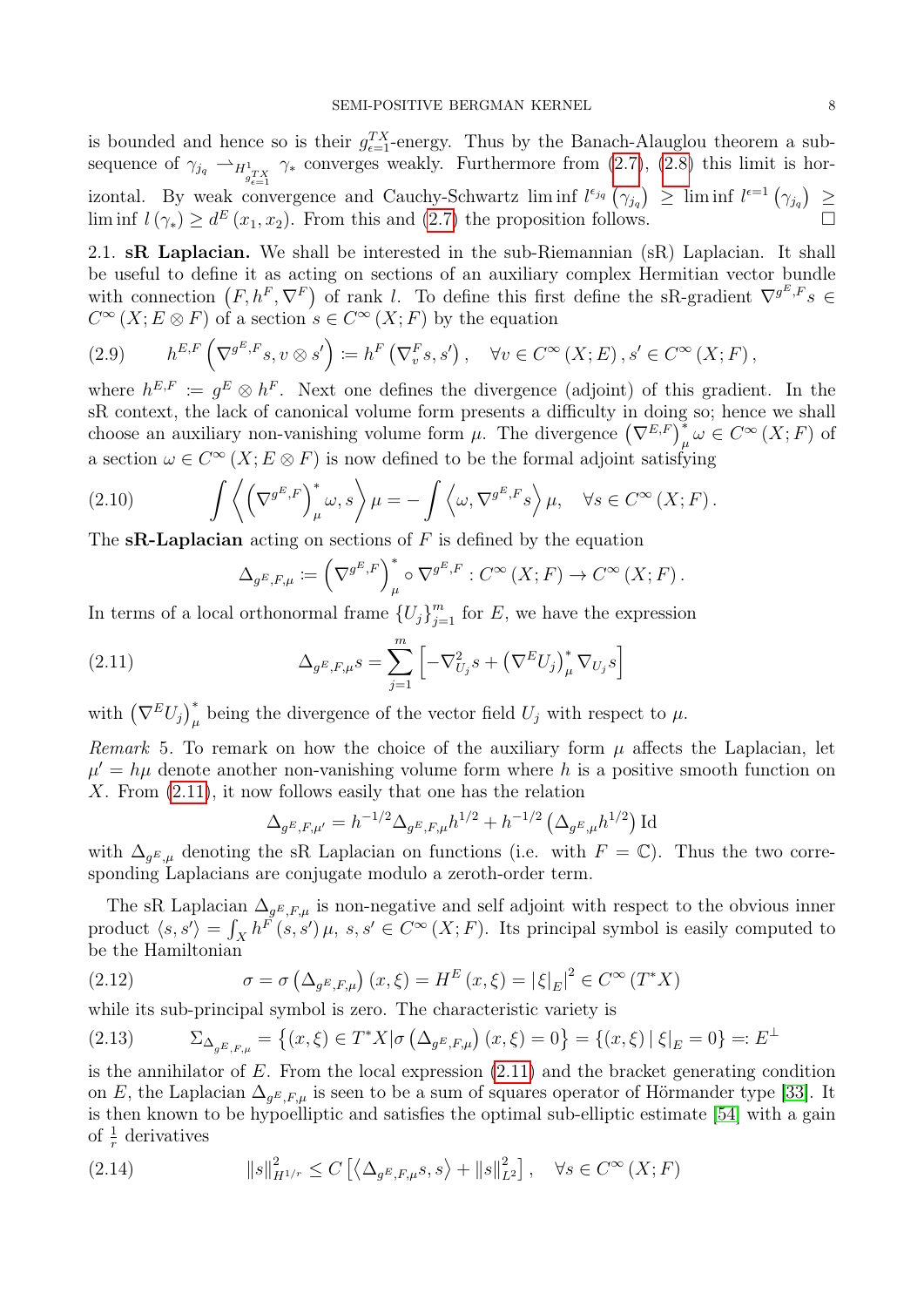is bounded and hence so is their $g^{TX}_{\epsilon=1}$-energy. Thus by the Banach-Alauglou theorem a subsequence of $\gamma_{j_q} \rightharpoonup_{H^1_{g^{TX}_{\epsilon=1}}} \gamma_*$ converges weakly. Furthermore from (2.7), (2.8) this limit is horizontal. By weak convergence and Cauchy-Schwartz $\liminf l^{\epsilon_{j_q}}\left(\gamma_{j_q}\right) \geq \liminf l^{\epsilon=1}\left(\gamma_{j_q}\right) \geq \liminf l\left(\gamma_*\right) \geq d^E\left(x_1, x_2\right)$. From this and (2.7) the proposition follows. □

2.1. **sR Laplacian.** We shall be interested in the sub-Riemannian (sR) Laplacian. It shall be useful to define it as acting on sections of an auxiliary complex Hermitian vector bundle with connection $\left(F, h^F, \nabla^F\right)$ of rank $l$. To define this first define the sR-gradient $\nabla^{g^E,F}s \in C^\infty\left(X; E\otimes F\right)$ of a section $s \in C^\infty\left(X;F\right)$ by the equation

$$h^{E,F}\left(\nabla^{g^E,F}s, v\otimes s'\right) \coloneqq h^F\left(\nabla^F_v s, s'\right), \quad \forall v \in C^\infty\left(X;E\right), s' \in C^\infty\left(X;F\right), \tag{2.9}$$

where $h^{E,F} \coloneqq g^E \otimes h^F$. Next one defines the divergence (adjoint) of this gradient. In the sR context, the lack of canonical volume form presents a difficulty in doing so; hence we shall choose an auxiliary non-vanishing volume form $\mu$. The divergence $\left(\nabla^{E,F}\right)^*_\mu \omega \in C^\infty\left(X;F\right)$ of a section $\omega \in C^\infty\left(X; E\otimes F\right)$ is now defined to be the formal adjoint satisfying

$$\int \left\langle \left(\nabla^{g^E,F}\right)^*_\mu \omega, s\right\rangle \mu = -\int \left\langle \omega, \nabla^{g^E,F}s\right\rangle \mu, \quad \forall s \in C^\infty\left(X;F\right). \tag{2.10}$$

The **sR-Laplacian** acting on sections of $F$ is defined by the equation

$$\Delta_{g^E,F,\mu} \coloneqq \left(\nabla^{g^E,F}\right)^*_\mu \circ \nabla^{g^E,F} : C^\infty\left(X;F\right) \to C^\infty\left(X;F\right).$$

In terms of a local orthonormal frame $\{U_j\}_{j=1}^m$ for $E$, we have the expression

$$\Delta_{g^E,F,\mu}s = \sum_{j=1}^m \left[-\nabla^2_{U_j}s + \left(\nabla^E U_j\right)^*_\mu \nabla_{U_j}s\right] \tag{2.11}$$

with $\left(\nabla^E U_j\right)^*_\mu$ being the divergence of the vector field $U_j$ with respect to $\mu$.

*Remark* 5. To remark on how the choice of the auxiliary form $\mu$ affects the Laplacian, let $\mu' = h\mu$ denote another non-vanishing volume form where $h$ is a positive smooth function on $X$. From (2.11), it now follows easily that one has the relation

$$\Delta_{g^E,F,\mu'} = h^{-1/2}\Delta_{g^E,F,\mu}h^{1/2} + h^{-1/2}\left(\Delta_{g^E,\mu}h^{1/2}\right)\mathrm{Id}$$

with $\Delta_{g^E,\mu}$ denoting the sR Laplacian on functions (i.e. with $F = \mathbb{C}$). Thus the two corresponding Laplacians are conjugate modulo a zeroth-order term.

The sR Laplacian $\Delta_{g^E,F,\mu}$ is non-negative and self adjoint with respect to the obvious inner product $\langle s, s'\rangle = \int_X h^F\left(s,s'\right)\mu$, $s, s' \in C^\infty\left(X;F\right)$. Its principal symbol is easily computed to be the Hamiltonian

$$\sigma = \sigma\left(\Delta_{g^E,F,\mu}\right)(x,\xi) = H^E(x,\xi) = |\xi|_E^2 \in C^\infty\left(T^*X\right) \tag{2.12}$$

while its sub-principal symbol is zero. The characteristic variety is

$$\Sigma_{\Delta_{g^E,F,\mu}} = \left\{(x,\xi) \in T^*X | \sigma\left(\Delta_{g^E,\mu}\right)(x,\xi) = 0\right\} = \left\{(x,\xi)\,|\,\xi|_E = 0\right\} =: E^\perp \tag{2.13}$$

is the annihilator of $E$. From the local expression (2.11) and the bracket generating condition on $E$, the Laplacian $\Delta_{g^E,F,\mu}$ is seen to be a sum of squares operator of Hörmander type [33]. It is then known to be hypoelliptic and satisfies the optimal sub-elliptic estimate [54] with a gain of $\frac{1}{r}$ derivatives

$$\|s\|^2_{H^{1/r}} \leq C\left[\left\langle \Delta_{g^E,F,\mu}s, s\right\rangle + \|s\|^2_{L^2}\right], \quad \forall s \in C^\infty\left(X;F\right) \tag{2.14}$$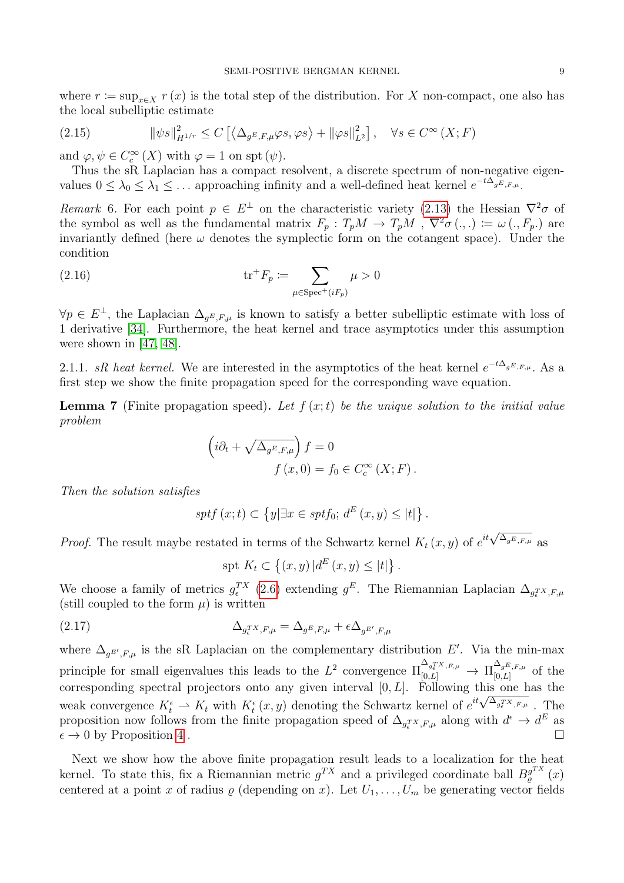where $r := \sup_{x \in X} r(x)$ is the total step of the distribution. For $X$ non-compact, one also has the local subelliptic estimate

$$\|\psi s\|_{H^{1/r}}^2 \leq C\left[\left\langle \Delta_{g^E,F,\mu}\varphi s, \varphi s\right\rangle + \|\varphi s\|_{L^2}^2\right], \quad \forall s \in C^\infty(X;F) \tag{2.15}$$

and $\varphi, \psi \in C_c^\infty(X)$ with $\varphi = 1$ on $\mathrm{spt}(\psi)$.

Thus the sR Laplacian has a compact resolvent, a discrete spectrum of non-negative eigenvalues $0 \leq \lambda_0 \leq \lambda_1 \leq \ldots$ approaching infinity and a well-defined heat kernel $e^{-t\Delta_{g^E,F,\mu}}$.

*Remark* 6. For each point $p \in E^\perp$ on the characteristic variety (2.13) the Hessian $\nabla^2\sigma$ of the symbol as well as the fundamental matrix $F_p : T_pM \to T_pM$ , $\nabla^2\sigma(.,.) := \omega(., F_p.)$ are invariantly defined (here $\omega$ denotes the symplectic form on the cotangent space). Under the condition

$$\mathrm{tr}^+ F_p := \sum_{\mu \in \mathrm{Spec}^+(iF_p)} \mu > 0 \tag{2.16}$$

$\forall p \in E^\perp$, the Laplacian $\Delta_{g^E,F,\mu}$ is known to satisfy a better subelliptic estimate with loss of 1 derivative [34]. Furthermore, the heat kernel and trace asymptotics under this assumption were shown in [47, 48].

2.1.1. *sR heat kernel.* We are interested in the asymptotics of the heat kernel $e^{-t\Delta_{g^E,F,\mu}}$. As a first step we show the finite propagation speed for the corresponding wave equation.

**Lemma 7** (Finite propagation speed)**.** *Let $f(x;t)$ be the unique solution to the initial value problem*

$$\left(i\partial_t + \sqrt{\Delta_{g^E,F,\mu}}\right) f = 0$$
$$f(x,0) = f_0 \in C_c^\infty(X;F).$$

*Then the solution satisfies*

$$sptf(x;t) \subset \left\{ y | \exists x \in sptf_0;\ d^E(x,y) \leq |t| \right\}.$$

*Proof.* The result maybe restated in terms of the Schwartz kernel $K_t(x,y)$ of $e^{it\sqrt{\Delta_{g^E,F,\mu}}}$ as

$$\mathrm{spt}\ K_t \subset \left\{ (x,y) \, | d^E(x,y) \leq |t| \right\}.$$

We choose a family of metrics $g_\epsilon^{TX}$ (2.6) extending $g^E$. The Riemannian Laplacian $\Delta_{g_\epsilon^{TX},F,\mu}$ (still coupled to the form $\mu$) is written

$$\Delta_{g_\epsilon^{TX},F,\mu} = \Delta_{g^E,F,\mu} + \epsilon \Delta_{g^{E'},F,\mu} \tag{2.17}$$

where $\Delta_{g^{E'},F,\mu}$ is the sR Laplacian on the complementary distribution $E'$. Via the min-max principle for small eigenvalues this leads to the $L^2$ convergence $\Pi_{[0,L]}^{\Delta_{g_\epsilon^{TX},F,\mu}} \to \Pi_{[0,L]}^{\Delta_{g^E,F,\mu}}$ of the corresponding spectral projectors onto any given interval $[0,L]$. Following this one has the weak convergence $K_t^\epsilon \rightharpoonup K_t$ with $K_t^\epsilon(x,y)$ denoting the Schwartz kernel of $e^{it\sqrt{\Delta_{g_\epsilon^{TX},F,\mu}}}$. The proposition now follows from the finite propagation speed of $\Delta_{g_\epsilon^{TX},F,\mu}$ along with $d^\epsilon \to d^E$ as $\epsilon \to 0$ by Proposition 4 . $\square$

Next we show how the above finite propagation result leads to a localization for the heat kernel. To state this, fix a Riemannian metric $g^{TX}$ and a privileged coordinate ball $B_\varrho^{g^{TX}}(x)$ centered at a point $x$ of radius $\varrho$ (depending on $x$). Let $U_1, \ldots, U_m$ be generating vector fields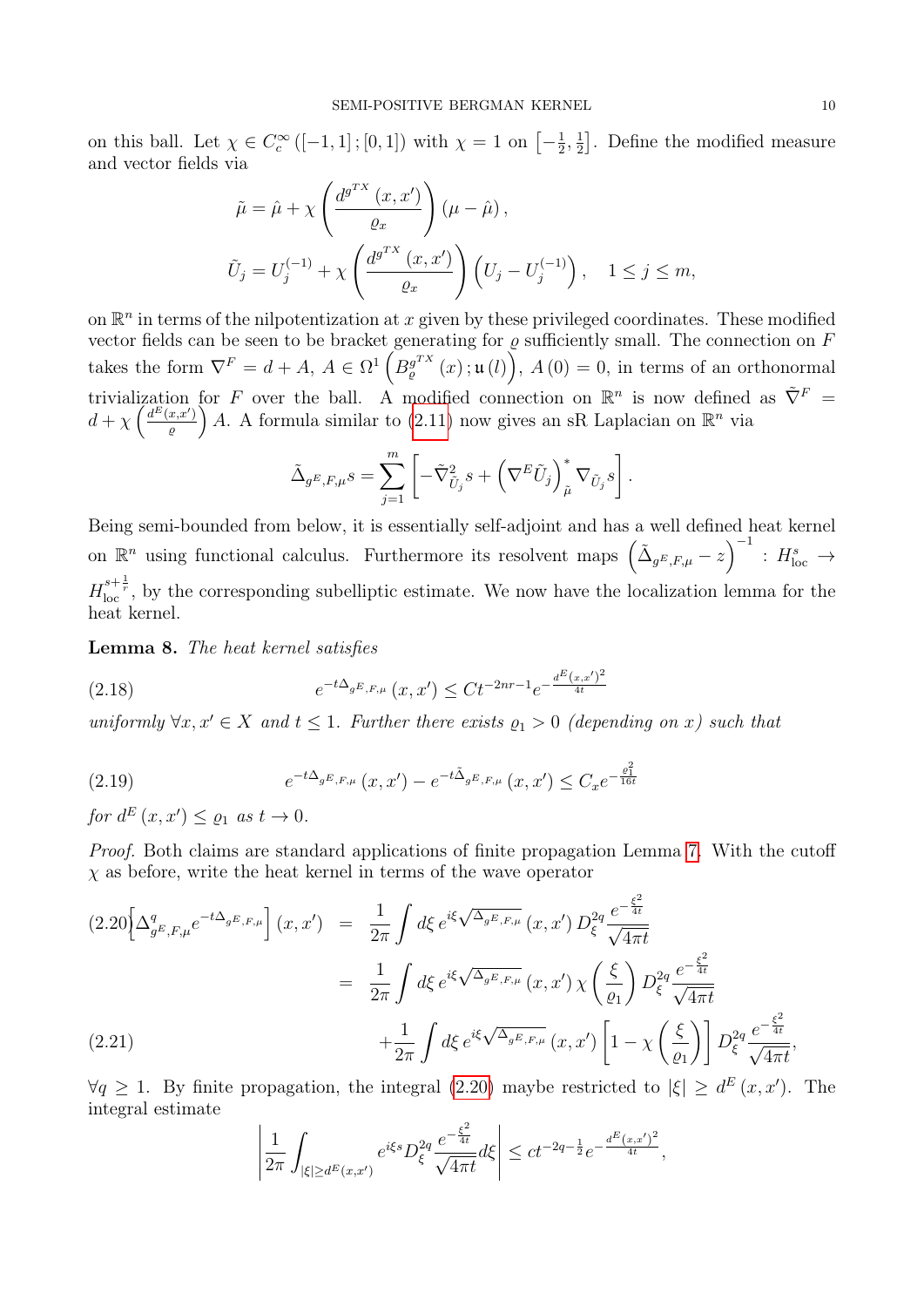on this ball. Let $\chi \in C_c^\infty\left([-1,1];[0,1]\right)$ with $\chi = 1$ on $\left[-\frac{1}{2},\frac{1}{2}\right]$. Define the modified measure and vector fields via

$$\tilde{\mu} = \hat{\mu} + \chi\left(\frac{d^{g^{TX}}(x,x')}{\varrho_x}\right)(\mu - \hat{\mu}),$$

$$\tilde{U}_j = U_j^{(-1)} + \chi\left(\frac{d^{g^{TX}}(x,x')}{\varrho_x}\right)\left(U_j - U_j^{(-1)}\right), \quad 1 \leq j \leq m,$$

on $\mathbb{R}^n$ in terms of the nilpotentization at $x$ given by these privileged coordinates. These modified vector fields can be seen to be bracket generating for $\varrho$ sufficiently small. The connection on $F$ takes the form $\nabla^F = d + A$, $A \in \Omega^1\left(B_\varrho^{g^{TX}}(x);\mathfrak{u}(l)\right)$, $A(0) = 0$, in terms of an orthonormal trivialization for $F$ over the ball. A modified connection on $\mathbb{R}^n$ is now defined as $\tilde{\nabla}^F = d + \chi\left(\frac{d^E(x,x')}{\varrho}\right)A$. A formula similar to (2.11) now gives an sR Laplacian on $\mathbb{R}^n$ via

$$\tilde{\Delta}_{g^E,F,\mu}s = \sum_{j=1}^m\left[-\tilde{\nabla}_{\tilde{U}_j}^2 s + \left(\nabla^E\tilde{U}_j\right)^*_{\tilde{\mu}}\nabla_{\tilde{U}_j}s\right].$$

Being semi-bounded from below, it is essentially self-adjoint and has a well defined heat kernel on $\mathbb{R}^n$ using functional calculus. Furthermore its resolvent maps $\left(\tilde{\Delta}_{g^E,F,\mu} - z\right)^{-1} : H^s_{\text{loc}} \to H^{s+\frac{1}{r}}_{\text{loc}}$, by the corresponding subelliptic estimate. We now have the localization lemma for the heat kernel.

**Lemma 8.** *The heat kernel satisfies*

$$e^{-t\Delta_{g^E,F,\mu}}(x,x') \leq Ct^{-2nr-1}e^{-\frac{d^E(x,x')^2}{4t}} \tag{2.18}$$

*uniformly $\forall x,x' \in X$ and $t \leq 1$. Further there exists $\varrho_1 > 0$ (depending on $x$) such that*

$$e^{-t\Delta_{g^E,F,\mu}}(x,x') - e^{-t\tilde{\Delta}_{g^E,F,\mu}}(x,x') \leq C_x e^{-\frac{\varrho_1^2}{16t}} \tag{2.19}$$

*for $d^E(x,x') \leq \varrho_1$ as $t \to 0$.*

*Proof.* Both claims are standard applications of finite propagation Lemma 7. With the cutoff $\chi$ as before, write the heat kernel in terms of the wave operator

$$\begin{aligned}
\left[\Delta^q_{g^E,F,\mu}e^{-t\Delta_{g^E,F,\mu}}\right](x,x') &= \frac{1}{2\pi}\int d\xi\, e^{i\xi\sqrt{\Delta_{g^E,F,\mu}}}(x,x')\,D_\xi^{2q}\frac{e^{-\frac{\xi^2}{4t}}}{\sqrt{4\pi t}} \qquad (2.20)\\
&= \frac{1}{2\pi}\int d\xi\, e^{i\xi\sqrt{\Delta_{g^E,F,\mu}}}(x,x')\,\chi\left(\frac{\xi}{\varrho_1}\right)D_\xi^{2q}\frac{e^{-\frac{\xi^2}{4t}}}{\sqrt{4\pi t}}\\
&\quad + \frac{1}{2\pi}\int d\xi\, e^{i\xi\sqrt{\Delta_{g^E,F,\mu}}}(x,x')\left[1-\chi\left(\frac{\xi}{\varrho_1}\right)\right]D_\xi^{2q}\frac{e^{-\frac{\xi^2}{4t}}}{\sqrt{4\pi t}}, \qquad (2.21)
\end{aligned}$$

$\forall q \geq 1$. By finite propagation, the integral (2.20) maybe restricted to $|\xi| \geq d^E(x,x')$. The integral estimate

$$\left|\frac{1}{2\pi}\int_{|\xi|\geq d^E(x,x')} e^{i\xi s}D_\xi^{2q}\frac{e^{-\frac{\xi^2}{4t}}}{\sqrt{4\pi t}}d\xi\right| \leq ct^{-2q-\frac{1}{2}}e^{-\frac{d^E(x,x')^2}{4t}},$$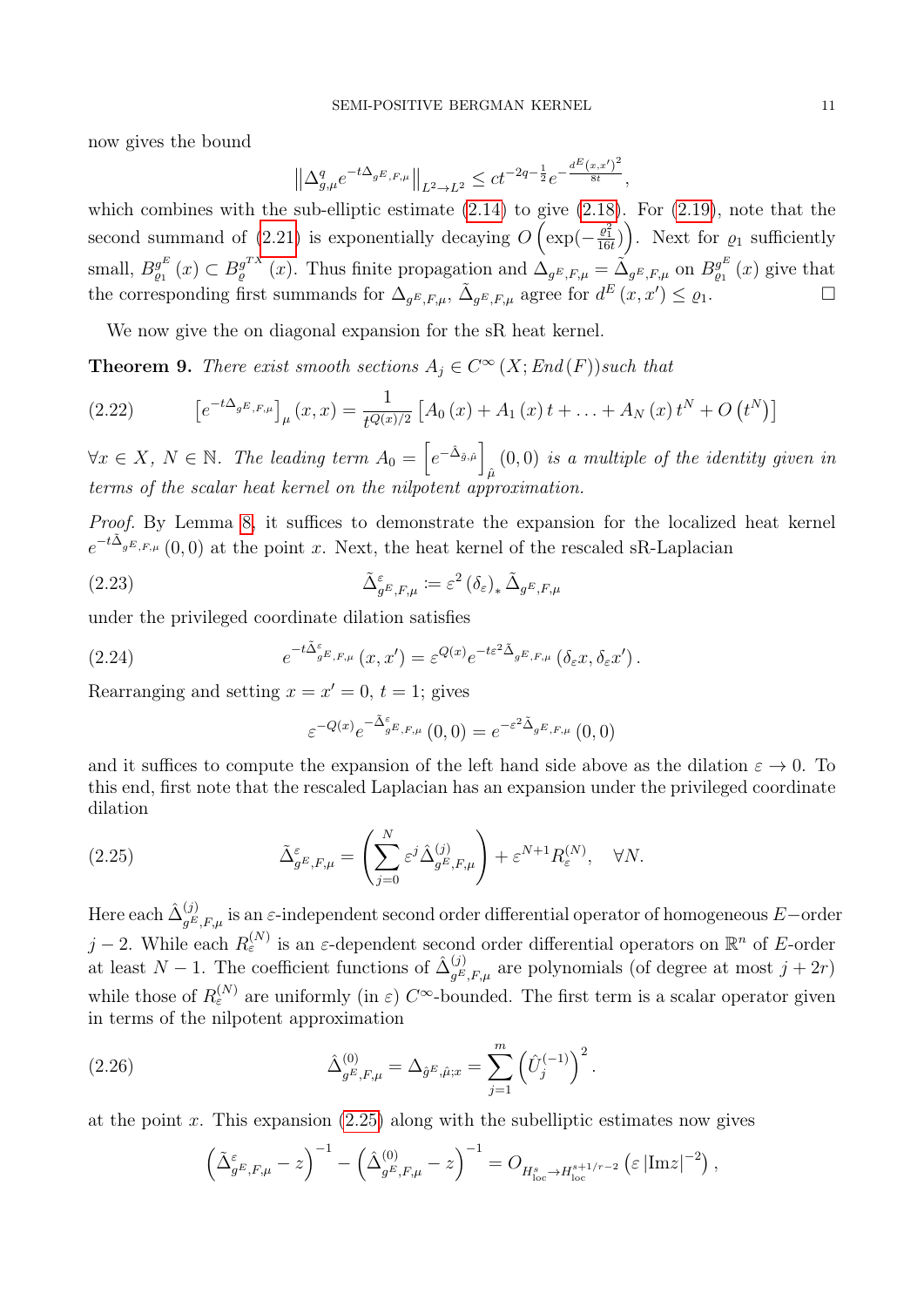now gives the bound

$$\left\| \Delta_{g,\mu}^{q} e^{-t\Delta_{g^E,F,\mu}} \right\|_{L^2 \to L^2} \leq c t^{-2q-\frac{1}{2}} e^{-\frac{d^E(x,x')^2}{8t}},$$

which combines with the sub-elliptic estimate (2.14) to give (2.18). For (2.19), note that the second summand of (2.21) is exponentially decaying $O\left(\exp(-\frac{\varrho_1^2}{16t})\right)$. Next for $\varrho_1$ sufficiently small, $B_{\varrho_1}^{g^E}(x) \subset B_{\varrho}^{g^{TX}}(x)$. Thus finite propagation and $\Delta_{g^E,F,\mu} = \tilde{\Delta}_{g^E,F,\mu}$ on $B_{\varrho_1}^{g^E}(x)$ give that the corresponding first summands for $\Delta_{g^E,F,\mu}$, $\tilde{\Delta}_{g^E,F,\mu}$ agree for $d^E(x,x') \leq \varrho_1$. □

We now give the on diagonal expansion for the sR heat kernel.

**Theorem 9.** *There exist smooth sections $A_j \in C^\infty(X; End(F))$such that*

$$\left[e^{-t\Delta_{g^E,F,\mu}}\right]_\mu (x,x) = \frac{1}{t^{Q(x)/2}} \left[A_0(x) + A_1(x)t + \ldots + A_N(x)t^N + O\left(t^N\right)\right] \tag{2.22}$$

*$\forall x \in X$, $N \in \mathbb{N}$. The leading term $A_0 = \left[e^{-\hat{\Delta}_{\hat{g},\hat{\mu}}}\right]_{\hat{\mu}}(0,0)$ is a multiple of the identity given in terms of the scalar heat kernel on the nilpotent approximation.*

*Proof.* By Lemma 8, it suffices to demonstrate the expansion for the localized heat kernel $e^{-t\tilde{\Delta}_{g^E,F,\mu}}(0,0)$ at the point $x$. Next, the heat kernel of the rescaled sR-Laplacian

$$\tilde{\Delta}_{g^E,F,\mu}^{\varepsilon} \coloneqq \varepsilon^2 (\delta_\varepsilon)_* \tilde{\Delta}_{g^E,F,\mu} \tag{2.23}$$

under the privileged coordinate dilation satisfies

$$e^{-t\tilde{\Delta}_{g^E,F,\mu}^{\varepsilon}}(x,x') = \varepsilon^{Q(x)} e^{-t\varepsilon^2 \tilde{\Delta}_{g^E,F,\mu}}(\delta_\varepsilon x, \delta_\varepsilon x'). \tag{2.24}$$

Rearranging and setting $x = x' = 0$, $t = 1$; gives

$$\varepsilon^{-Q(x)} e^{-\tilde{\Delta}_{g^E,F,\mu}^{\varepsilon}}(0,0) = e^{-\varepsilon^2 \tilde{\Delta}_{g^E,F,\mu}}(0,0)$$

and it suffices to compute the expansion of the left hand side above as the dilation $\varepsilon \to 0$. To this end, first note that the rescaled Laplacian has an expansion under the privileged coordinate dilation

$$\tilde{\Delta}_{g^E,F,\mu}^{\varepsilon} = \left(\sum_{j=0}^{N} \varepsilon^j \hat{\Delta}_{g^E,F,\mu}^{(j)}\right) + \varepsilon^{N+1} R_\varepsilon^{(N)}, \quad \forall N. \tag{2.25}$$

Here each $\hat{\Delta}_{g^E,F,\mu}^{(j)}$ is an $\varepsilon$-independent second order differential operator of homogeneous $E-$order $j-2$. While each $R_\varepsilon^{(N)}$ is an $\varepsilon$-dependent second order differential operators on $\mathbb{R}^n$ of $E$-order at least $N-1$. The coefficient functions of $\hat{\Delta}_{g^E,F,\mu}^{(j)}$ are polynomials (of degree at most $j+2r$) while those of $R_\varepsilon^{(N)}$ are uniformly (in $\varepsilon$) $C^\infty$-bounded. The first term is a scalar operator given in terms of the nilpotent approximation

$$\hat{\Delta}_{g^E,F,\mu}^{(0)} = \Delta_{\hat{g}^E,\hat{\mu};x} = \sum_{j=1}^{m} \left(\hat{U}_j^{(-1)}\right)^2. \tag{2.26}$$

at the point $x$. This expansion (2.25) along with the subelliptic estimates now gives

$$\left(\tilde{\Delta}_{g^E,F,\mu}^{\varepsilon} - z\right)^{-1} - \left(\hat{\Delta}_{g^E,F,\mu}^{(0)} - z\right)^{-1} = O_{H_{\text{loc}}^s \to H_{\text{loc}}^{s+1/r-2}}\left(\varepsilon \left|\text{Im}z\right|^{-2}\right),$$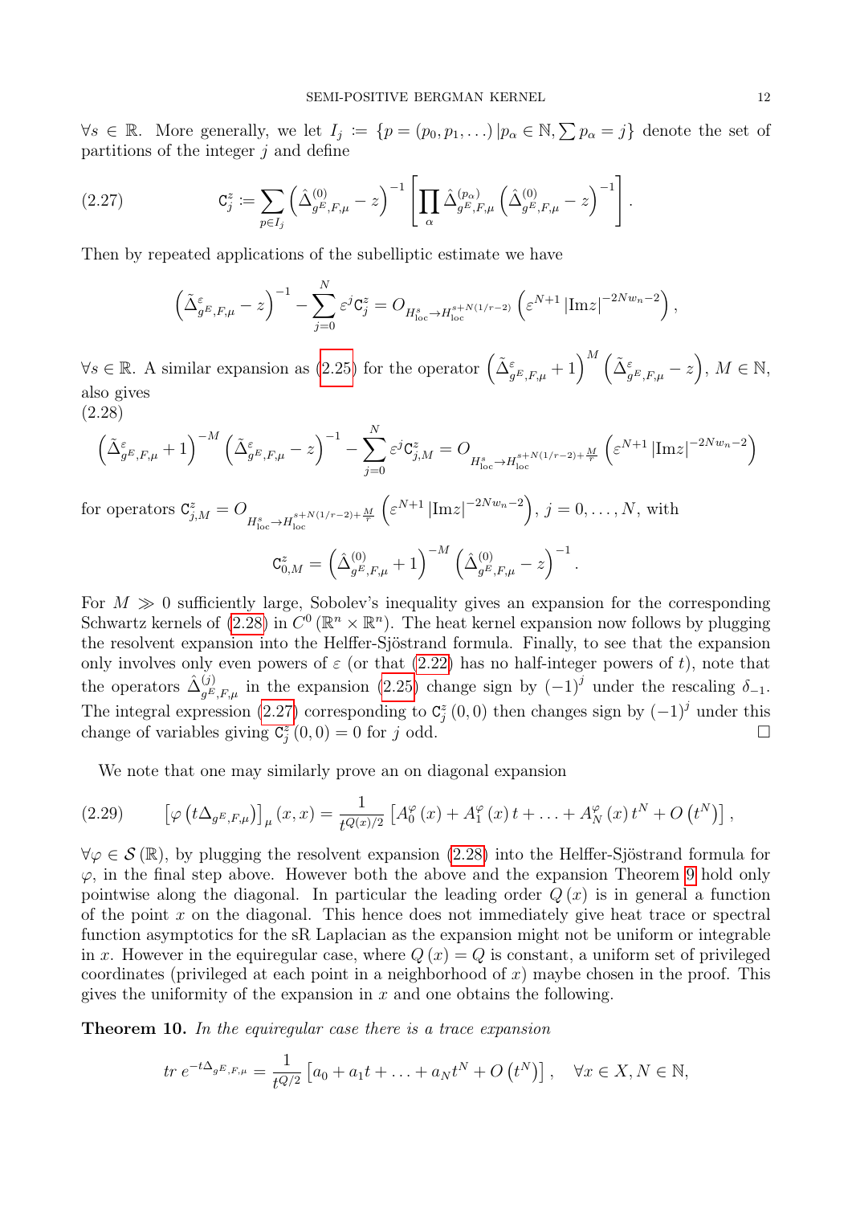$\forall s \in \mathbb{R}$. More generally, we let $I_j := \{p = (p_0, p_1, \ldots) \,|\, p_\alpha \in \mathbb{N}, \sum p_\alpha = j\}$ denote the set of partitions of the integer $j$ and define

$$\mathtt{C}^z_j := \sum_{p \in I_j} \left(\hat{\Delta}^{(0)}_{g^E,F,\mu} - z\right)^{-1} \left[\prod_\alpha \hat{\Delta}^{(p_\alpha)}_{g^E,F,\mu} \left(\hat{\Delta}^{(0)}_{g^E,F,\mu} - z\right)^{-1}\right]. \tag{2.27}$$

Then by repeated applications of the subelliptic estimate we have

$$\left(\tilde{\Delta}^\varepsilon_{g^E,F,\mu} - z\right)^{-1} - \sum_{j=0}^N \varepsilon^j \mathtt{C}^z_j = O_{H^s_{\text{loc}} \to H^{s+N(1/r-2)}_{\text{loc}}} \left(\varepsilon^{N+1} |\text{Im}z|^{-2Nw_n - 2}\right),$$

$\forall s \in \mathbb{R}$. A similar expansion as (2.25) for the operator $\left(\tilde{\Delta}^\varepsilon_{g^E,F,\mu} + 1\right)^M \left(\tilde{\Delta}^\varepsilon_{g^E,F,\mu} - z\right)$, $M \in \mathbb{N}$, also gives

$$\left(\tilde{\Delta}^\varepsilon_{g^E,F,\mu} + 1\right)^{-M} \left(\tilde{\Delta}^\varepsilon_{g^E,F,\mu} - z\right)^{-1} - \sum_{j=0}^N \varepsilon^j \mathtt{C}^z_{j,M} = O_{H^s_{\text{loc}} \to H^{s+N(1/r-2)+\frac{M}{r}}_{\text{loc}}} \left(\varepsilon^{N+1} |\text{Im}z|^{-2Nw_n - 2}\right) \tag{2.28}$$

for operators $\mathtt{C}^z_{j,M} = O_{H^s_{\text{loc}} \to H^{s+N(1/r-2)+\frac{M}{r}}_{\text{loc}}} \left(\varepsilon^{N+1} |\text{Im}z|^{-2Nw_n - 2}\right)$, $j = 0, \ldots, N$, with

$$\mathtt{C}^z_{0,M} = \left(\hat{\Delta}^{(0)}_{g^E,F,\mu} + 1\right)^{-M} \left(\hat{\Delta}^{(0)}_{g^E,F,\mu} - z\right)^{-1}.$$

For $M \gg 0$ sufficiently large, Sobolev's inequality gives an expansion for the corresponding Schwartz kernels of (2.28) in $C^0(\mathbb{R}^n \times \mathbb{R}^n)$. The heat kernel expansion now follows by plugging the resolvent expansion into the Helffer-Sjöstrand formula. Finally, to see that the expansion only involves only even powers of $\varepsilon$ (or that (2.22) has no half-integer powers of $t$), note that the operators $\hat{\Delta}^{(j)}_{g^E,F,\mu}$ in the expansion (2.25) change sign by $(-1)^j$ under the rescaling $\delta_{-1}$. The integral expression (2.27) corresponding to $\mathtt{C}^z_j(0,0)$ then changes sign by $(-1)^j$ under this change of variables giving $\mathtt{C}^z_j(0,0) = 0$ for $j$ odd. $\square$

We note that one may similarly prove an on diagonal expansion

$$\left[\varphi\left(t\Delta_{g^E,F,\mu}\right)\right]_\mu (x,x) = \frac{1}{t^{Q(x)/2}} \left[A^\varphi_0(x) + A^\varphi_1(x)\, t + \ldots + A^\varphi_N(x)\, t^N + O\left(t^N\right)\right], \tag{2.29}$$

$\forall \varphi \in \mathcal{S}(\mathbb{R})$, by plugging the resolvent expansion (2.28) into the Helffer-Sjöstrand formula for $\varphi$, in the final step above. However both the above and the expansion Theorem 9 hold only pointwise along the diagonal. In particular the leading order $Q(x)$ is in general a function of the point $x$ on the diagonal. This hence does not immediately give heat trace or spectral function asymptotics for the sR Laplacian as the expansion might not be uniform or integrable in $x$. However in the equiregular case, where $Q(x) = Q$ is constant, a uniform set of privileged coordinates (privileged at each point in a neighborhood of $x$) maybe chosen in the proof. This gives the uniformity of the expansion in $x$ and one obtains the following.

**Theorem 10.** *In the equiregular case there is a trace expansion*

$$tr\, e^{-t\Delta_{g^E,F,\mu}} = \frac{1}{t^{Q/2}} \left[a_0 + a_1 t + \ldots + a_N t^N + O\left(t^N\right)\right], \quad \forall x \in X, N \in \mathbb{N},$$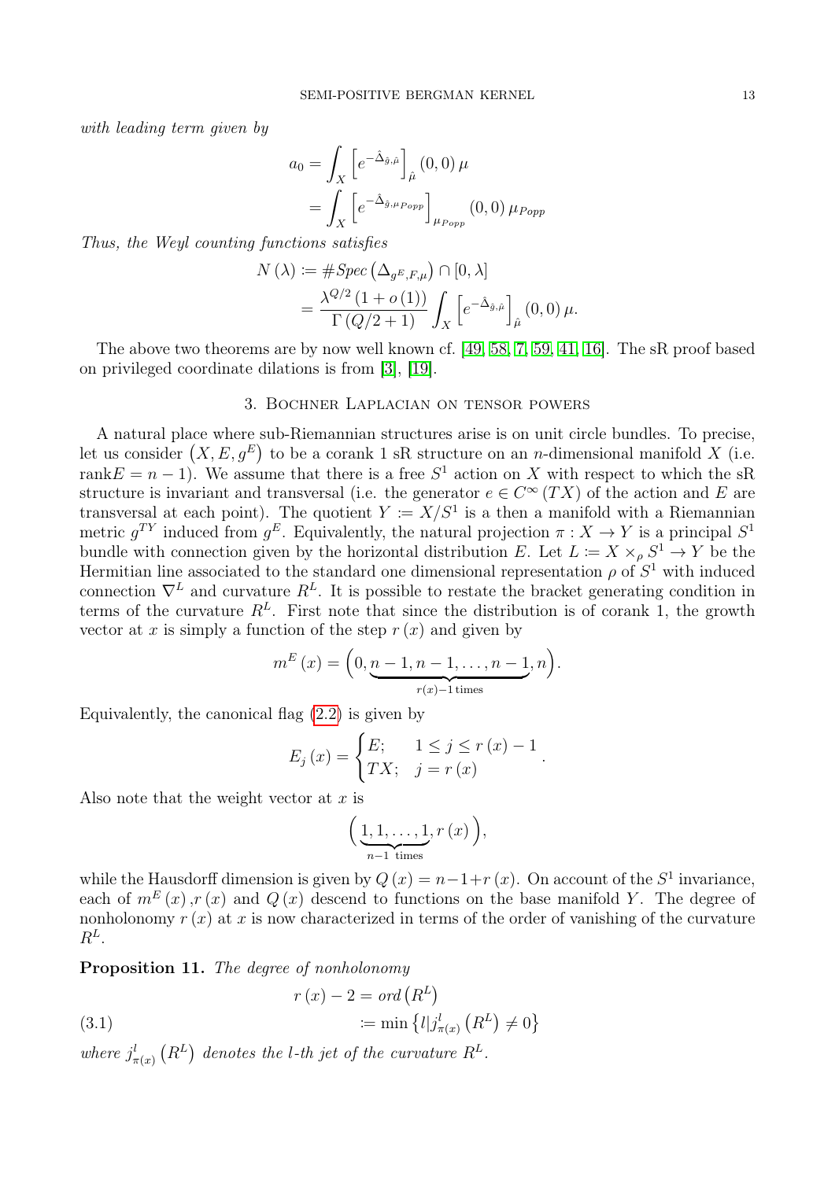*with leading term given by*

$$
\begin{aligned}
a_0 &= \int_X \left[e^{-\hat{\Delta}_{\hat{g},\hat{\mu}}}\right]_{\hat{\mu}} (0,0)\, \mu \\
&= \int_X \left[e^{-\hat{\Delta}_{\hat{g},\mu_{Popp}}}\right]_{\mu_{Popp}} (0,0)\, \mu_{Popp}
\end{aligned}
$$

*Thus, the Weyl counting functions satisfies*

$$
\begin{aligned}
N(\lambda) &:= \#Spec\left(\Delta_{g^E,F,\mu}\right) \cap [0,\lambda] \\
&= \frac{\lambda^{Q/2}(1+o(1))}{\Gamma(Q/2+1)} \int_X \left[e^{-\hat{\Delta}_{\hat{g},\hat{\mu}}}\right]_{\hat{\mu}} (0,0)\, \mu.
\end{aligned}
$$

The above two theorems are by now well known cf. [49, 58, 7, 59, 41, 16]. The sR proof based on privileged coordinate dilations is from [3], [19].

## 3. Bochner Laplacian on tensor powers

A natural place where sub-Riemannian structures arise is on unit circle bundles. To precise, let us consider $(X, E, g^E)$ to be a corank 1 sR structure on an $n$-dimensional manifold $X$ (i.e. $\text{rank}E = n-1$). We assume that there is a free $S^1$ action on $X$ with respect to which the sR structure is invariant and transversal (i.e. the generator $e \in C^\infty(TX)$ of the action and $E$ are transversal at each point). The quotient $Y := X/S^1$ is a then a manifold with a Riemannian metric $g^{TY}$ induced from $g^E$. Equivalently, the natural projection $\pi : X \to Y$ is a principal $S^1$ bundle with connection given by the horizontal distribution $E$. Let $L := X \times_\rho S^1 \to Y$ be the Hermitian line associated to the standard one dimensional representation $\rho$ of $S^1$ with induced connection $\nabla^L$ and curvature $R^L$. It is possible to restate the bracket generating condition in terms of the curvature $R^L$. First note that since the distribution is of corank 1, the growth vector at $x$ is simply a function of the step $r(x)$ and given by

$$
m^E(x) = \Big(0, \underbrace{n-1, n-1, \ldots, n-1}_{r(x)-1\,\text{times}}, n\Big).
$$

Equivalently, the canonical flag (2.2) is given by

$$
E_j(x) = \begin{cases} E; & 1 \leq j \leq r(x) - 1 \\ TX; & j = r(x) \end{cases}.
$$

Also note that the weight vector at $x$ is

$$
\Big(\underbrace{1, 1, \ldots, 1}_{n-1\ \text{times}}, r(x)\Big),
$$

while the Hausdorff dimension is given by $Q(x) = n-1+r(x)$. On account of the $S^1$ invariance, each of $m^E(x)$, $r(x)$ and $Q(x)$ descend to functions on the base manifold $Y$. The degree of nonholonomy $r(x)$ at $x$ is now characterized in terms of the order of vanishing of the curvature $R^L$.

**Proposition 11.** *The degree of nonholonomy*

$$
\begin{aligned}
r(x) - 2 &= ord\left(R^L\right) \\
&:= \min\left\{l \middle| j^l_{\pi(x)}\left(R^L\right) \neq 0\right\} \qquad (3.1)
\end{aligned}
$$

*where $j^l_{\pi(x)}\left(R^L\right)$ denotes the $l$-th jet of the curvature $R^L$.*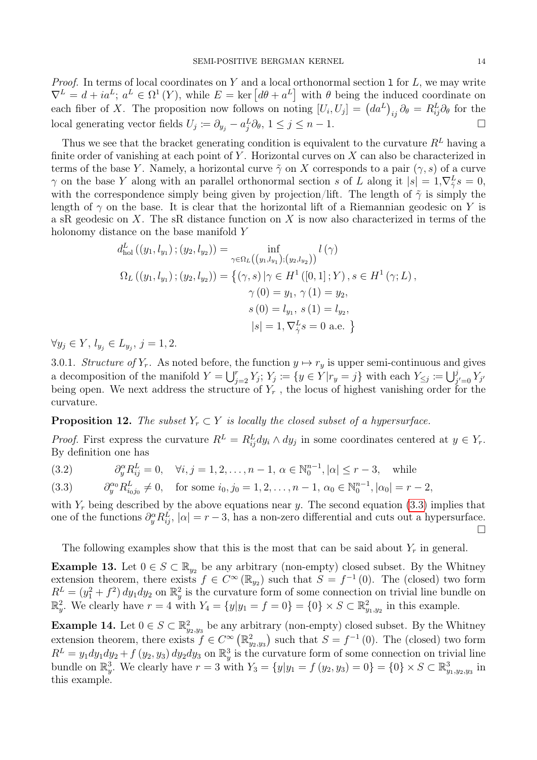*Proof.* In terms of local coordinates on $Y$ and a local orthonormal section $\mathtt{1}$ for $L$, we may write $\nabla^L = d + ia^L$; $a^L \in \Omega^1(Y)$, while $E = \ker\left[d\theta + a^L\right]$ with $\theta$ being the induced coordinate on each fiber of $X$. The proposition now follows on noting $[U_i, U_j] = \left(da^L\right)_{ij}\partial_\theta = R^L_{ij}\partial_\theta$ for the local generating vector fields $U_j := \partial_{y_j} - a^L_j\partial_\theta$, $1 \leq j \leq n-1$. $\square$

Thus we see that the bracket generating condition is equivalent to the curvature $R^L$ having a finite order of vanishing at each point of $Y$. Horizontal curves on $X$ can also be characterized in terms of the base $Y$. Namely, a horizontal curve $\tilde{\gamma}$ on $X$ corresponds to a pair $(\gamma, s)$ of a curve $\gamma$ on the base $Y$ along with an parallel orthonormal section $s$ of $L$ along it $|s| = 1, \nabla^L_{\dot{\gamma}}s = 0$, with the correspondence simply being given by projection/lift. The length of $\tilde{\gamma}$ is simply the length of $\gamma$ on the base. It is clear that the horizontal lift of a Riemannian geodesic on $Y$ is a sR geodesic on $X$. The sR distance function on $X$ is now also characterized in terms of the holonomy distance on the base manifold $Y$

$$
\begin{aligned}
d^L_{\mathrm{hol}}\left((y_1, l_{y_1}); (y_2, l_{y_2})\right) &= \inf_{\gamma \in \Omega_L\left((y_1, l_{y_1}); (y_2, l_{y_2})\right)} l(\gamma) \\
\Omega_L\left((y_1, l_{y_1}); (y_2, l_{y_2})\right) &= \big\{(\gamma, s) \,|\, \gamma \in H^1([0,1]; Y),\, s \in H^1(\gamma; L), \\
&\qquad \gamma(0) = y_1,\ \gamma(1) = y_2, \\
&\qquad s(0) = l_{y_1},\ s(1) = l_{y_2}, \\
&\qquad |s| = 1, \nabla^L_{\dot{\gamma}}s = 0 \text{ a.e. } \big\}
\end{aligned}
$$

$\forall y_j \in Y$, $l_{y_j} \in L_{y_j}$, $j = 1, 2$.

3.0.1. *Structure of* $Y_r$. As noted before, the function $y \mapsto r_y$ is upper semi-continuous and gives a decomposition of the manifold $Y = \bigcup_{j=2}^r Y_j$; $Y_j := \{y \in Y | r_y = j\}$ with each $Y_{\leq j} := \bigcup_{j'=0}^j Y_{j'}$ being open. We next address the structure of $Y_r$, the locus of highest vanishing order for the curvature.

**Proposition 12.** *The subset $Y_r \subset Y$ is locally the closed subset of a hypersurface.*

*Proof.* First express the curvature $R^L = R^L_{ij}dy_i \wedge dy_j$ in some coordinates centered at $y \in Y_r$. By definition one has

$$
\partial_y^\alpha R^L_{ij} = 0, \quad \forall i, j = 1, 2, \ldots, n-1,\ \alpha \in \mathbb{N}_0^{n-1}, |\alpha| \leq r-3, \quad \text{while} \tag{3.2}
$$

$$
\partial_y^{\alpha_0} R^L_{i_0 j_0} \neq 0, \quad \text{for some } i_0, j_0 = 1, 2, \ldots, n-1,\ \alpha_0 \in \mathbb{N}_0^{n-1}, |\alpha_0| = r-2, \tag{3.3}
$$

with $Y_r$ being described by the above equations near $y$. The second equation (3.3) implies that one of the functions $\partial_y^\alpha R^L_{ij}$, $|\alpha| = r-3$, has a non-zero differential and cuts out a hypersurface. $\square$

The following examples show that this is the most that can be said about $Y_r$ in general.

**Example 13.** Let $0 \in S \subset \mathbb{R}_{y_2}$ be any arbitrary (non-empty) closed subset. By the Whitney extension theorem, there exists $f \in C^\infty(\mathbb{R}_{y_2})$ such that $S = f^{-1}(0)$. The (closed) two form $R^L = (y_1^2 + f^2)\, dy_1 dy_2$ on $\mathbb{R}^2_y$ is the curvature form of some connection on trivial line bundle on $\mathbb{R}^2_y$. We clearly have $r = 4$ with $Y_4 = \{y | y_1 = f = 0\} = \{0\} \times S \subset \mathbb{R}^2_{y_1, y_2}$ in this example.

**Example 14.** Let $0 \in S \subset \mathbb{R}^2_{y_2, y_3}$ be any arbitrary (non-empty) closed subset. By the Whitney extension theorem, there exists $f \in C^\infty\left(\mathbb{R}^2_{y_2, y_3}\right)$ such that $S = f^{-1}(0)$. The (closed) two form $R^L = y_1 dy_1 dy_2 + f(y_2, y_3)\, dy_2 dy_3$ on $\mathbb{R}^3_y$ is the curvature form of some connection on trivial line bundle on $\mathbb{R}^3_y$. We clearly have $r = 3$ with $Y_3 = \{y | y_1 = f(y_2, y_3) = 0\} = \{0\} \times S \subset \mathbb{R}^3_{y_1, y_2, y_3}$ in this example.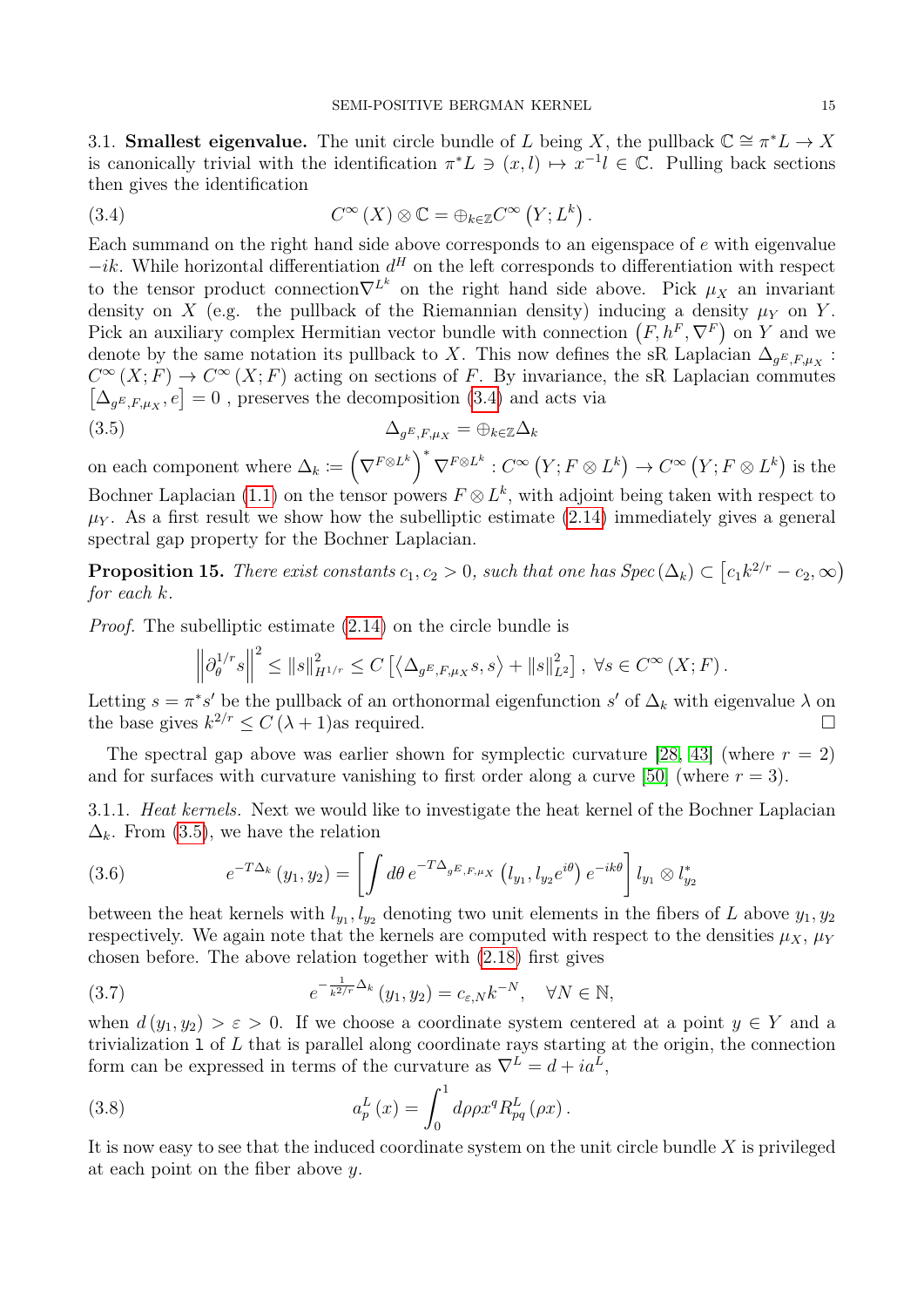3.1. **Smallest eigenvalue.** The unit circle bundle of $L$ being $X$, the pullback $\mathbb{C} \cong \pi^* L \to X$ is canonically trivial with the identification $\pi^* L \ni (x, l) \mapsto x^{-1} l \in \mathbb{C}$. Pulling back sections then gives the identification

$$C^\infty(X) \otimes \mathbb{C} = \oplus_{k \in \mathbb{Z}} C^\infty\left(Y; L^k\right). \tag{3.4}$$

Each summand on the right hand side above corresponds to an eigenspace of $e$ with eigenvalue $-ik$. While horizontal differentiation $d^H$ on the left corresponds to differentiation with respect to the tensor product connection$\nabla^{L^k}$ on the right hand side above. Pick $\mu_X$ an invariant density on $X$ (e.g. the pullback of the Riemannian density) inducing a density $\mu_Y$ on $Y$. Pick an auxiliary complex Hermitian vector bundle with connection $\left(F, h^F, \nabla^F\right)$ on $Y$ and we denote by the same notation its pullback to $X$. This now defines the sR Laplacian $\Delta_{g^E, F, \mu_X} : C^\infty(X; F) \to C^\infty(X; F)$ acting on sections of $F$. By invariance, the sR Laplacian commutes $\left[\Delta_{g^E, F, \mu_X}, e\right] = 0$ , preserves the decomposition (3.4) and acts via

$$\Delta_{g^E, F, \mu_X} = \oplus_{k \in \mathbb{Z}} \Delta_k \tag{3.5}$$

on each component where $\Delta_k := \left(\nabla^{F \otimes L^k}\right)^* \nabla^{F \otimes L^k} : C^\infty\left(Y; F \otimes L^k\right) \to C^\infty\left(Y; F \otimes L^k\right)$ is the Bochner Laplacian (1.1) on the tensor powers $F \otimes L^k$, with adjoint being taken with respect to $\mu_Y$. As a first result we show how the subelliptic estimate (2.14) immediately gives a general spectral gap property for the Bochner Laplacian.

**Proposition 15.** *There exist constants $c_1, c_2 > 0$, such that one has $\text{Spec}(\Delta_k) \subset \left[c_1 k^{2/r} - c_2, \infty\right)$ for each $k$.*

*Proof.* The subelliptic estimate (2.14) on the circle bundle is

$$\left\|\partial_\theta^{1/r} s\right\|^2 \leq \|s\|^2_{H^{1/r}} \leq C\left[\left\langle \Delta_{g^E, F, \mu_X} s, s\right\rangle + \|s\|^2_{L^2}\right],\ \forall s \in C^\infty(X; F).$$

Letting $s = \pi^* s'$ be the pullback of an orthonormal eigenfunction $s'$ of $\Delta_k$ with eigenvalue $\lambda$ on the base gives $k^{2/r} \leq C(\lambda + 1)$as required. ☐

The spectral gap above was earlier shown for symplectic curvature [28, 43] (where $r = 2$) and for surfaces with curvature vanishing to first order along a curve [50] (where $r = 3$).

3.1.1. *Heat kernels.* Next we would like to investigate the heat kernel of the Bochner Laplacian $\Delta_k$. From (3.5), we have the relation

$$e^{-T\Delta_k}(y_1, y_2) = \left[\int d\theta\, e^{-T\Delta_{g^E, F, \mu_X}}\left(l_{y_1}, l_{y_2} e^{i\theta}\right) e^{-ik\theta}\right] l_{y_1} \otimes l^*_{y_2} \tag{3.6}$$

between the heat kernels with $l_{y_1}, l_{y_2}$ denoting two unit elements in the fibers of $L$ above $y_1, y_2$ respectively. We again note that the kernels are computed with respect to the densities $\mu_X$, $\mu_Y$ chosen before. The above relation together with (2.18) first gives

$$e^{-\frac{1}{k^{2/r}}\Delta_k}(y_1, y_2) = c_{\varepsilon, N} k^{-N}, \quad \forall N \in \mathbb{N}, \tag{3.7}$$

when $d(y_1, y_2) > \varepsilon > 0$. If we choose a coordinate system centered at a point $y \in Y$ and a trivialization $\mathtt{l}$ of $L$ that is parallel along coordinate rays starting at the origin, the connection form can be expressed in terms of the curvature as $\nabla^L = d + ia^L$,

$$a^L_p(x) = \int_0^1 d\rho \rho x^q R^L_{pq}(\rho x). \tag{3.8}$$

It is now easy to see that the induced coordinate system on the unit circle bundle $X$ is privileged at each point on the fiber above $y$.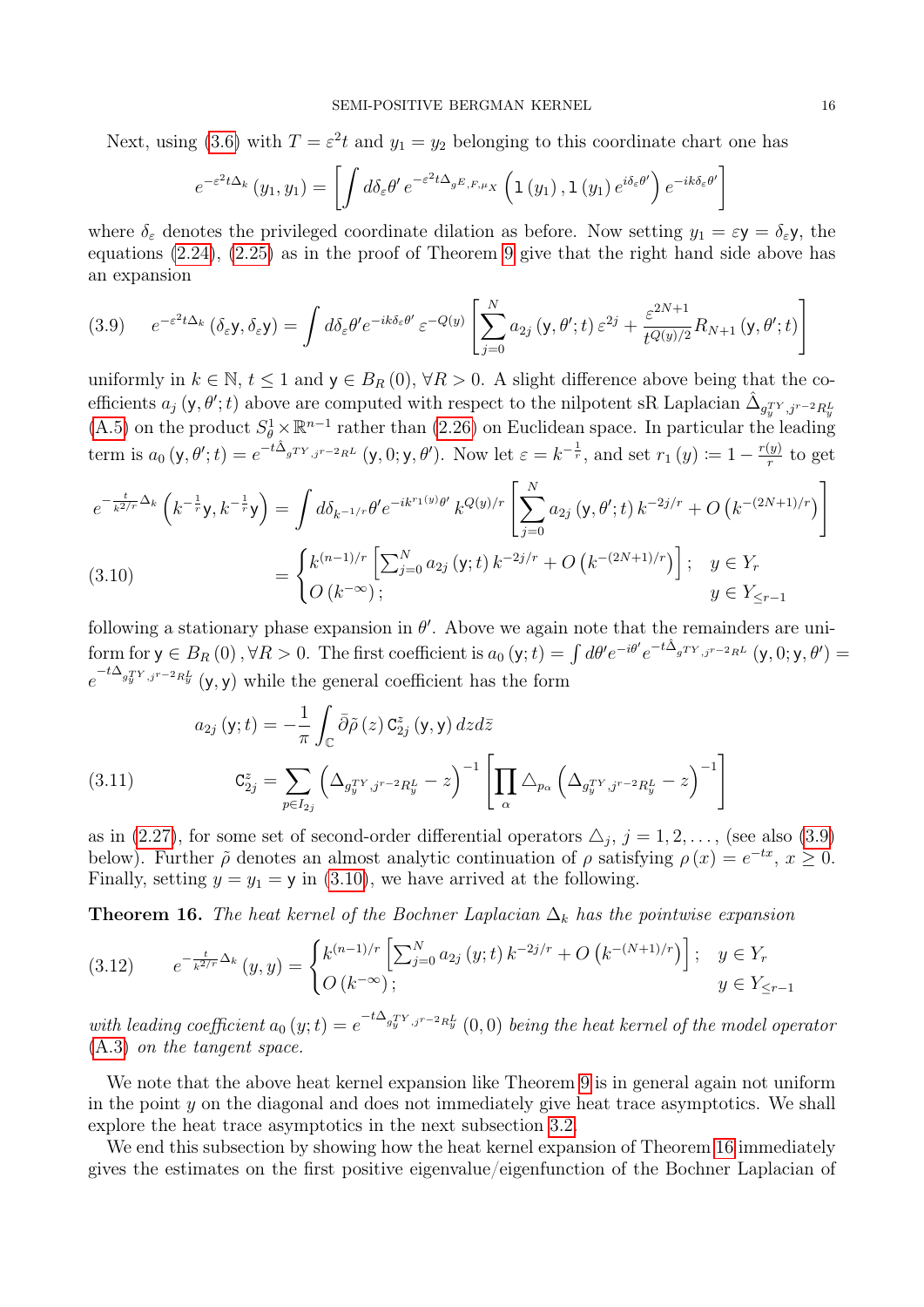Next, using (3.6) with $T = \varepsilon^2 t$ and $y_1 = y_2$ belonging to this coordinate chart one has

$$e^{-\varepsilon^2 t \Delta_k}(y_1, y_1) = \left[ \int d\delta_\varepsilon \theta' \, e^{-\varepsilon^2 t \Delta_{g^E, F, \mu_X}} \left( \mathtt{l}(y_1), \mathtt{l}(y_1) e^{i\delta_\varepsilon \theta'} \right) e^{-ik\delta_\varepsilon \theta'} \right]$$

where $\delta_\varepsilon$ denotes the privileged coordinate dilation as before. Now setting $y_1 = \varepsilon \mathsf{y} = \delta_\varepsilon \mathsf{y}$, the equations (2.24), (2.25) as in the proof of Theorem 9 give that the right hand side above has an expansion

$$e^{-\varepsilon^2 t \Delta_k}(\delta_\varepsilon \mathsf{y}, \delta_\varepsilon \mathsf{y}) = \int d\delta_\varepsilon \theta' e^{-ik\delta_\varepsilon \theta'} \, \varepsilon^{-Q(y)} \left[ \sum_{j=0}^{N} a_{2j}(\mathsf{y}, \theta'; t) \varepsilon^{2j} + \frac{\varepsilon^{2N+1}}{t^{Q(y)/2}} R_{N+1}(\mathsf{y}, \theta'; t) \right] \tag{3.9}$$

uniformly in $k \in \mathbb{N}$, $t \le 1$ and $\mathsf{y} \in B_R(0)$, $\forall R > 0$. A slight difference above being that the coefficients $a_j(\mathsf{y}, \theta'; t)$ above are computed with respect to the nilpotent sR Laplacian $\hat{\Delta}_{g_y^{TY}, j^{r-2} R_y^L}$ (A.5) on the product $S^1_\theta \times \mathbb{R}^{n-1}$ rather than (2.26) on Euclidean space. In particular the leading term is $a_0(\mathsf{y}, \theta'; t) = e^{-t\hat{\Delta}_{g^{TY}, j^{r-2} R^L}}(\mathsf{y}, 0; \mathsf{y}, \theta')$. Now let $\varepsilon = k^{-\frac{1}{r}}$, and set $r_1(y) := 1 - \frac{r(y)}{r}$ to get

$$\begin{aligned}
e^{-\frac{t}{k^{2/r}}\Delta_k}\left(k^{-\frac{1}{r}}\mathsf{y}, k^{-\frac{1}{r}}\mathsf{y}\right) &= \int d\delta_{k^{-1/r}}\theta' e^{-ik^{r_1(y)}\theta'} \, k^{Q(y)/r} \left[ \sum_{j=0}^{N} a_{2j}(\mathsf{y}, \theta'; t) k^{-2j/r} + O\left(k^{-(2N+1)/r}\right) \right] \\
&= \begin{cases} k^{(n-1)/r} \left[ \sum_{j=0}^{N} a_{2j}(\mathsf{y}; t) k^{-2j/r} + O\left(k^{-(2N+1)/r}\right) \right]; & y \in Y_r \\ O(k^{-\infty}); & y \in Y_{\le r-1} \end{cases}
\end{aligned} \tag{3.10}$$

following a stationary phase expansion in $\theta'$. Above we again note that the remainders are uniform for $\mathsf{y} \in B_R(0)$, $\forall R > 0$. The first coefficient is $a_0(\mathsf{y}; t) = \int d\theta' e^{-i\theta'} e^{-t\hat{\Delta}_{g^{TY}, j^{r-2} R^L}}(\mathsf{y}, 0; \mathsf{y}, \theta') = e^{-t\Delta_{g_y^{TY}, j^{r-2} R_y^L}}(\mathsf{y}, \mathsf{y})$ while the general coefficient has the form

$$\begin{aligned}
a_{2j}(\mathsf{y}; t) &= -\frac{1}{\pi} \int_{\mathbb{C}} \bar{\partial}\tilde{\rho}(z) \, \mathsf{C}^z_{2j}(\mathsf{y}, \mathsf{y}) \, dz d\bar{z} \\
\mathsf{C}^z_{2j} &= \sum_{p \in I_{2j}} \left( \Delta_{g_y^{TY}, j^{r-2} R_y^L} - z \right)^{-1} \left[ \prod_\alpha \triangle_{p_\alpha} \left( \Delta_{g_y^{TY}, j^{r-2} R_y^L} - z \right)^{-1} \right]
\end{aligned} \tag{3.11}$$

as in (2.27), for some set of second-order differential operators $\triangle_j$, $j = 1, 2, \ldots$, (see also (3.9) below). Further $\tilde{\rho}$ denotes an almost analytic continuation of $\rho$ satisfying $\rho(x) = e^{-tx}$, $x \ge 0$. Finally, setting $y = y_1 = \mathsf{y}$ in (3.10), we have arrived at the following.

**Theorem 16.** *The heat kernel of the Bochner Laplacian $\Delta_k$ has the pointwise expansion*

$$e^{-\frac{t}{k^{2/r}}\Delta_k}(y, y) = \begin{cases} k^{(n-1)/r} \left[ \sum_{j=0}^{N} a_{2j}(y; t) k^{-2j/r} + O\left(k^{-(N+1)/r}\right) \right]; & y \in Y_r \\ O(k^{-\infty}); & y \in Y_{\le r-1} \end{cases} \tag{3.12}$$

*with leading coefficient $a_0(y; t) = e^{-t\Delta_{g_y^{TY}, j^{r-2} R_y^L}}(0, 0)$ being the heat kernel of the model operator* (A.3) *on the tangent space.*

We note that the above heat kernel expansion like Theorem 9 is in general again not uniform in the point $y$ on the diagonal and does not immediately give heat trace asymptotics. We shall explore the heat trace asymptotics in the next subsection 3.2.

We end this subsection by showing how the heat kernel expansion of Theorem 16 immediately gives the estimates on the first positive eigenvalue/eigenfunction of the Bochner Laplacian of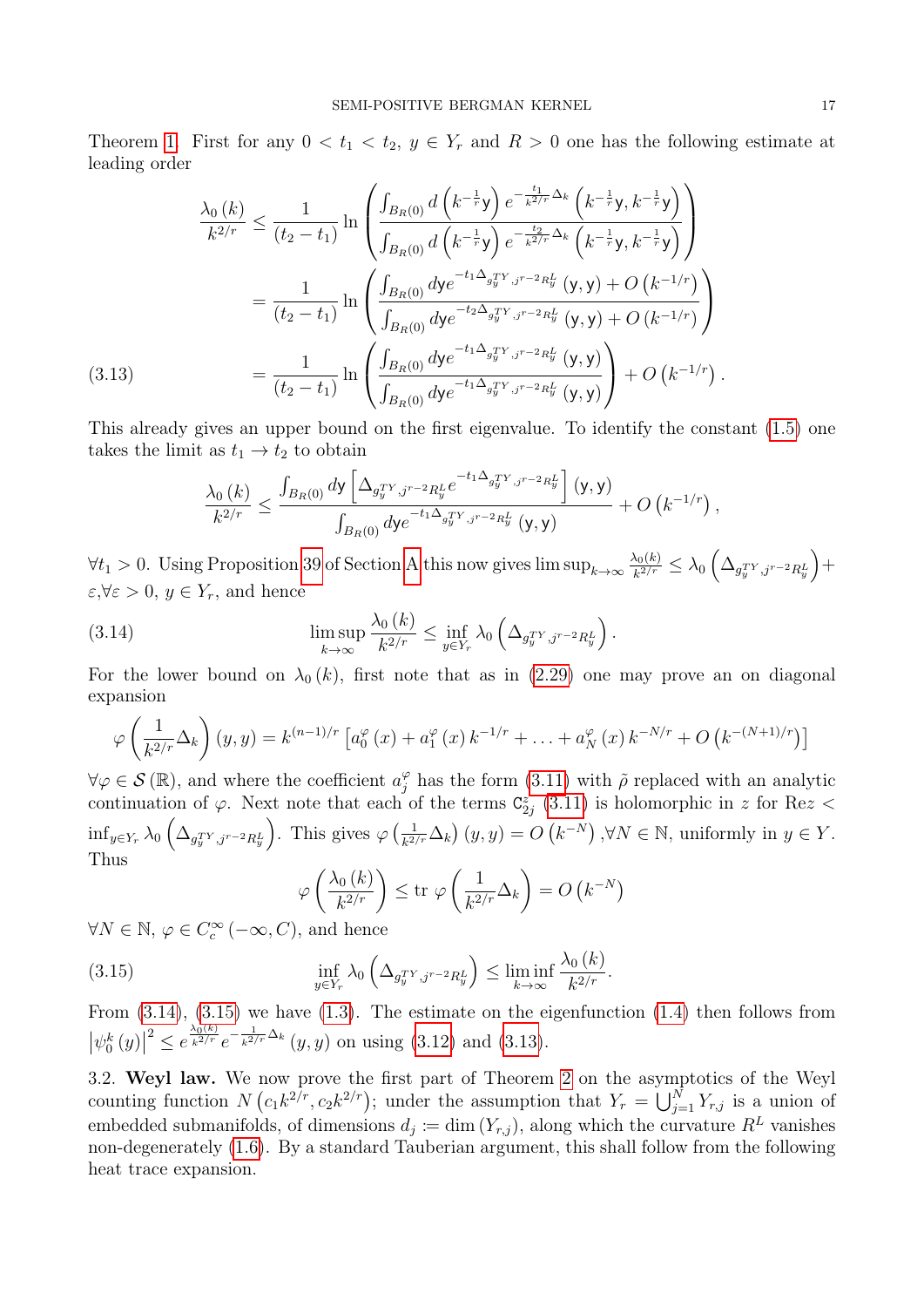Theorem 1. First for any $0<t_1<t_2$, $y\in Y_r$ and $R>0$ one has the following estimate at leading order

$$
\begin{aligned}
\frac{\lambda_0(k)}{k^{2/r}} &\leq \frac{1}{(t_2-t_1)}\ln\left(\frac{\int_{B_R(0)} d\left(k^{-\frac{1}{r}}\mathsf{y}\right) e^{-\frac{t_1}{k^{2/r}}\Delta_k}\left(k^{-\frac{1}{r}}\mathsf{y},k^{-\frac{1}{r}}\mathsf{y}\right)}{\int_{B_R(0)} d\left(k^{-\frac{1}{r}}\mathsf{y}\right) e^{-\frac{t_2}{k^{2/r}}\Delta_k}\left(k^{-\frac{1}{r}}\mathsf{y},k^{-\frac{1}{r}}\mathsf{y}\right)}\right)\\
&= \frac{1}{(t_2-t_1)}\ln\left(\frac{\int_{B_R(0)} d\mathsf{y} e^{-t_1\Delta_{g_y^{TY},j^{r-2}R_y^L}}(\mathsf{y},\mathsf{y})+O\left(k^{-1/r}\right)}{\int_{B_R(0)} d\mathsf{y} e^{-t_2\Delta_{g_y^{TY},j^{r-2}R_y^L}}(\mathsf{y},\mathsf{y})+O\left(k^{-1/r}\right)}\right)\\
&= \frac{1}{(t_2-t_1)}\ln\left(\frac{\int_{B_R(0)} d\mathsf{y} e^{-t_1\Delta_{g_y^{TY},j^{r-2}R_y^L}}(\mathsf{y},\mathsf{y})}{\int_{B_R(0)} d\mathsf{y} e^{-t_1\Delta_{g_y^{TY},j^{r-2}R_y^L}}(\mathsf{y},\mathsf{y})}\right)+O\left(k^{-1/r}\right). \qquad (3.13)
\end{aligned}
$$

This already gives an upper bound on the first eigenvalue. To identify the constant (1.5) one takes the limit as $t_1\to t_2$ to obtain

$$
\frac{\lambda_0(k)}{k^{2/r}} \leq \frac{\int_{B_R(0)} dy\left[\Delta_{g_y^{TY},j^{r-2}R_y^L} e^{-t_1\Delta_{g_y^{TY},j^{r-2}R_y^L}}\right](\mathsf{y},\mathsf{y})}{\int_{B_R(0)} d\mathsf{y} e^{-t_1\Delta_{g_y^{TY},j^{r-2}R_y^L}}(\mathsf{y},\mathsf{y})}+O\left(k^{-1/r}\right),
$$

$\forall t_1>0$. Using Proposition 39 of Section A this now gives $\limsup_{k\to\infty}\frac{\lambda_0(k)}{k^{2/r}} \leq \lambda_0\left(\Delta_{g_y^{TY},j^{r-2}R_y^L}\right)+\varepsilon, \forall\varepsilon>0$, $y\in Y_r$, and hence

$$
\limsup_{k\to\infty}\frac{\lambda_0(k)}{k^{2/r}} \leq \inf_{y\in Y_r}\lambda_0\left(\Delta_{g_y^{TY},j^{r-2}R_y^L}\right). \qquad (3.14)
$$

For the lower bound on $\lambda_0(k)$, first note that as in (2.29) one may prove an on diagonal expansion

$$
\varphi\left(\frac{1}{k^{2/r}}\Delta_k\right)(y,y)=k^{(n-1)/r}\left[a_0^\varphi(x)+a_1^\varphi(x)k^{-1/r}+\ldots+a_N^\varphi(x)k^{-N/r}+O\left(k^{-(N+1)/r}\right)\right]
$$

$\forall\varphi\in\mathcal{S}(\mathbb{R})$, and where the coefficient $a_j^\varphi$ has the form (3.11) with $\tilde\rho$ replaced with an analytic continuation of $\varphi$. Next note that each of the terms $\mathtt{C}_{2j}^z$ (3.11) is holomorphic in $z$ for $\mathrm{Re}z<\inf_{y\in Y_r}\lambda_0\left(\Delta_{g_y^{TY},j^{r-2}R_y^L}\right)$. This gives $\varphi\left(\frac{1}{k^{2/r}}\Delta_k\right)(y,y)=O\left(k^{-N}\right), \forall N\in\mathbb{N}$, uniformly in $y\in Y$. Thus

$$
\varphi\left(\frac{\lambda_0(k)}{k^{2/r}}\right)\leq \mathrm{tr}\,\varphi\left(\frac{1}{k^{2/r}}\Delta_k\right)=O\left(k^{-N}\right)
$$

$\forall N\in\mathbb{N}$, $\varphi\in C_c^\infty(-\infty,C)$, and hence

$$
\inf_{y\in Y_r}\lambda_0\left(\Delta_{g_y^{TY},j^{r-2}R_y^L}\right)\leq \liminf_{k\to\infty}\frac{\lambda_0(k)}{k^{2/r}}. \qquad (3.15)
$$

From (3.14), (3.15) we have (1.3). The estimate on the eigenfunction (1.4) then follows from $\left|\psi_0^k(y)\right|^2\leq e^{\frac{\lambda_0(k)}{k^{2/r}}}e^{-\frac{1}{k^{2/r}}\Delta_k}(y,y)$ on using (3.12) and (3.13).

3.2. **Weyl law.** We now prove the first part of Theorem 2 on the asymptotics of the Weyl counting function $N\left(c_1k^{2/r},c_2k^{2/r}\right)$; under the assumption that $Y_r=\bigcup_{j=1}^N Y_{r,j}$ is a union of embedded submanifolds, of dimensions $d_j:=\dim\left(Y_{r,j}\right)$, along which the curvature $R^L$ vanishes non-degenerately (1.6). By a standard Tauberian argument, this shall follow from the following heat trace expansion.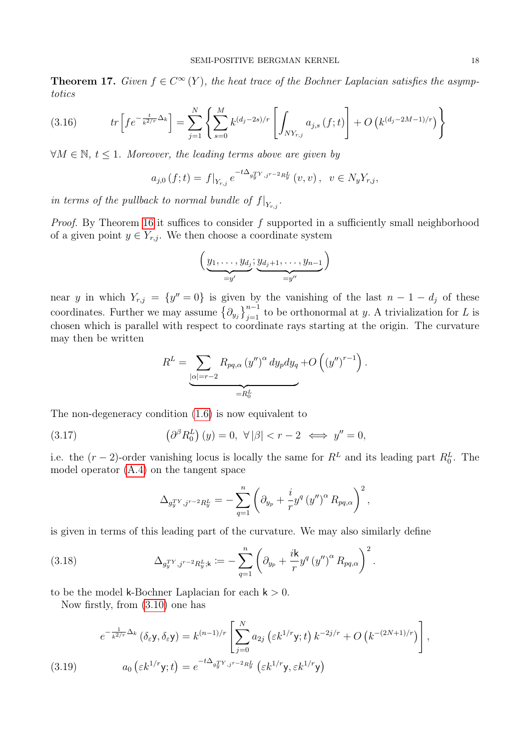**Theorem 17.** *Given $f \in C^{\infty}(Y)$, the heat trace of the Bochner Laplacian satisfies the asymptotics*

$$tr\left[fe^{-\frac{t}{k^{2/r}}\Delta_k}\right] = \sum_{j=1}^{N}\left\{\sum_{s=0}^{M} k^{(d_j-2s)/r}\left[\int_{NY_{r,j}} a_{j,s}(f;t)\right] + O\left(k^{(d_j-2M-1)/r}\right)\right\} \tag{3.16}$$

*$\forall M \in \mathbb{N}$, $t \leq 1$. Moreover, the leading terms above are given by*

$$a_{j,0}(f;t) = f|_{Y_{r,j}} e^{-t\Delta_{g_y^{TY},j^{r-2}R_y^L}}(v,v), \quad v \in N_y Y_{r,j},$$

*in terms of the pullback to normal bundle of $f|_{Y_{r,j}}$.*

*Proof.* By Theorem 16 it suffices to consider $f$ supported in a sufficiently small neighborhood of a given point $y \in Y_{r,j}$. We then choose a coordinate system

$$\Big(\underbrace{y_1, \ldots, y_{d_j}}_{=y'}; \underbrace{y_{d_j+1}, \ldots, y_{n-1}}_{=y''}\Big)$$

near $y$ in which $Y_{r,j} = \{y'' = 0\}$ is given by the vanishing of the last $n-1-d_j$ of these coordinates. Further we may assume $\left\{\partial_{y_j}\right\}_{j=1}^{n-1}$ to be orthonormal at $y$. A trivialization for $L$ is chosen which is parallel with respect to coordinate rays starting at the origin. The curvature may then be written

$$R^L = \underbrace{\sum_{|\alpha|=r-2} R_{pq,\alpha}(y'')^{\alpha}\, dy_p dy_q}_{=R_0^L} + O\left((y'')^{r-1}\right).$$

The non-degeneracy condition (1.6) is now equivalent to

$$\left(\partial^{\beta}R_0^L\right)(y) = 0, \ \forall\,|\beta| < r-2 \iff y'' = 0, \tag{3.17}$$

i.e. the $(r-2)$-order vanishing locus is locally the same for $R^L$ and its leading part $R_0^L$. The model operator (A.4) on the tangent space

$$\Delta_{g_y^{TY},j^{r-2}R_y^L} = -\sum_{q=1}^{n}\left(\partial_{y_p} + \frac{i}{r}y^q (y'')^{\alpha} R_{pq,\alpha}\right)^2,$$

is given in terms of this leading part of the curvature. We may also similarly define

$$\Delta_{g_y^{TY},j^{r-2}R_y^L;\mathsf{k}} := -\sum_{q=1}^{n}\left(\partial_{y_p} + \frac{i\mathsf{k}}{r}y^q (y'')^{\alpha} R_{pq,\alpha}\right)^2. \tag{3.18}$$

to be the model $\mathsf{k}$-Bochner Laplacian for each $\mathsf{k} > 0$.

Now firstly, from (3.10) one has

$$e^{-\frac{1}{k^{2/r}}\Delta_k}(\delta_\varepsilon \mathsf{y}, \delta_\varepsilon \mathsf{y}) = k^{(n-1)/r}\left[\sum_{j=0}^{N} a_{2j}\left(\varepsilon k^{1/r}\mathsf{y};t\right)k^{-2j/r} + O\left(k^{-(2N+1)/r}\right)\right],$$

$$a_0\left(\varepsilon k^{1/r}\mathsf{y};t\right) = e^{-t\Delta_{g_y^{TY},j^{r-2}R_y^L}}\left(\varepsilon k^{1/r}\mathsf{y}, \varepsilon k^{1/r}\mathsf{y}\right) \tag{3.19}$$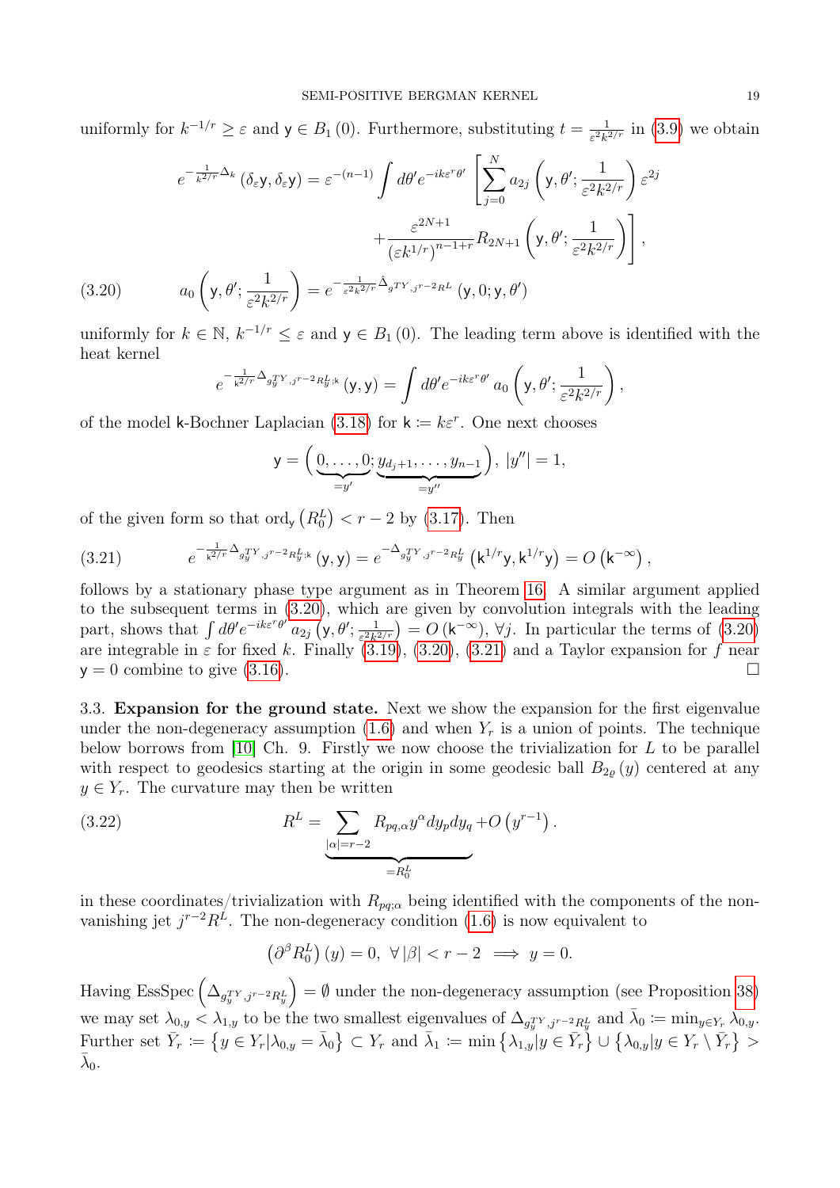uniformly for $k^{-1/r} \geq \varepsilon$ and $\mathsf{y} \in B_1(0)$. Furthermore, substituting $t = \frac{1}{\varepsilon^2 k^{2/r}}$ in (3.9) we obtain

$$
\begin{aligned}
e^{-\frac{1}{k^{2/r}}\Delta_k}\left(\delta_\varepsilon \mathsf{y}, \delta_\varepsilon \mathsf{y}\right) = \varepsilon^{-(n-1)} \int d\theta' e^{-ik\varepsilon^r \theta'} \Bigg[ & \sum_{j=0}^{N} a_{2j}\left(\mathsf{y}, \theta'; \frac{1}{\varepsilon^2 k^{2/r}}\right)\varepsilon^{2j} \\
& + \frac{\varepsilon^{2N+1}}{\left(\varepsilon k^{1/r}\right)^{n-1+r}} R_{2N+1}\left(\mathsf{y}, \theta'; \frac{1}{\varepsilon^2 k^{2/r}}\right)\Bigg],
\end{aligned}
$$

$$
a_0\left(\mathsf{y}, \theta'; \frac{1}{\varepsilon^2 k^{2/r}}\right) = e^{-\frac{1}{\varepsilon^2 k^{2/r}}\hat{\Delta}_{g^{TY}, j^{r-2}R^L}}\left(\mathsf{y}, 0; \mathsf{y}, \theta'\right) \tag{3.20}
$$

uniformly for $k \in \mathbb{N}$, $k^{-1/r} \leq \varepsilon$ and $\mathsf{y} \in B_1(0)$. The leading term above is identified with the heat kernel

$$
e^{-\frac{1}{\mathsf{k}^{2/r}}\Delta_{g_y^{TY}, j^{r-2}R_y^L; \mathsf{k}}}\left(\mathsf{y}, \mathsf{y}\right) = \int d\theta' e^{-ik\varepsilon^r \theta'} a_0\left(\mathsf{y}, \theta'; \frac{1}{\varepsilon^2 k^{2/r}}\right),
$$

of the model $\mathsf{k}$-Bochner Laplacian (3.18) for $\mathsf{k} \coloneqq k\varepsilon^r$. One next chooses

$$
\mathsf{y} = \Big(\underbrace{0, \ldots, 0}_{=y'}; \underbrace{y_{d_j+1}, \ldots, y_{n-1}}_{=y''}\Big),\ |y''| = 1,
$$

of the given form so that $\operatorname{ord}_{\mathsf{y}}\left(R_0^L\right) < r-2$ by (3.17). Then

$$
e^{-\frac{1}{\mathsf{k}^{2/r}}\Delta_{g_y^{TY}, j^{r-2}R_y^L; \mathsf{k}}}\left(\mathsf{y}, \mathsf{y}\right) = e^{-\Delta_{g_y^{TY}, j^{r-2}R_y^L}}\left(\mathsf{k}^{1/r}\mathsf{y}, \mathsf{k}^{1/r}\mathsf{y}\right) = O\left(\mathsf{k}^{-\infty}\right), \tag{3.21}
$$

follows by a stationary phase type argument as in Theorem 16. A similar argument applied to the subsequent terms in (3.20), which are given by convolution integrals with the leading part, shows that $\int d\theta' e^{-ik\varepsilon^r \theta'} a_{2j}\left(\mathsf{y}, \theta'; \frac{1}{\varepsilon^2 k^{2/r}}\right) = O\left(\mathsf{k}^{-\infty}\right)$, $\forall j$. In particular the terms of (3.20) are integrable in $\varepsilon$ for fixed $k$. Finally (3.19), (3.20), (3.21) and a Taylor expansion for $f$ near $\mathsf{y} = 0$ combine to give (3.16). $\square$

3.3. **Expansion for the ground state.** Next we show the expansion for the first eigenvalue under the non-degeneracy assumption (1.6) and when $Y_r$ is a union of points. The technique below borrows from [10] Ch. 9. Firstly we now choose the trivialization for $L$ to be parallel with respect to geodesics starting at the origin in some geodesic ball $B_{2\varrho}(y)$ centered at any $y \in Y_r$. The curvature may then be written

$$
R^L = \underbrace{\sum_{|\alpha| = r-2} R_{pq,\alpha} y^\alpha dy_p dy_q}_{=R_0^L} + O\left(y^{r-1}\right). \tag{3.22}
$$

in these coordinates/trivialization with $R_{pq;\alpha}$ being identified with the components of the non-vanishing jet $j^{r-2}R^L$. The non-degeneracy condition (1.6) is now equivalent to

$$
\left(\partial^\beta R_0^L\right)(y) = 0,\ \forall |\beta| < r-2 \implies y = 0.
$$

Having $\operatorname{EssSpec}\left(\Delta_{g_y^{TY}, j^{r-2}R_y^L}\right) = \emptyset$ under the non-degeneracy assumption (see Proposition 38) we may set $\lambda_{0,y} < \lambda_{1,y}$ to be the two smallest eigenvalues of $\Delta_{g_y^{TY}, j^{r-2}R_y^L}$ and $\bar{\lambda}_0 \coloneqq \min_{y \in Y_r} \lambda_{0,y}$. Further set $\bar{Y}_r \coloneqq \left\{y \in Y_r | \lambda_{0,y} = \bar{\lambda}_0\right\} \subset Y_r$ and $\bar{\lambda}_1 \coloneqq \min\left\{\lambda_{1,y} | y \in \bar{Y}_r\right\} \cup \left\{\lambda_{0,y} | y \in Y_r \setminus \bar{Y}_r\right\} > \bar{\lambda}_0$.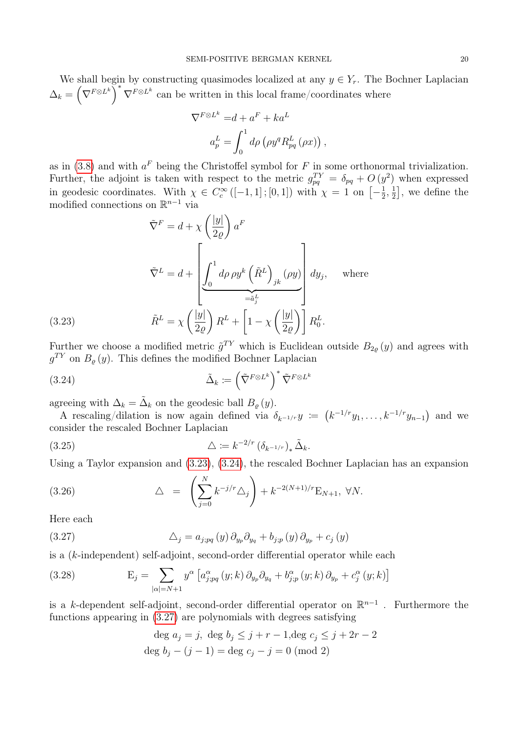We shall begin by constructing quasimodes localized at any $y \in Y_r$. The Bochner Laplacian $\Delta_k = \left(\nabla^{F\otimes L^k}\right)^* \nabla^{F\otimes L^k}$ can be written in this local frame/coordinates where

$$\nabla^{F\otimes L^k} = d + a^F + k a^L$$
$$a^L_p = \int_0^1 d\rho \left(\rho y^q R^L_{pq}(\rho x)\right),$$

as in (3.8) and with $a^F$ being the Christoffel symbol for $F$ in some orthonormal trivialization. Further, the adjoint is taken with respect to the metric $g^{TY}_{pq} = \delta_{pq} + O(y^2)$ when expressed in geodesic coordinates. With $\chi \in C_c^\infty([-1,1];[0,1])$ with $\chi = 1$ on $\left[-\frac{1}{2}, \frac{1}{2}\right]$, we define the modified connections on $\mathbb{R}^{n-1}$ via

$$\tilde{\nabla}^F = d + \chi\left(\frac{|y|}{2\varrho}\right) a^F$$

$$\tilde{\nabla}^L = d + \left[\underbrace{\int_0^1 d\rho\, \rho y^k \left(\tilde{R}^L\right)_{jk}(\rho y)}_{=\tilde{a}^L_j}\right] dy_j, \quad \text{where}$$

$$\tilde{R}^L = \chi\left(\frac{|y|}{2\varrho}\right) R^L + \left[1 - \chi\left(\frac{|y|}{2\varrho}\right)\right] R^L_0. \tag{3.23}$$

Further we choose a modified metric $\tilde{g}^{TY}$ which is Euclidean outside $B_{2\varrho}(y)$ and agrees with $g^{TY}$ on $B_\varrho(y)$. This defines the modified Bochner Laplacian

$$\tilde{\Delta}_k := \left(\tilde{\nabla}^{F\otimes L^k}\right)^* \tilde{\nabla}^{F\otimes L^k} \tag{3.24}$$

agreeing with $\Delta_k = \tilde{\Delta}_k$ on the geodesic ball $B_\varrho(y)$.

A rescaling/dilation is now again defined via $\delta_{k^{-1/r}} y := \left(k^{-1/r} y_1, \ldots, k^{-1/r} y_{n-1}\right)$ and we consider the rescaled Bochner Laplacian

$$\triangle := k^{-2/r} \left(\delta_{k^{-1/r}}\right)_* \tilde{\Delta}_k. \tag{3.25}$$

Using a Taylor expansion and (3.23), (3.24), the rescaled Bochner Laplacian has an expansion

$$\triangle \;=\; \left(\sum_{j=0}^N k^{-j/r} \triangle_j\right) + k^{-2(N+1)/r} \mathrm{E}_{N+1},\ \forall N. \tag{3.26}$$

Here each

$$\triangle_j = a_{j;pq}(y)\, \partial_{y_p} \partial_{y_q} + b_{j;p}(y)\, \partial_{y_p} + c_j(y) \tag{3.27}$$

is a ($k$-independent) self-adjoint, second-order differential operator while each

$$\mathrm{E}_j = \sum_{|\alpha| = N+1} y^\alpha \left[a^\alpha_{j;pq}(y;k)\, \partial_{y_p} \partial_{y_q} + b^\alpha_{j;p}(y;k)\, \partial_{y_p} + c^\alpha_j(y;k)\right] \tag{3.28}$$

is a $k$-dependent self-adjoint, second-order differential operator on $\mathbb{R}^{n-1}$ . Furthermore the functions appearing in (3.27) are polynomials with degrees satisfying

$$\deg a_j = j,\ \deg b_j \le j + r - 1, \deg c_j \le j + 2r - 2$$
$$\deg b_j - (j-1) = \deg c_j - j = 0 \pmod 2$$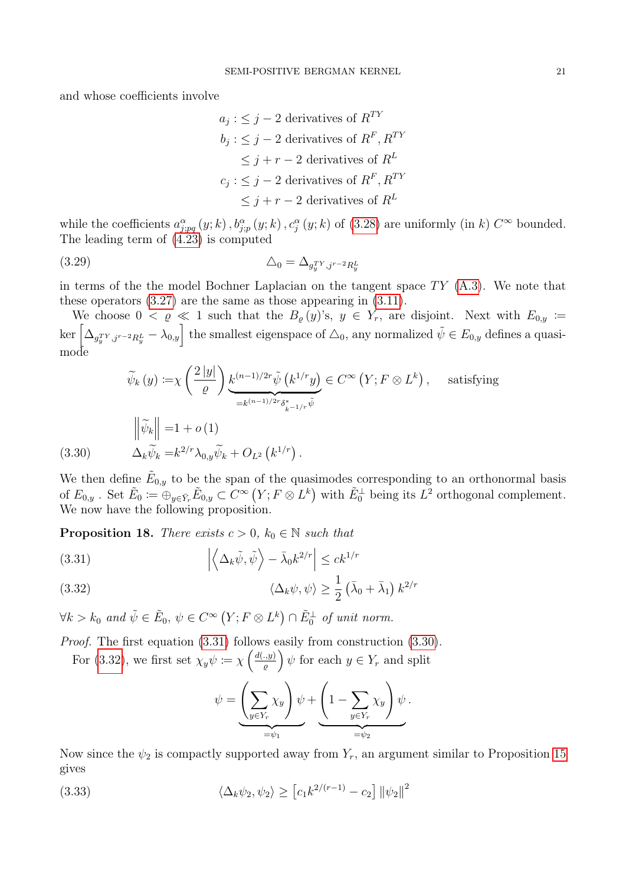and whose coefficients involve

$$\begin{aligned} a_j &: \leq j-2 \text{ derivatives of } R^{TY} \\ b_j &: \leq j-2 \text{ derivatives of } R^F, R^{TY} \\ &\quad \leq j+r-2 \text{ derivatives of } R^L \\ c_j &: \leq j-2 \text{ derivatives of } R^F, R^{TY} \\ &\quad \leq j+r-2 \text{ derivatives of } R^L \end{aligned}$$

while the coefficients $a^{\alpha}_{j;pq}(y;k)$, $b^{\alpha}_{j;p}(y;k)$, $c^{\alpha}_{j}(y;k)$ of (3.28) are uniformly (in $k$) $C^{\infty}$ bounded. The leading term of (4.23) is computed

$$\triangle_0 = \Delta_{g^{TY}_y, j^{r-2}R^L_y} \tag{3.29}$$

in terms of the the model Bochner Laplacian on the tangent space $TY$ (A.3). We note that these operators (3.27) are the same as those appearing in (3.11).

We choose $0 < \varrho \ll 1$ such that the $B_{\varrho}(y)$'s, $y \in Y_r$, are disjoint. Next with $E_{0,y} := \ker\left[\Delta_{g^{TY}_y, j^{r-2}R^L_y} - \lambda_{0,y}\right]$ the smallest eigenspace of $\triangle_0$, any normalized $\tilde{\psi} \in E_{0,y}$ defines a quasi-mode

$$\begin{aligned} \widetilde{\psi}_k(y) &:= \chi\left(\frac{2|y|}{\varrho}\right) \underbrace{k^{(n-1)/2r}\tilde{\psi}\left(k^{1/r}y\right)}_{=k^{(n-1)/2r}\delta^*_{k^{-1/r}}\tilde{\psi}} \in C^{\infty}\left(Y; F\otimes L^k\right), \quad \text{satisfying} \\ \left\|\widetilde{\psi}_k\right\| &= 1 + o(1) \\ \Delta_k \widetilde{\psi}_k &= k^{2/r}\lambda_{0,y}\widetilde{\psi}_k + O_{L^2}\left(k^{1/r}\right). \end{aligned} \tag{3.30}$$

We then define $\tilde{E}_{0,y}$ to be the span of the quasimodes corresponding to an orthonormal basis of $E_{0,y}$. Set $\tilde{E}_0 := \oplus_{y\in \bar{Y}_r}\tilde{E}_{0,y} \subset C^{\infty}\left(Y; F\otimes L^k\right)$ with $\tilde{E}_0^{\perp}$ being its $L^2$ orthogonal complement. We now have the following proposition.

**Proposition 18.** *There exists $c>0$, $k_0 \in \mathbb{N}$ such that*

$$\left|\left\langle \Delta_k\tilde{\psi}, \tilde{\psi}\right\rangle - \bar{\lambda}_0 k^{2/r}\right| \leq c k^{1/r} \tag{3.31}$$

$$\left\langle \Delta_k\psi, \psi\right\rangle \geq \frac{1}{2}\left(\bar{\lambda}_0 + \bar{\lambda}_1\right)k^{2/r} \tag{3.32}$$

*$\forall k > k_0$ and $\tilde{\psi} \in \tilde{E}_0$, $\psi \in C^{\infty}\left(Y; F\otimes L^k\right) \cap \tilde{E}_0^{\perp}$ of unit norm.*

*Proof.* The first equation (3.31) follows easily from construction (3.30).

For (3.32), we first set $\chi_y\psi := \chi\left(\frac{d(.,y)}{\varrho}\right)\psi$ for each $y \in Y_r$ and split

$$\psi = \underbrace{\left(\sum_{y\in Y_r}\chi_y\right)\psi}_{=\psi_1} + \underbrace{\left(1 - \sum_{y\in Y_r}\chi_y\right)\psi}_{=\psi_2}.$$

Now since the $\psi_2$ is compactly supported away from $Y_r$, an argument similar to Proposition 15 gives

$$\left\langle \Delta_k\psi_2, \psi_2\right\rangle \geq \left[c_1 k^{2/(r-1)} - c_2\right]\left\|\psi_2\right\|^2 \tag{3.33}$$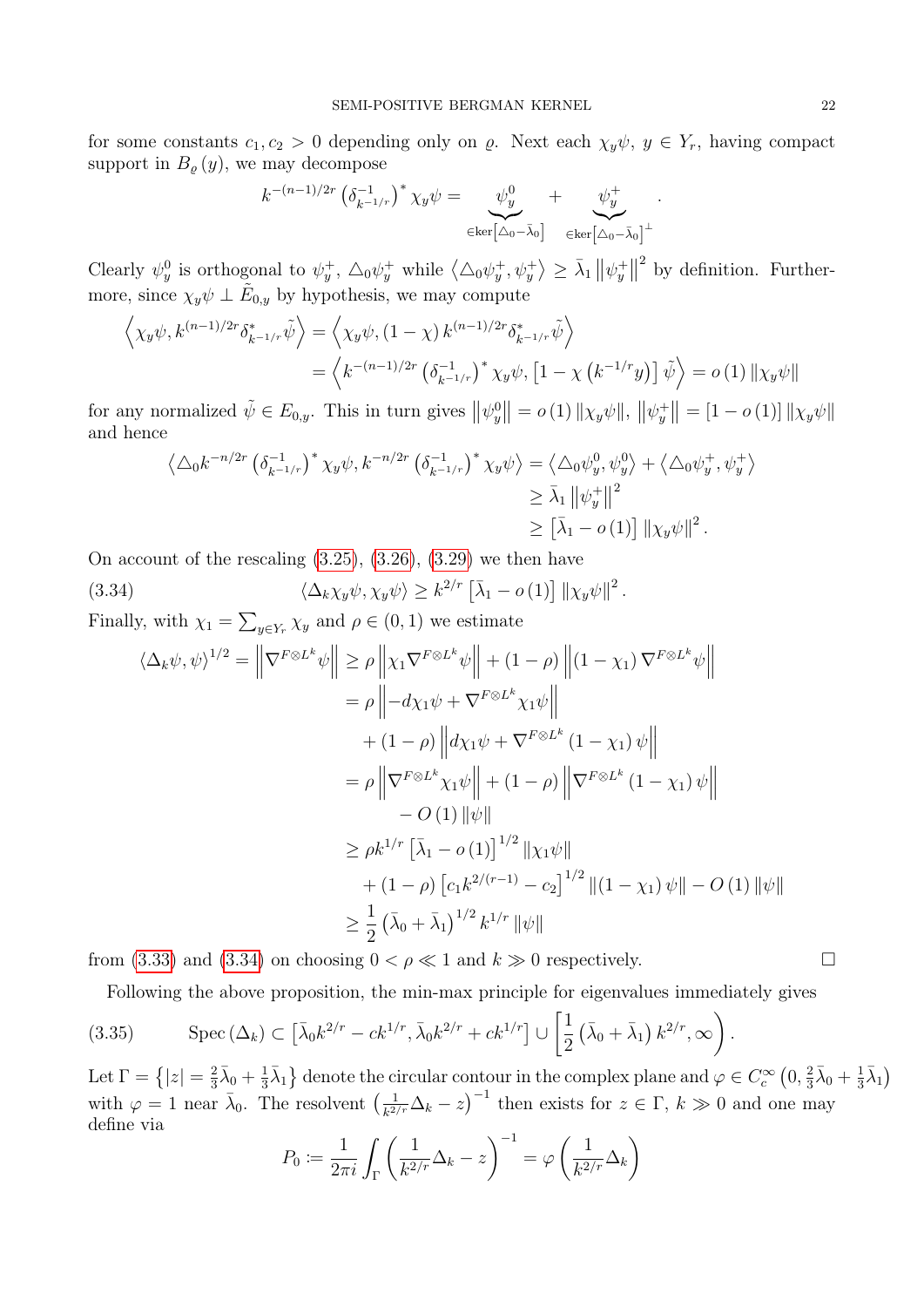for some constants $c_1, c_2 > 0$ depending only on $\varrho$. Next each $\chi_y \psi$, $y \in Y_r$, having compact support in $B_\varrho(y)$, we may decompose

$$k^{-(n-1)/2r}\left(\delta^{-1}_{k^{-1/r}}\right)^* \chi_y \psi = \underbrace{\psi^0_y}_{\in \ker\left[\triangle_0 - \bar{\lambda}_0\right]} + \underbrace{\psi^+_y}_{\in \ker\left[\triangle_0 - \bar{\lambda}_0\right]^\perp}.$$

Clearly $\psi^0_y$ is orthogonal to $\psi^+_y$, $\triangle_0 \psi^+_y$ while $\left\langle \triangle_0 \psi^+_y, \psi^+_y \right\rangle \geq \bar{\lambda}_1 \left\| \psi^+_y \right\|^2$ by definition. Furthermore, since $\chi_y \psi \perp \tilde{E}_{0,y}$ by hypothesis, we may compute

$$\begin{aligned}
\left\langle \chi_y \psi, k^{(n-1)/2r} \delta^*_{k^{-1/r}} \tilde{\psi} \right\rangle &= \left\langle \chi_y \psi, (1-\chi)\, k^{(n-1)/2r} \delta^*_{k^{-1/r}} \tilde{\psi} \right\rangle \\
&= \left\langle k^{-(n-1)/2r}\left(\delta^{-1}_{k^{-1/r}}\right)^* \chi_y \psi, \left[1 - \chi\left(k^{-1/r} y\right)\right] \tilde{\psi} \right\rangle = o(1) \left\| \chi_y \psi \right\|
\end{aligned}$$

for any normalized $\tilde{\psi} \in E_{0,y}$. This in turn gives $\left\| \psi^0_y \right\| = o(1) \left\| \chi_y \psi \right\|$, $\left\| \psi^+_y \right\| = [1 - o(1)] \left\| \chi_y \psi \right\|$ and hence

$$\begin{aligned}
\left\langle \triangle_0 k^{-n/2r}\left(\delta^{-1}_{k^{-1/r}}\right)^* \chi_y \psi, k^{-n/2r}\left(\delta^{-1}_{k^{-1/r}}\right)^* \chi_y \psi \right\rangle &= \left\langle \triangle_0 \psi^0_y, \psi^0_y \right\rangle + \left\langle \triangle_0 \psi^+_y, \psi^+_y \right\rangle \\
&\geq \bar{\lambda}_1 \left\| \psi^+_y \right\|^2 \\
&\geq \left[\bar{\lambda}_1 - o(1)\right] \left\| \chi_y \psi \right\|^2.
\end{aligned}$$

On account of the rescaling (3.25), (3.26), (3.29) we then have

$$\left\langle \Delta_k \chi_y \psi, \chi_y \psi \right\rangle \geq k^{2/r}\left[\bar{\lambda}_1 - o(1)\right] \left\| \chi_y \psi \right\|^2. \tag{3.34}$$

Finally, with $\chi_1 = \sum_{y \in Y_r} \chi_y$ and $\rho \in (0,1)$ we estimate

$$\begin{aligned}
\left\langle \Delta_k \psi, \psi \right\rangle^{1/2} = \left\| \nabla^{F\otimes L^k} \psi \right\| &\geq \rho \left\| \chi_1 \nabla^{F\otimes L^k} \psi \right\| + (1-\rho) \left\| (1-\chi_1) \nabla^{F\otimes L^k} \psi \right\| \\
&= \rho \left\| -d\chi_1 \psi + \nabla^{F\otimes L^k} \chi_1 \psi \right\| \\
&\quad + (1-\rho) \left\| d\chi_1 \psi + \nabla^{F\otimes L^k} (1-\chi_1) \psi \right\| \\
&= \rho \left\| \nabla^{F\otimes L^k} \chi_1 \psi \right\| + (1-\rho) \left\| \nabla^{F\otimes L^k} (1-\chi_1) \psi \right\| \\
&\quad - O(1) \left\| \psi \right\| \\
&\geq \rho k^{1/r} \left[\bar{\lambda}_1 - o(1)\right]^{1/2} \left\| \chi_1 \psi \right\| \\
&\quad + (1-\rho) \left[c_1 k^{2/(r-1)} - c_2\right]^{1/2} \left\| (1-\chi_1) \psi \right\| - O(1) \left\| \psi \right\| \\
&\geq \frac{1}{2}\left(\bar{\lambda}_0 + \bar{\lambda}_1\right)^{1/2} k^{1/r} \left\| \psi \right\|
\end{aligned}$$

from (3.33) and (3.34) on choosing $0 < \rho \ll 1$ and $k \gg 0$ respectively. $\square$

Following the above proposition, the min-max principle for eigenvalues immediately gives

$$\operatorname{Spec}(\Delta_k) \subset \left[\bar{\lambda}_0 k^{2/r} - c k^{1/r}, \bar{\lambda}_0 k^{2/r} + c k^{1/r}\right] \cup \left[\frac{1}{2}\left(\bar{\lambda}_0 + \bar{\lambda}_1\right) k^{2/r}, \infty\right). \tag{3.35}$$

Let $\Gamma = \left\{ |z| = \frac{2}{3}\bar{\lambda}_0 + \frac{1}{3}\bar{\lambda}_1 \right\}$ denote the circular contour in the complex plane and $\varphi \in C^\infty_c\left(0, \frac{2}{3}\bar{\lambda}_0 + \frac{1}{3}\bar{\lambda}_1\right)$ with $\varphi = 1$ near $\bar{\lambda}_0$. The resolvent $\left(\frac{1}{k^{2/r}}\Delta_k - z\right)^{-1}$ then exists for $z \in \Gamma$, $k \gg 0$ and one may define via

$$P_0 := \frac{1}{2\pi i} \int_\Gamma \left(\frac{1}{k^{2/r}}\Delta_k - z\right)^{-1} = \varphi\left(\frac{1}{k^{2/r}}\Delta_k\right)$$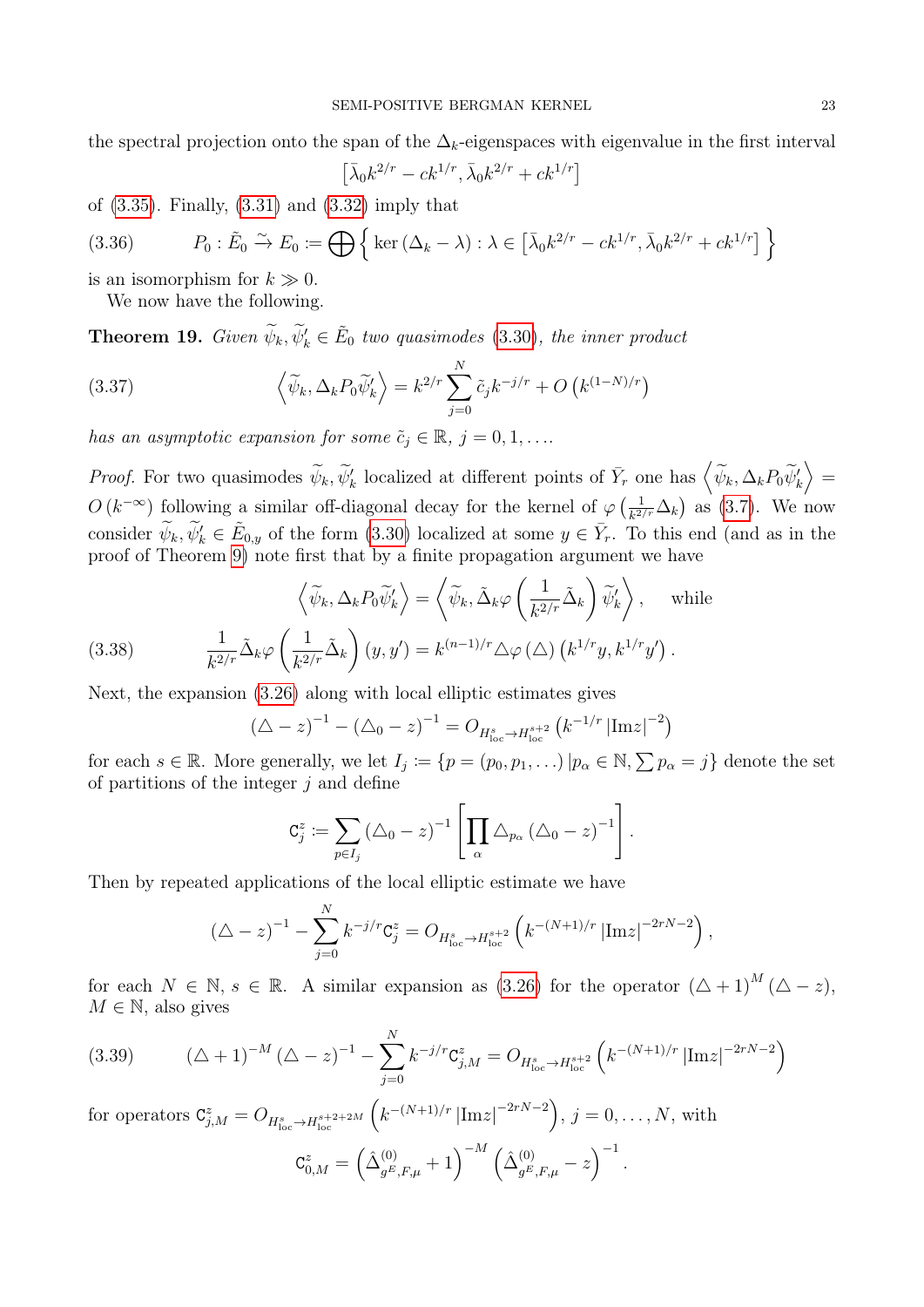the spectral projection onto the span of the $\Delta_k$-eigenspaces with eigenvalue in the first interval

$$\left[\bar{\lambda}_0 k^{2/r} - ck^{1/r}, \bar{\lambda}_0 k^{2/r} + ck^{1/r}\right]$$

of (3.35). Finally, (3.31) and (3.32) imply that

$$P_0 : \tilde{E}_0 \xrightarrow{\sim} E_0 := \bigoplus \left\{ \ker\left(\Delta_k - \lambda\right) : \lambda \in \left[\bar{\lambda}_0 k^{2/r} - ck^{1/r}, \bar{\lambda}_0 k^{2/r} + ck^{1/r}\right] \right\} \tag{3.36}$$

is an isomorphism for $k \gg 0$.

We now have the following.

**Theorem 19.** *Given $\widetilde{\psi}_k, \widetilde{\psi}'_k \in \tilde{E}_0$ two quasimodes (3.30), the inner product*

$$\left\langle \widetilde{\psi}_k, \Delta_k P_0 \widetilde{\psi}'_k \right\rangle = k^{2/r} \sum_{j=0}^{N} \tilde{c}_j k^{-j/r} + O\left(k^{(1-N)/r}\right) \tag{3.37}$$

*has an asymptotic expansion for some $\tilde{c}_j \in \mathbb{R}$, $j = 0, 1, \ldots$.*

*Proof.* For two quasimodes $\widetilde{\psi}_k, \widetilde{\psi}'_k$ localized at different points of $\bar{Y}_r$ one has $\left\langle \widetilde{\psi}_k, \Delta_k P_0 \widetilde{\psi}'_k \right\rangle = O\left(k^{-\infty}\right)$ following a similar off-diagonal decay for the kernel of $\varphi\left(\frac{1}{k^{2/r}}\Delta_k\right)$ as (3.7). We now consider $\widetilde{\psi}_k, \widetilde{\psi}'_k \in \tilde{E}_{0,y}$ of the form (3.30) localized at some $y \in \bar{Y}_r$. To this end (and as in the proof of Theorem 9) note first that by a finite propagation argument we have

$$\left\langle \widetilde{\psi}_k, \Delta_k P_0 \widetilde{\psi}'_k \right\rangle = \left\langle \widetilde{\psi}_k, \tilde{\Delta}_k \varphi\left(\frac{1}{k^{2/r}}\tilde{\Delta}_k\right) \widetilde{\psi}'_k \right\rangle, \quad \text{while}$$

$$\frac{1}{k^{2/r}}\tilde{\Delta}_k \varphi\left(\frac{1}{k^{2/r}}\tilde{\Delta}_k\right)(y, y') = k^{(n-1)/r} \triangle \varphi\left(\triangle\right)\left(k^{1/r}y, k^{1/r}y'\right). \tag{3.38}$$

Next, the expansion (3.26) along with local elliptic estimates gives

$$\left(\triangle - z\right)^{-1} - \left(\triangle_0 - z\right)^{-1} = O_{H^s_{\text{loc}} \to H^{s+2}_{\text{loc}}}\left(k^{-1/r}\left|\text{Im}z\right|^{-2}\right)$$

for each $s \in \mathbb{R}$. More generally, we let $I_j := \{p = (p_0, p_1, \ldots) \,|\, p_\alpha \in \mathbb{N}, \sum p_\alpha = j\}$ denote the set of partitions of the integer $j$ and define

$$\mathtt{C}^z_j := \sum_{p \in I_j} \left(\triangle_0 - z\right)^{-1} \left[\prod_\alpha \triangle_{p_\alpha} \left(\triangle_0 - z\right)^{-1}\right].$$

Then by repeated applications of the local elliptic estimate we have

$$\left(\triangle - z\right)^{-1} - \sum_{j=0}^{N} k^{-j/r} \mathtt{C}^z_j = O_{H^s_{\text{loc}} \to H^{s+2}_{\text{loc}}}\left(k^{-(N+1)/r}\left|\text{Im}z\right|^{-2rN-2}\right),$$

for each $N \in \mathbb{N}$, $s \in \mathbb{R}$. A similar expansion as (3.26) for the operator $\left(\triangle + 1\right)^M \left(\triangle - z\right)$, $M \in \mathbb{N}$, also gives

$$\left(\triangle + 1\right)^{-M} \left(\triangle - z\right)^{-1} - \sum_{j=0}^{N} k^{-j/r} \mathtt{C}^z_{j,M} = O_{H^s_{\text{loc}} \to H^{s+2}_{\text{loc}}}\left(k^{-(N+1)/r}\left|\text{Im}z\right|^{-2rN-2}\right) \tag{3.39}$$

for operators $\mathtt{C}^z_{j,M} = O_{H^s_{\text{loc}} \to H^{s+2+2M}_{\text{loc}}}\left(k^{-(N+1)/r}\left|\text{Im}z\right|^{-2rN-2}\right)$, $j = 0, \ldots, N$, with

$$\mathtt{C}^z_{0,M} = \left(\hat{\Delta}^{(0)}_{g^E,F,\mu} + 1\right)^{-M} \left(\hat{\Delta}^{(0)}_{g^E,F,\mu} - z\right)^{-1}.$$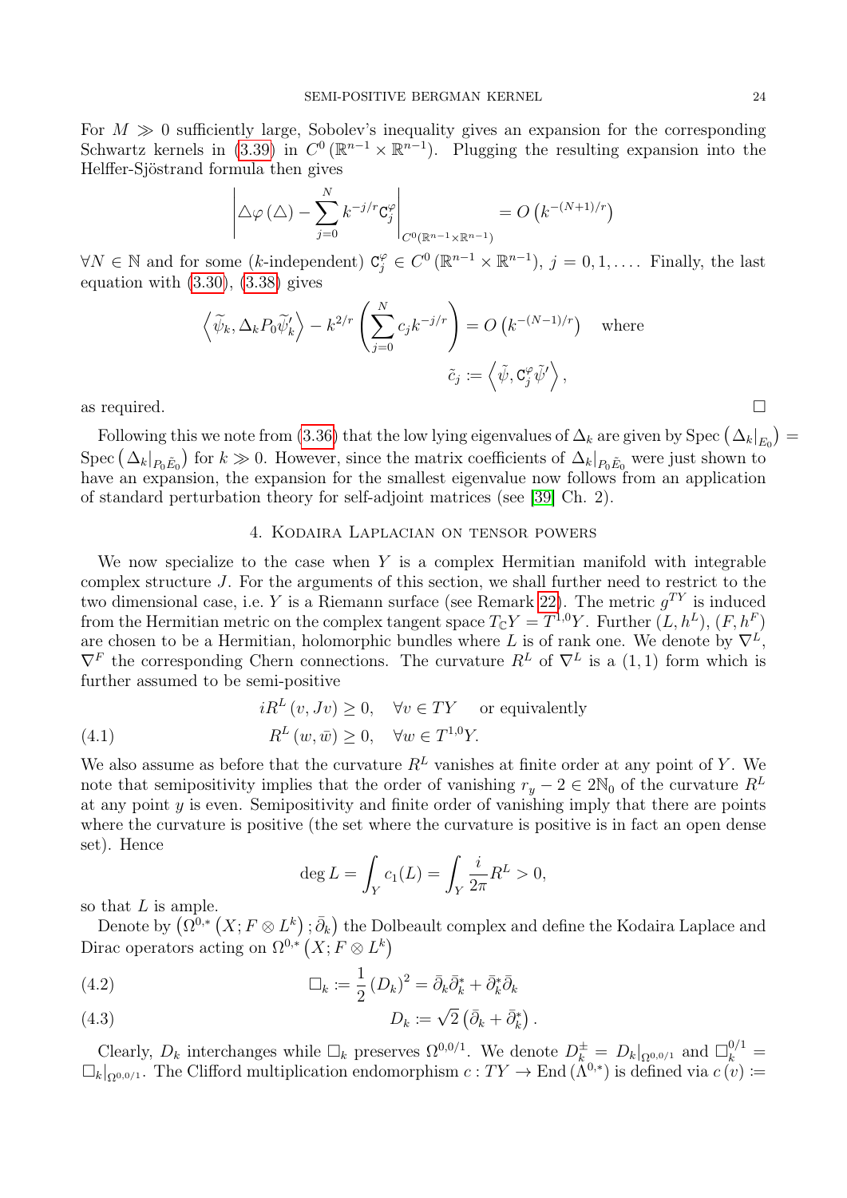For $M \gg 0$ sufficiently large, Sobolev's inequality gives an expansion for the corresponding Schwartz kernels in (3.39) in $C^0(\mathbb{R}^{n-1} \times \mathbb{R}^{n-1})$. Plugging the resulting expansion into the Helffer-Sjöstrand formula then gives

$$\left| \triangle \varphi(\triangle) - \sum_{j=0}^{N} k^{-j/r} \mathtt{C}_j^{\varphi} \right|_{C^0(\mathbb{R}^{n-1}\times\mathbb{R}^{n-1})} = O\left(k^{-(N+1)/r}\right)$$

$\forall N \in \mathbb{N}$ and for some ($k$-independent) $\mathtt{C}_j^{\varphi} \in C^0(\mathbb{R}^{n-1} \times \mathbb{R}^{n-1})$, $j = 0, 1, \ldots$. Finally, the last equation with (3.30), (3.38) gives

$$\left\langle \widetilde{\psi}_k, \Delta_k P_0 \widetilde{\psi}'_k \right\rangle - k^{2/r} \left( \sum_{j=0}^{N} c_j k^{-j/r} \right) = O\left(k^{-(N-1)/r}\right) \quad \text{where}$$
$$\tilde{c}_j := \left\langle \tilde{\psi}, \mathtt{C}_j^{\varphi} \tilde{\psi}' \right\rangle,$$

as required. $\square$

Following this we note from (3.36) that the low lying eigenvalues of $\Delta_k$ are given by $\mathrm{Spec}\left(\Delta_k|_{E_0}\right) = \mathrm{Spec}\left(\Delta_k|_{P_0\tilde{E}_0}\right)$ for $k \gg 0$. However, since the matrix coefficients of $\Delta_k|_{P_0\tilde{E}_0}$ were just shown to have an expansion, the expansion for the smallest eigenvalue now follows from an application of standard perturbation theory for self-adjoint matrices (see [39] Ch. 2).

## 4. Kodaira Laplacian on tensor powers

We now specialize to the case when $Y$ is a complex Hermitian manifold with integrable complex structure $J$. For the arguments of this section, we shall further need to restrict to the two dimensional case, i.e. $Y$ is a Riemann surface (see Remark 22). The metric $g^{TY}$ is induced from the Hermitian metric on the complex tangent space $T_{\mathbb{C}}Y = T^{1,0}Y$. Further $(L, h^L)$, $(F, h^F)$ are chosen to be a Hermitian, holomorphic bundles where $L$ is of rank one. We denote by $\nabla^L$, $\nabla^F$ the corresponding Chern connections. The curvature $R^L$ of $\nabla^L$ is a $(1,1)$ form which is further assumed to be semi-positive

$$iR^L(v, Jv) \geq 0, \quad \forall v \in TY \quad \text{ or equivalently}$$
$$R^L(w, \bar{w}) \geq 0, \quad \forall w \in T^{1,0}Y. \tag{4.1}$$

We also assume as before that the curvature $R^L$ vanishes at finite order at any point of $Y$. We note that semipositivity implies that the order of vanishing $r_y - 2 \in 2\mathbb{N}_0$ of the curvature $R^L$ at any point $y$ is even. Semipositivity and finite order of vanishing imply that there are points where the curvature is positive (the set where the curvature is positive is in fact an open dense set). Hence

$$\deg L = \int_Y c_1(L) = \int_Y \frac{i}{2\pi} R^L > 0,$$

so that $L$ is ample.

Denote by $\left(\Omega^{0,*}\left(X; F \otimes L^k\right); \bar{\partial}_k\right)$ the Dolbeault complex and define the Kodaira Laplace and Dirac operators acting on $\Omega^{0,*}\left(X; F \otimes L^k\right)$

$$\Box_k := \frac{1}{2}\left(D_k\right)^2 = \bar{\partial}_k \bar{\partial}_k^* + \bar{\partial}_k^* \bar{\partial}_k \tag{4.2}$$

$$D_k := \sqrt{2}\left(\bar{\partial}_k + \bar{\partial}_k^*\right). \tag{4.3}$$

Clearly, $D_k$ interchanges while $\Box_k$ preserves $\Omega^{0,0/1}$. We denote $D_k^{\pm} = D_k|_{\Omega^{0,0/1}}$ and $\Box_k^{0/1} = \Box_k|_{\Omega^{0,0/1}}$. The Clifford multiplication endomorphism $c : TY \to \mathrm{End}\left(\Lambda^{0,*}\right)$ is defined via $c(v) :=$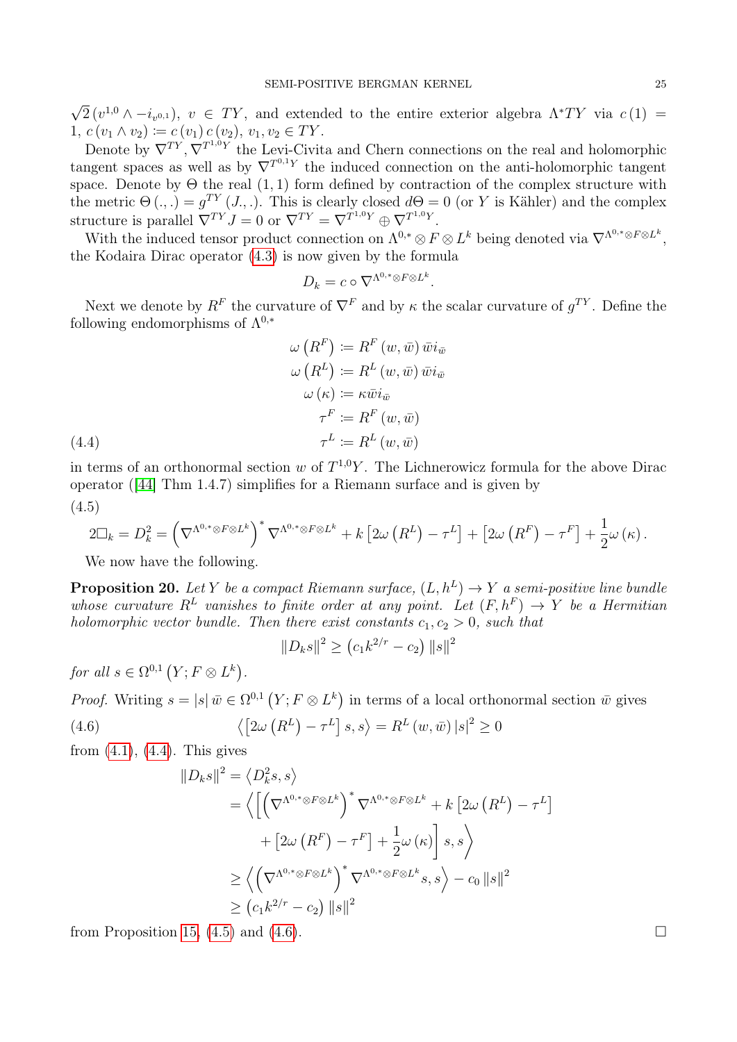$\sqrt{2}\left(v^{1,0}\wedge -i_{v^{0,1}}\right)$, $v\in TY$, and extended to the entire exterior algebra $\Lambda^{*}TY$ via $c\left(1\right)=1$, $c\left(v_{1}\wedge v_{2}\right)\coloneqq c\left(v_{1}\right)c\left(v_{2}\right)$, $v_{1},v_{2}\in TY$.

Denote by $\nabla^{TY},\nabla^{T^{1,0}Y}$ the Levi-Civita and Chern connections on the real and holomorphic tangent spaces as well as by $\nabla^{T^{0,1}Y}$ the induced connection on the anti-holomorphic tangent space. Denote by $\Theta$ the real $(1,1)$ form defined by contraction of the complex structure with the metric $\Theta\left(.,.\right)=g^{TY}\left(J.,.\right)$. This is clearly closed $d\Theta=0$ (or $Y$ is Kähler) and the complex structure is parallel $\nabla^{TY}J=0$ or $\nabla^{TY}=\nabla^{T^{1,0}Y}\oplus\nabla^{T^{1,0}Y}$.

With the induced tensor product connection on $\Lambda^{0,*}\otimes F\otimes L^{k}$ being denoted via $\nabla^{\Lambda^{0,*}\otimes F\otimes L^{k}}$, the Kodaira Dirac operator (4.3) is now given by the formula

$$D_{k}=c\circ\nabla^{\Lambda^{0,*}\otimes F\otimes L^{k}}.$$

Next we denote by $R^{F}$ the curvature of $\nabla^{F}$ and by $\kappa$ the scalar curvature of $g^{TY}$. Define the following endomorphisms of $\Lambda^{0,*}$

$$\begin{aligned}
\omega\left(R^{F}\right)&\coloneqq R^{F}\left(w,\bar{w}\right)\bar{w}i_{\bar{w}}\\
\omega\left(R^{L}\right)&\coloneqq R^{L}\left(w,\bar{w}\right)\bar{w}i_{\bar{w}}\\
\omega\left(\kappa\right)&\coloneqq\kappa\bar{w}i_{\bar{w}}\\
\tau^{F}&\coloneqq R^{F}\left(w,\bar{w}\right)\\
\tau^{L}&\coloneqq R^{L}\left(w,\bar{w}\right)
\end{aligned}\tag{4.4}$$

in terms of an orthonormal section $w$ of $T^{1,0}Y$. The Lichnerowicz formula for the above Dirac operator ([44] Thm 1.4.7) simplifies for a Riemann surface and is given by

(4.5)
$$2\Box_{k}=D_{k}^{2}=\left(\nabla^{\Lambda^{0,*}\otimes F\otimes L^{k}}\right)^{*}\nabla^{\Lambda^{0,*}\otimes F\otimes L^{k}}+k\left[2\omega\left(R^{L}\right)-\tau^{L}\right]+\left[2\omega\left(R^{F}\right)-\tau^{F}\right]+\frac{1}{2}\omega\left(\kappa\right).$$

We now have the following.

**Proposition 20.** *Let $Y$ be a compact Riemann surface, $(L,h^{L})\rightarrow Y$ a semi-positive line bundle whose curvature $R^{L}$ vanishes to finite order at any point. Let $(F,h^{F})\rightarrow Y$ be a Hermitian holomorphic vector bundle. Then there exist constants $c_{1},c_{2}>0$, such that*

$$\left\Vert D_{k}s\right\Vert^{2}\geq\left(c_{1}k^{2/r}-c_{2}\right)\left\Vert s\right\Vert^{2}$$

*for all $s\in\Omega^{0,1}\left(Y;F\otimes L^{k}\right)$.*

*Proof.* Writing $s=\left|s\right|\bar{w}\in\Omega^{0,1}\left(Y;F\otimes L^{k}\right)$ in terms of a local orthonormal section $\bar{w}$ gives

$$\left\langle\left[2\omega\left(R^{L}\right)-\tau^{L}\right]s,s\right\rangle=R^{L}\left(w,\bar{w}\right)\left|s\right|^{2}\geq0\tag{4.6}$$

from (4.1), (4.4). This gives

$$\begin{aligned}
\left\Vert D_{k}s\right\Vert^{2}&=\left\langle D_{k}^{2}s,s\right\rangle\\
&=\Big\langle\Big[\left(\nabla^{\Lambda^{0,*}\otimes F\otimes L^{k}}\right)^{*}\nabla^{\Lambda^{0,*}\otimes F\otimes L^{k}}+k\left[2\omega\left(R^{L}\right)-\tau^{L}\right]\\
&\qquad+\left[2\omega\left(R^{F}\right)-\tau^{F}\right]+\frac{1}{2}\omega\left(\kappa\right)\Big]s,s\Big\rangle\\
&\geq\left\langle\left(\nabla^{\Lambda^{0,*}\otimes F\otimes L^{k}}\right)^{*}\nabla^{\Lambda^{0,*}\otimes F\otimes L^{k}}s,s\right\rangle-c_{0}\left\Vert s\right\Vert^{2}\\
&\geq\left(c_{1}k^{2/r}-c_{2}\right)\left\Vert s\right\Vert^{2}
\end{aligned}$$

from Proposition 15, (4.5) and (4.6). ∎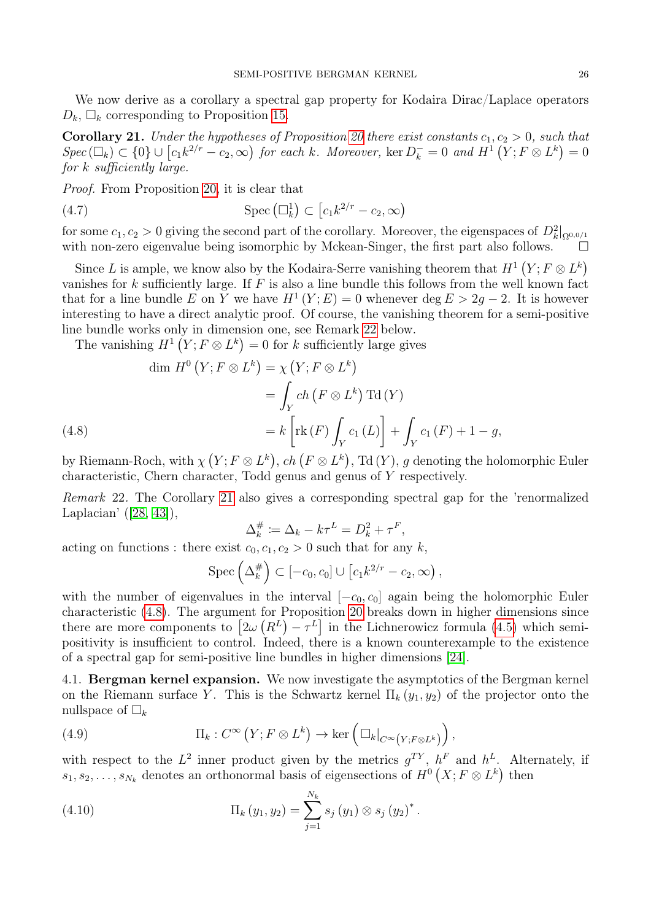We now derive as a corollary a spectral gap property for Kodaira Dirac/Laplace operators $D_k$, $\Box_k$ corresponding to Proposition 15.

**Corollary 21.** *Under the hypotheses of Proposition 20 there exist constants $c_1, c_2 > 0$, such that $Spec(\Box_k) \subset \{0\} \cup [c_1 k^{2/r} - c_2, \infty)$ for each $k$. Moreover, $\ker D_k^- = 0$ and $H^1(Y; F \otimes L^k) = 0$ for $k$ sufficiently large.*

*Proof.* From Proposition 20, it is clear that

$$\text{Spec}\left(\Box_k^1\right) \subset \left[c_1 k^{2/r} - c_2, \infty\right) \tag{4.7}$$

for some $c_1, c_2 > 0$ giving the second part of the corollary. Moreover, the eigenspaces of $D_k^2|_{\Omega^{0,0/1}}$ with non-zero eigenvalue being isomorphic by Mckean-Singer, the first part also follows. $\square$

Since $L$ is ample, we know also by the Kodaira-Serre vanishing theorem that $H^1(Y; F \otimes L^k)$ vanishes for $k$ sufficiently large. If $F$ is also a line bundle this follows from the well known fact that for a line bundle $E$ on $Y$ we have $H^1(Y; E) = 0$ whenever $\deg E > 2g - 2$. It is however interesting to have a direct analytic proof. Of course, the vanishing theorem for a semi-positive line bundle works only in dimension one, see Remark 22 below.

The vanishing $H^1(Y; F \otimes L^k) = 0$ for $k$ sufficiently large gives

$$\begin{aligned}
\dim H^0\left(Y; F \otimes L^k\right) &= \chi\left(Y; F \otimes L^k\right) \\
&= \int_Y ch\left(F \otimes L^k\right) \text{Td}(Y) \\
&= k\left[\text{rk}(F) \int_Y c_1(L)\right] + \int_Y c_1(F) + 1 - g,
\end{aligned} \tag{4.8}$$

by Riemann-Roch, with $\chi(Y; F \otimes L^k)$, $ch(F \otimes L^k)$, $\text{Td}(Y)$, $g$ denoting the holomorphic Euler characteristic, Chern character, Todd genus and genus of $Y$ respectively.

*Remark* 22. The Corollary 21 also gives a corresponding spectral gap for the 'renormalized Laplacian' ([28, 43]),

$$\Delta_k^\# := \Delta_k - k\tau^L = D_k^2 + \tau^F,$$

acting on functions : there exist $c_0, c_1, c_2 > 0$ such that for any $k$,

$$\text{Spec}\left(\Delta_k^\#\right) \subset [-c_0, c_0] \cup \left[c_1 k^{2/r} - c_2, \infty\right),$$

with the number of eigenvalues in the interval $[-c_0, c_0]$ again being the holomorphic Euler characteristic (4.8). The argument for Proposition 20 breaks down in higher dimensions since there are more components to $\left[2\omega\left(R^L\right) - \tau^L\right]$ in the Lichnerowicz formula (4.5) which semi-positivity is insufficient to control. Indeed, there is a known counterexample to the existence of a spectral gap for semi-positive line bundles in higher dimensions [24].

4.1. **Bergman kernel expansion.** We now investigate the asymptotics of the Bergman kernel on the Riemann surface $Y$. This is the Schwartz kernel $\Pi_k(y_1, y_2)$ of the projector onto the nullspace of $\Box_k$

$$\Pi_k : C^\infty\left(Y; F \otimes L^k\right) \to \ker\left(\Box_k|_{C^\infty(Y; F \otimes L^k)}\right), \tag{4.9}$$

with respect to the $L^2$ inner product given by the metrics $g^{TY}$, $h^F$ and $h^L$. Alternately, if $s_1, s_2, \ldots, s_{N_k}$ denotes an orthonormal basis of eigensections of $H^0(X; F \otimes L^k)$ then

$$\Pi_k(y_1, y_2) = \sum_{j=1}^{N_k} s_j(y_1) \otimes s_j(y_2)^*. \tag{4.10}$$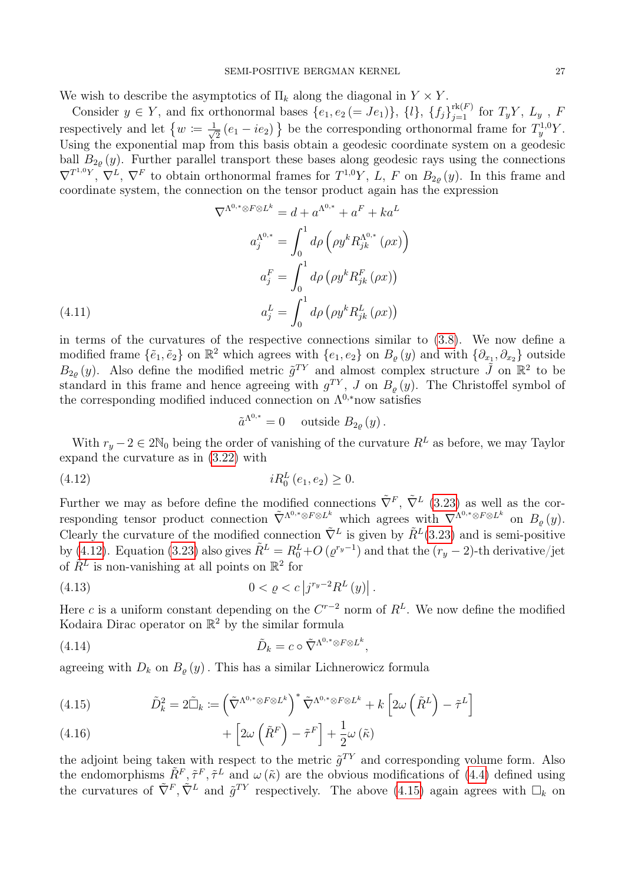We wish to describe the asymptotics of $\Pi_k$ along the diagonal in $Y \times Y$.

Consider $y \in Y$, and fix orthonormal bases $\{e_1, e_2 (= Je_1)\}$, $\{l\}$, $\{f_j\}_{j=1}^{\mathrm{rk}(F)}$ for $T_yY$, $L_y$, $F$ respectively and let $\left\{ w := \frac{1}{\sqrt{2}}(e_1 - ie_2) \right\}$ be the corresponding orthonormal frame for $T_y^{1,0}Y$. Using the exponential map from this basis obtain a geodesic coordinate system on a geodesic ball $B_{2\varrho}(y)$. Further parallel transport these bases along geodesic rays using the connections $\nabla^{T^{1,0}Y}$, $\nabla^L$, $\nabla^F$ to obtain orthonormal frames for $T^{1,0}Y$, $L$, $F$ on $B_{2\varrho}(y)$. In this frame and coordinate system, the connection on the tensor product again has the expression

$$\nabla^{\Lambda^{0,*}\otimes F\otimes L^k} = d + a^{\Lambda^{0,*}} + a^F + ka^L$$

$$a_j^{\Lambda^{0,*}} = \int_0^1 d\rho \left( \rho y^k R_{jk}^{\Lambda^{0,*}}(\rho x) \right)$$

$$a_j^F = \int_0^1 d\rho \left( \rho y^k R_{jk}^F(\rho x) \right)$$

$$a_j^L = \int_0^1 d\rho \left( \rho y^k R_{jk}^L(\rho x) \right) \tag{4.11}$$

in terms of the curvatures of the respective connections similar to (3.8). We now define a modified frame $\{\tilde{e}_1, \tilde{e}_2\}$ on $\mathbb{R}^2$ which agrees with $\{e_1, e_2\}$ on $B_\varrho(y)$ and with $\{\partial_{x_1}, \partial_{x_2}\}$ outside $B_{2\varrho}(y)$. Also define the modified metric $\tilde{g}^{TY}$ and almost complex structure $\tilde{J}$ on $\mathbb{R}^2$ to be standard in this frame and hence agreeing with $g^{TY}$, $J$ on $B_\varrho(y)$. The Christoffel symbol of the corresponding modified induced connection on $\Lambda^{0,*}$now satisfies

$$\tilde{a}^{\Lambda^{0,*}} = 0 \quad \text{outside } B_{2\varrho}(y).$$

With $r_y - 2 \in 2\mathbb{N}_0$ being the order of vanishing of the curvature $R^L$ as before, we may Taylor expand the curvature as in (3.22) with

$$iR_0^L(e_1, e_2) \geq 0. \tag{4.12}$$

Further we may as before define the modified connections $\tilde{\nabla}^F$, $\tilde{\nabla}^L$ (3.23) as well as the corresponding tensor product connection $\tilde{\nabla}^{\Lambda^{0,*}\otimes F\otimes L^k}$ which agrees with $\nabla^{\Lambda^{0,*}\otimes F\otimes L^k}$ on $B_\varrho(y)$. Clearly the curvature of the modified connection $\tilde{\nabla}^L$ is given by $\tilde{R}^L$(3.23) and is semi-positive by (4.12). Equation (3.23) also gives $\tilde{R}^L = R_0^L + O(\varrho^{r_y-1})$ and that the $(r_y-2)$-th derivative/jet of $\tilde{R}^L$ is non-vanishing at all points on $\mathbb{R}^2$ for

$$0 < \varrho < c\left| j^{r_y-2}R^L(y) \right|. \tag{4.13}$$

Here $c$ is a uniform constant depending on the $C^{r-2}$ norm of $R^L$. We now define the modified Kodaira Dirac operator on $\mathbb{R}^2$ by the similar formula

$$\tilde{D}_k = c \circ \tilde{\nabla}^{\Lambda^{0,*}\otimes F\otimes L^k}, \tag{4.14}$$

agreeing with $D_k$ on $B_\varrho(y)$. This has a similar Lichnerowicz formula

$$\tilde{D}_k^2 = 2\tilde{\Box}_k := \left( \tilde{\nabla}^{\Lambda^{0,*}\otimes F\otimes L^k} \right)^* \tilde{\nabla}^{\Lambda^{0,*}\otimes F\otimes L^k} + k\left[ 2\omega\left( \tilde{R}^L \right) - \tilde{\tau}^L \right] \tag{4.15}$$

$$+ \left[ 2\omega\left( \tilde{R}^F \right) - \tilde{\tau}^F \right] + \frac{1}{2}\omega(\tilde{\kappa}) \tag{4.16}$$

the adjoint being taken with respect to the metric $\tilde{g}^{TY}$ and corresponding volume form. Also the endomorphisms $\tilde{R}^F, \tilde{\tau}^F, \tilde{\tau}^L$ and $\omega(\tilde{\kappa})$ are the obvious modifications of (4.4) defined using the curvatures of $\tilde{\nabla}^F, \tilde{\nabla}^L$ and $\tilde{g}^{TY}$ respectively. The above (4.15) again agrees with $\Box_k$ on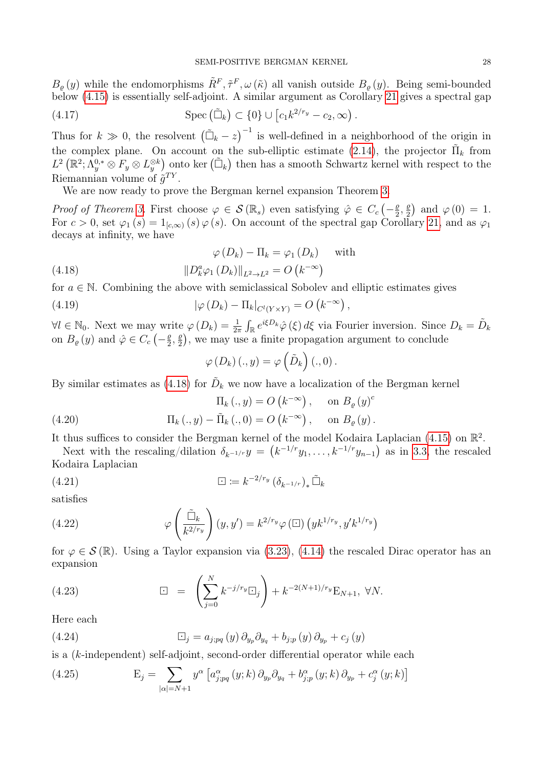$B_\varrho(y)$ while the endomorphisms $\tilde{R}^F, \tilde{\tau}^F, \omega(\tilde{\kappa})$ all vanish outside $B_\varrho(y)$. Being semi-bounded below (4.15) is essentially self-adjoint. A similar argument as Corollary 21 gives a spectral gap

$$\operatorname{Spec}\left(\tilde{\Box}_k\right) \subset \{0\} \cup \left[c_1 k^{2/r_y} - c_2, \infty\right). \tag{4.17}$$

Thus for $k \gg 0$, the resolvent $\left(\tilde{\Box}_k - z\right)^{-1}$ is well-defined in a neighborhood of the origin in the complex plane. On account on the sub-elliptic estimate (2.14), the projector $\tilde{\Pi}_k$ from $L^2\left(\mathbb{R}^2; \Lambda_y^{0,*} \otimes F_y \otimes L_y^{\otimes k}\right)$ onto $\ker\left(\tilde{\Box}_k\right)$ then has a smooth Schwartz kernel with respect to the Riemannian volume of $\tilde{g}^{TY}$.

We are now ready to prove the Bergman kernel expansion Theorem 3.

*Proof of Theorem 3.* First choose $\varphi \in \mathcal{S}(\mathbb{R}_s)$ even satisfying $\hat{\varphi} \in C_c\left(-\frac{\varrho}{2}, \frac{\varrho}{2}\right)$ and $\varphi(0) = 1$. For $c > 0$, set $\varphi_1(s) = 1_{[c,\infty)}(s)\varphi(s)$. On account of the spectral gap Corollary 21, and as $\varphi_1$ decays at infinity, we have

$$\begin{aligned}
\varphi(D_k) - \Pi_k = \varphi_1(D_k) \quad &\text{with} \\
\left\|D_k^a \varphi_1(D_k)\right\|_{L^2 \to L^2} = O\left(k^{-\infty}\right) &
\end{aligned} \tag{4.18}$$

for $a \in \mathbb{N}$. Combining the above with semiclassical Sobolev and elliptic estimates gives

$$\left|\varphi(D_k) - \Pi_k\right|_{C^l(Y \times Y)} = O\left(k^{-\infty}\right), \tag{4.19}$$

$\forall l \in \mathbb{N}_0$. Next we may write $\varphi(D_k) = \frac{1}{2\pi}\int_{\mathbb{R}} e^{i\xi D_k}\hat{\varphi}(\xi)\,d\xi$ via Fourier inversion. Since $D_k = \tilde{D}_k$ on $B_\varrho(y)$ and $\hat{\varphi} \in C_c\left(-\frac{\varrho}{2}, \frac{\varrho}{2}\right)$, we may use a finite propagation argument to conclude

$$\varphi(D_k)(.,y) = \varphi\left(\tilde{D}_k\right)(.,0).$$

By similar estimates as (4.18) for $\tilde{D}_k$ we now have a localization of the Bergman kernel

$$\begin{aligned}
\Pi_k(.,y) = O\left(k^{-\infty}\right), \quad &\text{on } B_\varrho(y)^c \\
\Pi_k(.,y) - \tilde{\Pi}_k(.,0) = O\left(k^{-\infty}\right), \quad &\text{on } B_\varrho(y).
\end{aligned} \tag{4.20}$$

It thus suffices to consider the Bergman kernel of the model Kodaira Laplacian (4.15) on $\mathbb{R}^2$.

Next with the rescaling/dilation $\delta_{k^{-1/r}} y = \left(k^{-1/r}y_1, \ldots, k^{-1/r}y_{n-1}\right)$ as in 3.3, the rescaled Kodaira Laplacian

$$\boxdot \coloneqq k^{-2/r_y}\left(\delta_{k^{-1/r}}\right)_* \tilde{\Box}_k \tag{4.21}$$

satisfies

$$\varphi\left(\frac{\tilde{\Box}_k}{k^{2/r_y}}\right)(y, y') = k^{2/r_y}\varphi(\boxdot)\left(yk^{1/r_y}, y'k^{1/r_y}\right) \tag{4.22}$$

for $\varphi \in \mathcal{S}(\mathbb{R})$. Using a Taylor expansion via (3.23), (4.14) the rescaled Dirac operator has an expansion

$$\boxdot = \left(\sum_{j=0}^{N} k^{-j/r_y}\boxdot_j\right) + k^{-2(N+1)/r_y}\mathrm{E}_{N+1}, \ \forall N. \tag{4.23}$$

Here each

$$\boxdot_j = a_{j;pq}(y)\,\partial_{y_p}\partial_{y_q} + b_{j;p}(y)\,\partial_{y_p} + c_j(y) \tag{4.24}$$

is a ($k$-independent) self-adjoint, second-order differential operator while each

$$\mathrm{E}_j = \sum_{|\alpha| = N+1} y^\alpha\left[a^\alpha_{j;pq}(y;k)\,\partial_{y_p}\partial_{y_q} + b^\alpha_{j;p}(y;k)\,\partial_{y_p} + c^\alpha_j(y;k)\right] \tag{4.25}$$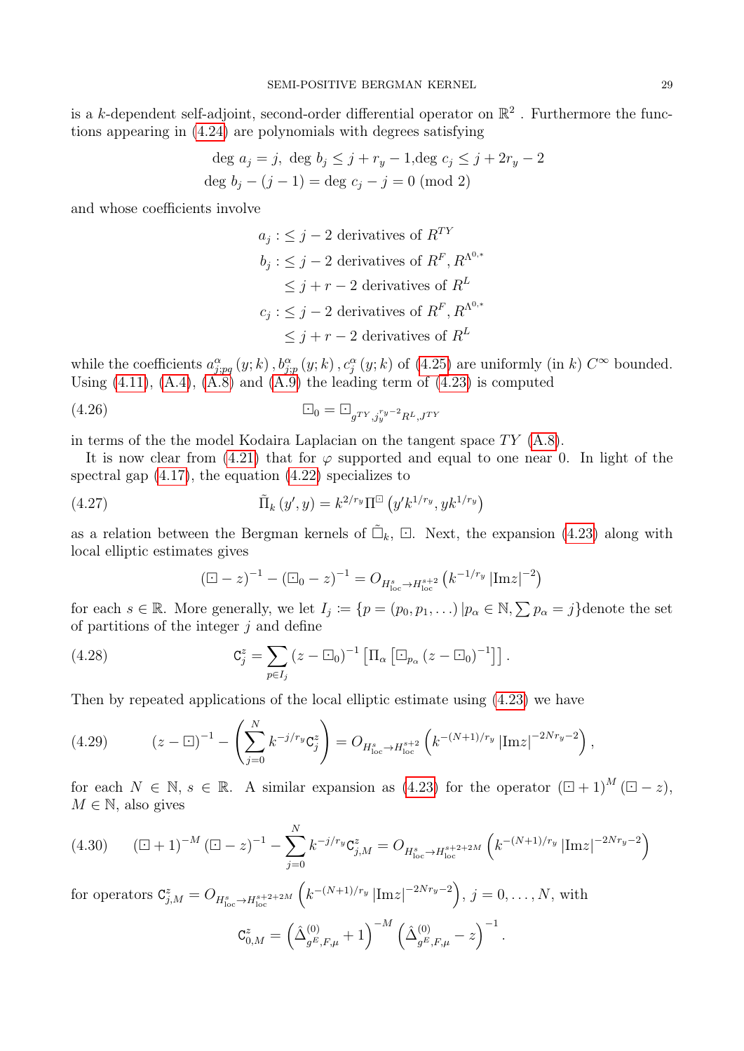is a $k$-dependent self-adjoint, second-order differential operator on $\mathbb{R}^2$ . Furthermore the functions appearing in (4.24) are polynomials with degrees satisfying

$$\deg a_j = j,\ \deg b_j \leq j + r_y - 1, \deg c_j \leq j + 2r_y - 2$$
$$\deg b_j - (j-1) = \deg c_j - j = 0 \ (\text{mod } 2)$$

and whose coefficients involve

$$\begin{aligned}
a_j &: \leq j-2 \text{ derivatives of } R^{TY} \\
b_j &: \leq j-2 \text{ derivatives of } R^F, R^{\Lambda^{0,*}} \\
&\quad \leq j+r-2 \text{ derivatives of } R^L \\
c_j &: \leq j-2 \text{ derivatives of } R^F, R^{\Lambda^{0,*}} \\
&\quad \leq j+r-2 \text{ derivatives of } R^L
\end{aligned}$$

while the coefficients $a^{\alpha}_{j;pq}(y;k), b^{\alpha}_{j;p}(y;k), c^{\alpha}_{j}(y;k)$ of (4.25) are uniformly (in $k$) $C^\infty$ bounded. Using (4.11), (A.4), (A.8) and (A.9) the leading term of (4.23) is computed

$$\boxdot_0 = \boxdot_{g^{TY}, j_y^{r_y-2}R^L, J^{TY}} \tag{4.26}$$

in terms of the the model Kodaira Laplacian on the tangent space $TY$ (A.8).

It is now clear from (4.21) that for $\varphi$ supported and equal to one near 0. In light of the spectral gap (4.17), the equation (4.22) specializes to

$$\tilde{\Pi}_k(y', y) = k^{2/r_y} \Pi^{\boxdot}\left(y' k^{1/r_y}, y k^{1/r_y}\right) \tag{4.27}$$

as a relation between the Bergman kernels of $\tilde{\Box}_k$, $\boxdot$. Next, the expansion (4.23) along with local elliptic estimates gives

$$(\boxdot - z)^{-1} - (\boxdot_0 - z)^{-1} = O_{H^s_{\text{loc}} \to H^{s+2}_{\text{loc}}}\left(k^{-1/r_y} |\text{Im} z|^{-2}\right)$$

for each $s \in \mathbb{R}$. More generally, we let $I_j \coloneqq \{p = (p_0, p_1, \dots) | p_\alpha \in \mathbb{N}, \sum p_\alpha = j\}$denote the set of partitions of the integer $j$ and define

$$\mathtt{C}^z_j = \sum_{p \in I_j} (z - \boxdot_0)^{-1} \left[\Pi_\alpha \left[\boxdot_{p_\alpha} (z - \boxdot_0)^{-1}\right]\right]. \tag{4.28}$$

Then by repeated applications of the local elliptic estimate using (4.23) we have

$$(z - \boxdot)^{-1} - \left(\sum_{j=0}^{N} k^{-j/r_y} \mathtt{C}^z_j\right) = O_{H^s_{\text{loc}} \to H^{s+2}_{\text{loc}}}\left(k^{-(N+1)/r_y} |\text{Im} z|^{-2Nr_y - 2}\right), \tag{4.29}$$

for each $N \in \mathbb{N}$, $s \in \mathbb{R}$. A similar expansion as (4.23) for the operator $(\boxdot + 1)^M (\boxdot - z)$, $M \in \mathbb{N}$, also gives

$$(\boxdot + 1)^{-M} (\boxdot - z)^{-1} - \sum_{j=0}^{N} k^{-j/r_y} \mathtt{C}^z_{j,M} = O_{H^s_{\text{loc}} \to H^{s+2+2M}_{\text{loc}}}\left(k^{-(N+1)/r_y} |\text{Im} z|^{-2Nr_y - 2}\right) \tag{4.30}$$

for operators $\mathtt{C}^z_{j,M} = O_{H^s_{\text{loc}} \to H^{s+2+2M}_{\text{loc}}}\left(k^{-(N+1)/r_y} |\text{Im} z|^{-2Nr_y - 2}\right)$, $j = 0, \dots, N$, with

$$\mathtt{C}^z_{0,M} = \left(\hat{\Delta}^{(0)}_{g^E, F, \mu} + 1\right)^{-M} \left(\hat{\Delta}^{(0)}_{g^E, F, \mu} - z\right)^{-1}.$$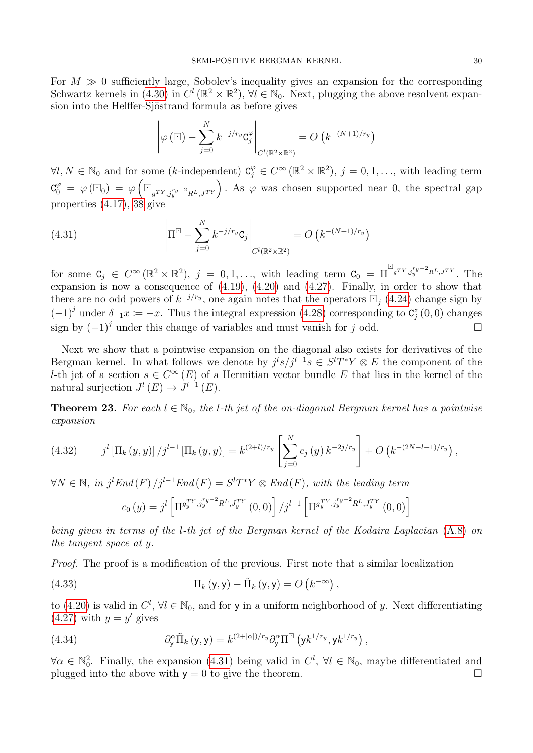For $M \gg 0$ sufficiently large, Sobolev's inequality gives an expansion for the corresponding Schwartz kernels in (4.30) in $C^l(\mathbb{R}^2 \times \mathbb{R}^2)$, $\forall l \in \mathbb{N}_0$. Next, plugging the above resolvent expansion into the Helffer-Sjöstrand formula as before gives

$$\left| \varphi(\boxdot) - \sum_{j=0}^{N} k^{-j/r_y} \mathtt{C}_j^{\varphi} \right|_{C^l(\mathbb{R}^2 \times \mathbb{R}^2)} = O\left(k^{-(N+1)/r_y}\right)$$

$\forall l, N \in \mathbb{N}_0$ and for some ($k$-independent) $\mathtt{C}_j^{\varphi} \in C^\infty(\mathbb{R}^2 \times \mathbb{R}^2)$, $j = 0, 1, \ldots$, with leading term $\mathtt{C}_0^{\varphi} = \varphi(\boxdot_0) = \varphi\left(\boxdot_{g^{TY}, j_y^{r_y-2} R^L, J^{TY}}\right)$. As $\varphi$ was chosen supported near 0, the spectral gap properties (4.17), 38 give

$$\left| \Pi^{\boxdot} - \sum_{j=0}^{N} k^{-j/r_y} \mathtt{C}_j \right|_{C^l(\mathbb{R}^2 \times \mathbb{R}^2)} = O\left(k^{-(N+1)/r_y}\right) \tag{4.31}$$

for some $\mathtt{C}_j \in C^\infty(\mathbb{R}^2 \times \mathbb{R}^2)$, $j = 0, 1, \ldots$, with leading term $\mathtt{C}_0 = \Pi^{\boxdot_{g^{TY}, j_y^{r_y-2} R^L, J^{TY}}}$. The expansion is now a consequence of (4.19), (4.20) and (4.27). Finally, in order to show that there are no odd powers of $k^{-j/r_y}$, one again notes that the operators $\boxdot_j$ (4.24) change sign by $(-1)^j$ under $\delta_{-1} x := -x$. Thus the integral expression (4.28) corresponding to $\mathtt{C}_j^{z}(0,0)$ changes sign by $(-1)^j$ under this change of variables and must vanish for $j$ odd. $\square$

Next we show that a pointwise expansion on the diagonal also exists for derivatives of the Bergman kernel. In what follows we denote by $j^l s / j^{l-1} s \in S^l T^* Y \otimes E$ the component of the $l$-th jet of a section $s \in C^\infty(E)$ of a Hermitian vector bundle $E$ that lies in the kernel of the natural surjection $J^l(E) \to J^{l-1}(E)$.

**Theorem 23.** *For each $l \in \mathbb{N}_0$, the $l$-th jet of the on-diagonal Bergman kernel has a pointwise expansion*

$$j^l \left[\Pi_k(y,y)\right] / j^{l-1} \left[\Pi_k(y,y)\right] = k^{(2+l)/r_y} \left[ \sum_{j=0}^{N} c_j(y) k^{-2j/r_y} \right] + O\left(k^{-(2N-l-1)/r_y}\right), \tag{4.32}$$

*$\forall N \in \mathbb{N}$, in $j^l End(F) / j^{l-1} End(F) = S^l T^* Y \otimes End(F)$, with the leading term*

$$c_0(y) = j^l \left[ \Pi^{g_y^{TY}, j_y^{r_y-2} R^L, J_y^{TY}}(0,0) \right] / j^{l-1} \left[ \Pi^{g_y^{TY}, j_y^{r_y-2} R^L, J_y^{TY}}(0,0) \right]$$

*being given in terms of the $l$-th jet of the Bergman kernel of the Kodaira Laplacian (A.8) on the tangent space at $y$.*

*Proof.* The proof is a modification of the previous. First note that a similar localization

$$\Pi_k(\mathsf{y}, \mathsf{y}) - \tilde{\Pi}_k(\mathsf{y}, \mathsf{y}) = O\left(k^{-\infty}\right), \tag{4.33}$$

to (4.20) is valid in $C^l$, $\forall l \in \mathbb{N}_0$, and for $\mathsf{y}$ in a uniform neighborhood of $y$. Next differentiating (4.27) with $y = y'$ gives

$$\partial_{\mathsf{y}}^{\alpha} \tilde{\Pi}_k(\mathsf{y}, \mathsf{y}) = k^{(2+|\alpha|)/r_y} \partial_{\mathsf{y}}^{\alpha} \Pi^{\boxdot}\left(\mathsf{y} k^{1/r_y}, \mathsf{y} k^{1/r_y}\right), \tag{4.34}$$

$\forall \alpha \in \mathbb{N}_0^2$. Finally, the expansion (4.31) being valid in $C^l$, $\forall l \in \mathbb{N}_0$, maybe differentiated and plugged into the above with $\mathsf{y} = 0$ to give the theorem. $\square$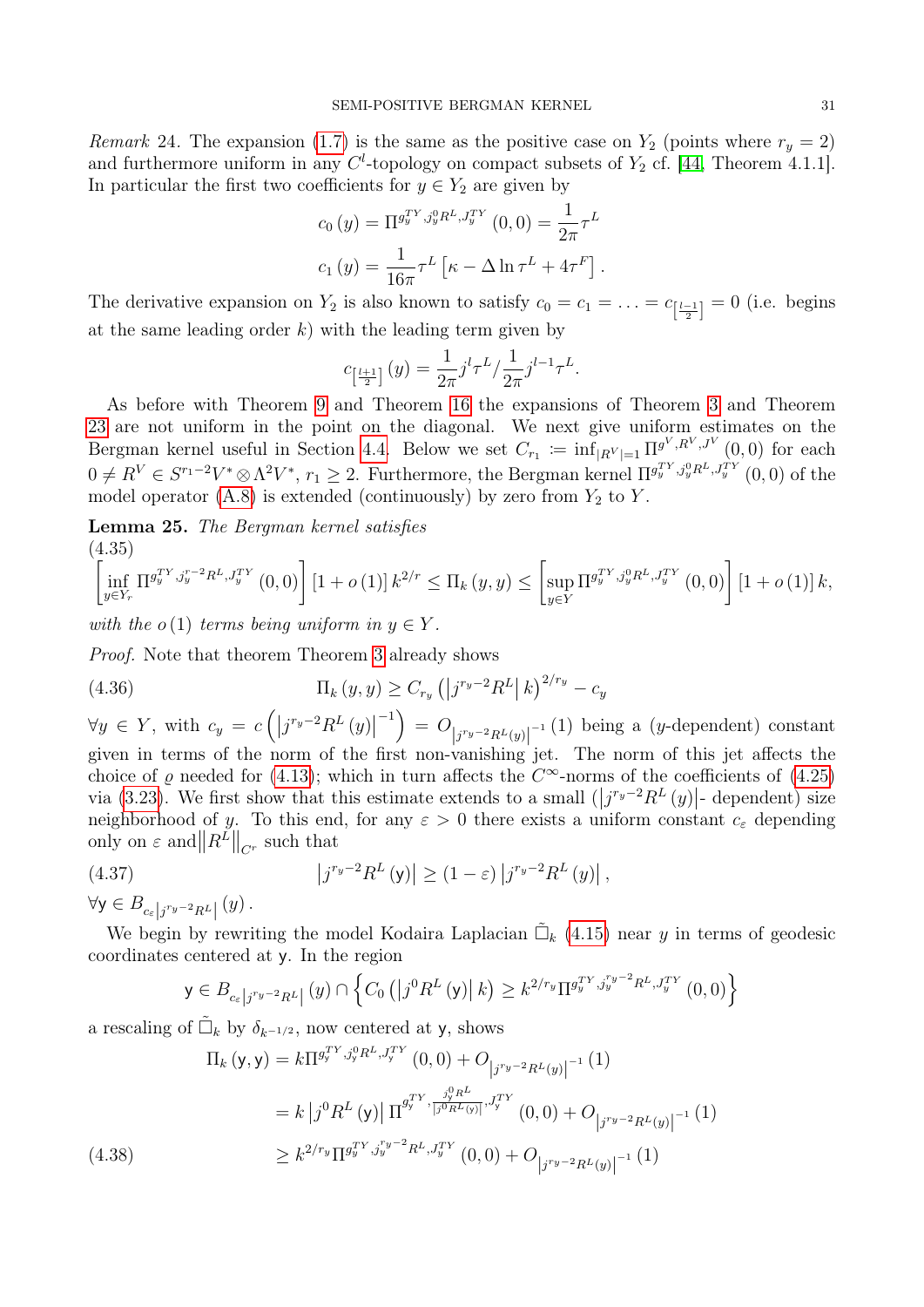*Remark* 24. The expansion (1.7) is the same as the positive case on $Y_2$ (points where $r_y = 2$) and furthermore uniform in any $C^l$-topology on compact subsets of $Y_2$ cf. [44, Theorem 4.1.1]. In particular the first two coefficients for $y \in Y_2$ are given by

$$c_0(y) = \Pi^{g_y^{TY}, j_y^0 R^L, J_y^{TY}}(0,0) = \frac{1}{2\pi}\tau^L$$

$$c_1(y) = \frac{1}{16\pi}\tau^L\left[\kappa - \Delta \ln \tau^L + 4\tau^F\right].$$

The derivative expansion on $Y_2$ is also known to satisfy $c_0 = c_1 = \ldots = c_{\left[\frac{l-1}{2}\right]} = 0$ (i.e. begins at the same leading order $k$) with the leading term given by

$$c_{\left[\frac{l+1}{2}\right]}(y) = \frac{1}{2\pi}j^l\tau^L / \frac{1}{2\pi}j^{l-1}\tau^L.$$

As before with Theorem 9 and Theorem 16 the expansions of Theorem 3 and Theorem 23 are not uniform in the point on the diagonal. We next give uniform estimates on the Bergman kernel useful in Section 4.4. Below we set $C_{r_1} := \inf_{|R^V|=1}\Pi^{g^V, R^V, J^V}(0,0)$ for each $0 \neq R^V \in S^{r_1-2}V^* \otimes \Lambda^2 V^*$, $r_1 \geq 2$. Furthermore, the Bergman kernel $\Pi^{g_y^{TY}, j_y^0 R^L, J_y^{TY}}(0,0)$ of the model operator (A.8) is extended (continuously) by zero from $Y_2$ to $Y$.

**Lemma 25.** *The Bergman kernel satisfies*

$$\left[\inf_{y\in Y_r}\Pi^{g_y^{TY}, j_y^{r-2}R^L, J_y^{TY}}(0,0)\right][1+o(1)]\,k^{2/r} \leq \Pi_k(y,y) \leq \left[\sup_{y\in Y}\Pi^{g_y^{TY}, j_y^0 R^L, J_y^{TY}}(0,0)\right][1+o(1)]\,k, \tag{4.35}$$

*with the $o(1)$ terms being uniform in $y \in Y$.*

*Proof.* Note that theorem Theorem 3 already shows

$$\Pi_k(y,y) \geq C_{r_y}\left(\left|j^{r_y-2}R^L\right|k\right)^{2/r_y} - c_y \tag{4.36}$$

$\forall y \in Y$, with $c_y = c\left(\left|j^{r_y-2}R^L(y)\right|^{-1}\right) = O_{\left|j^{r_y-2}R^L(y)\right|^{-1}}(1)$ being a ($y$-dependent) constant given in terms of the norm of the first non-vanishing jet. The norm of this jet affects the choice of $\varrho$ needed for (4.13); which in turn affects the $C^\infty$-norms of the coefficients of (4.25) via (3.23). We first show that this estimate extends to a small ($\left|j^{r_y-2}R^L(y)\right|$- dependent) size neighborhood of $y$. To this end, for any $\varepsilon > 0$ there exists a uniform constant $c_\varepsilon$ depending only on $\varepsilon$ and $\left\|R^L\right\|_{C^r}$ such that

$$\left|j^{r_y-2}R^L(\mathsf{y})\right| \geq (1-\varepsilon)\left|j^{r_y-2}R^L(y)\right|, \tag{4.37}$$

$\forall \mathsf{y} \in B_{c_\varepsilon\left|j^{r_y-2}R^L\right|}(y)$.

We begin by rewriting the model Kodaira Laplacian $\tilde{\Box}_k$ (4.15) near $y$ in terms of geodesic coordinates centered at $\mathsf{y}$. In the region

$$\mathsf{y} \in B_{c_\varepsilon\left|j^{r_y-2}R^L\right|}(y) \cap \left\{C_0\left(\left|j^0 R^L(\mathsf{y})\right|k\right) \geq k^{2/r_y}\Pi^{g_y^{TY}, j_y^{r_y-2}R^L, J_y^{TY}}(0,0)\right\}$$

a rescaling of $\tilde{\Box}_k$ by $\delta_{k^{-1/2}}$, now centered at $\mathsf{y}$, shows

$$\begin{aligned}
\Pi_k(\mathsf{y},\mathsf{y}) &= k\Pi^{g_{\mathsf{y}}^{TY}, j_{\mathsf{y}}^0 R^L, J_{\mathsf{y}}^{TY}}(0,0) + O_{\left|j^{r_y-2}R^L(y)\right|^{-1}}(1) \\
&= k\left|j^0 R^L(\mathsf{y})\right|\Pi^{g_{\mathsf{y}}^{TY}, \frac{j_{\mathsf{y}}^0 R^L}{\left|j^0 R^L(\mathsf{y})\right|}, J_{\mathsf{y}}^{TY}}(0,0) + O_{\left|j^{r_y-2}R^L(y)\right|^{-1}}(1) \\
&\geq k^{2/r_y}\Pi^{g_y^{TY}, j_y^{r_y-2}R^L, J_y^{TY}}(0,0) + O_{\left|j^{r_y-2}R^L(y)\right|^{-1}}(1)
\end{aligned} \tag{4.38}$$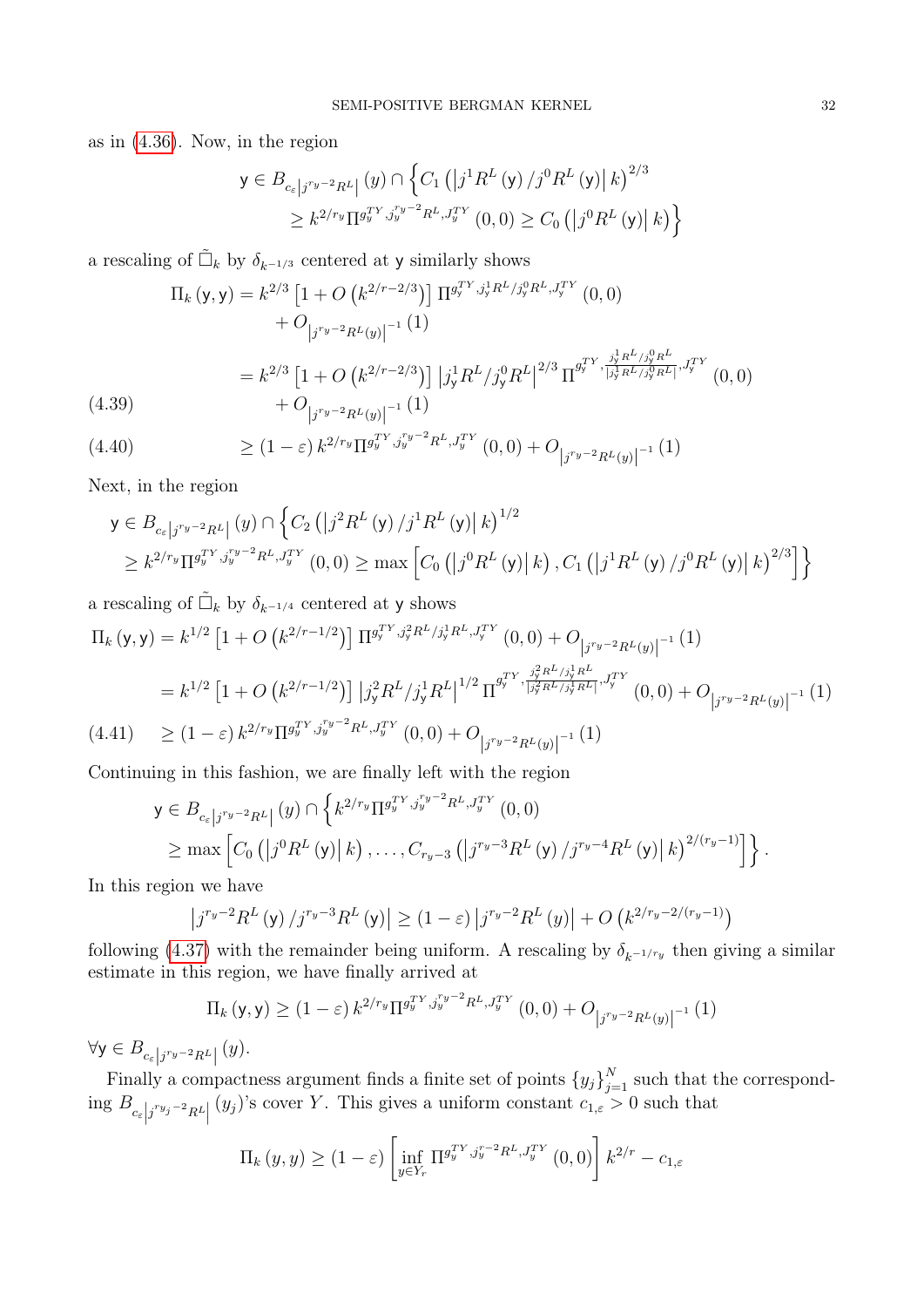as in (4.36). Now, in the region

$$\mathsf{y} \in B_{c_\varepsilon \left|j^{r_y - 2} R^L\right|}(y) \cap \left\{ C_1 \left( \left| j^1 R^L(\mathsf{y}) / j^0 R^L(\mathsf{y}) \right| k \right)^{2/3} \geq k^{2/r_y} \Pi^{g_y^{TY}, j_y^{r_y - 2} R^L, J_y^{TY}}(0,0) \geq C_0 \left( \left| j^0 R^L(\mathsf{y}) \right| k \right) \right\}$$

a rescaling of $\tilde{\Box}_k$ by $\delta_{k^{-1/3}}$ centered at $\mathsf{y}$ similarly shows

$$\begin{aligned}
\Pi_k(\mathsf{y}, \mathsf{y}) &= k^{2/3} \left[ 1 + O\left(k^{2/r - 2/3}\right) \right] \Pi^{g_y^{TY}, j_y^1 R^L / j_y^0 R^L, J_y^{TY}}(0,0) \\
&\quad + O_{\left|j^{r_y - 2} R^L(y)\right|^{-1}}(1) \\
&= k^{2/3} \left[ 1 + O\left(k^{2/r - 2/3}\right) \right] \left| j_y^1 R^L / j_y^0 R^L \right|^{2/3} \Pi^{g_y^{TY}, \frac{j_y^1 R^L / j_y^0 R^L}{\left|j_y^1 R^L / j_y^0 R^L\right|}, J_y^{TY}}(0,0) \\
&\quad + O_{\left|j^{r_y - 2} R^L(y)\right|^{-1}}(1) \qquad (4.39) \\
&\geq (1 - \varepsilon) k^{2/r_y} \Pi^{g_y^{TY}, j_y^{r_y - 2} R^L, J_y^{TY}}(0,0) + O_{\left|j^{r_y - 2} R^L(y)\right|^{-1}}(1) \qquad (4.40)
\end{aligned}$$

Next, in the region

$$\mathsf{y} \in B_{c_\varepsilon \left|j^{r_y - 2} R^L\right|}(y) \cap \left\{ C_2 \left( \left| j^2 R^L(\mathsf{y}) / j^1 R^L(\mathsf{y}) \right| k \right)^{1/2} \geq k^{2/r_y} \Pi^{g_y^{TY}, j_y^{r_y - 2} R^L, J_y^{TY}}(0,0) \geq \max\left[ C_0 \left( \left| j^0 R^L(\mathsf{y}) \right| k \right), C_1 \left( \left| j^1 R^L(\mathsf{y}) / j^0 R^L(\mathsf{y}) \right| k \right)^{2/3} \right] \right\}$$

a rescaling of $\tilde{\Box}_k$ by $\delta_{k^{-1/4}}$ centered at $\mathsf{y}$ shows

$$\begin{aligned}
\Pi_k(\mathsf{y}, \mathsf{y}) &= k^{1/2} \left[ 1 + O\left(k^{2/r - 1/2}\right) \right] \Pi^{g_y^{TY}, j_y^2 R^L / j_y^1 R^L, J_y^{TY}}(0,0) + O_{\left|j^{r_y - 2} R^L(y)\right|^{-1}}(1) \\
&= k^{1/2} \left[ 1 + O\left(k^{2/r - 1/2}\right) \right] \left| j_y^2 R^L / j_y^1 R^L \right|^{1/2} \Pi^{g_y^{TY}, \frac{j_y^2 R^L / j_y^1 R^L}{\left|j_y^2 R^L / j_y^1 R^L\right|}, J_y^{TY}}(0,0) + O_{\left|j^{r_y - 2} R^L(y)\right|^{-1}}(1) \\
&\geq (1 - \varepsilon) k^{2/r_y} \Pi^{g_y^{TY}, j_y^{r_y - 2} R^L, J_y^{TY}}(0,0) + O_{\left|j^{r_y - 2} R^L(y)\right|^{-1}}(1) \qquad (4.41)
\end{aligned}$$

Continuing in this fashion, we are finally left with the region

$$\mathsf{y} \in B_{c_\varepsilon \left|j^{r_y - 2} R^L\right|}(y) \cap \left\{ k^{2/r_y} \Pi^{g_y^{TY}, j_y^{r_y - 2} R^L, J_y^{TY}}(0,0) \geq \max\left[ C_0 \left( \left| j^0 R^L(\mathsf{y}) \right| k \right), \ldots, C_{r_y - 3} \left( \left| j^{r_y - 3} R^L(\mathsf{y}) / j^{r_y - 4} R^L(\mathsf{y}) \right| k \right)^{2/(r_y - 1)} \right] \right\}.$$

In this region we have

$$\left| j^{r_y - 2} R^L(\mathsf{y}) / j^{r_y - 3} R^L(\mathsf{y}) \right| \geq (1 - \varepsilon) \left| j^{r_y - 2} R^L(y) \right| + O\left(k^{2/r_y - 2/(r_y - 1)}\right)$$

following (4.37) with the remainder being uniform. A rescaling by $\delta_{k^{-1/r_y}}$ then giving a similar estimate in this region, we have finally arrived at

$$\Pi_k(\mathsf{y}, \mathsf{y}) \geq (1 - \varepsilon) k^{2/r_y} \Pi^{g_y^{TY}, j_y^{r_y - 2} R^L, J_y^{TY}}(0,0) + O_{\left|j^{r_y - 2} R^L(y)\right|^{-1}}(1)$$

$\forall \mathsf{y} \in B_{c_\varepsilon \left|j^{r_y - 2} R^L\right|}(y)$.

Finally a compactness argument finds a finite set of points $\{y_j\}_{j=1}^N$ such that the corresponding $B_{c_\varepsilon \left|j^{r_{y_j} - 2} R^L\right|}(y_j)$'s cover $Y$. This gives a uniform constant $c_{1,\varepsilon} > 0$ such that

$$\Pi_k(y, y) \geq (1 - \varepsilon) \left[ \inf_{y \in Y_r} \Pi^{g_y^{TY}, j_y^{r-2} R^L, J_y^{TY}}(0,0) \right] k^{2/r} - c_{1,\varepsilon}$$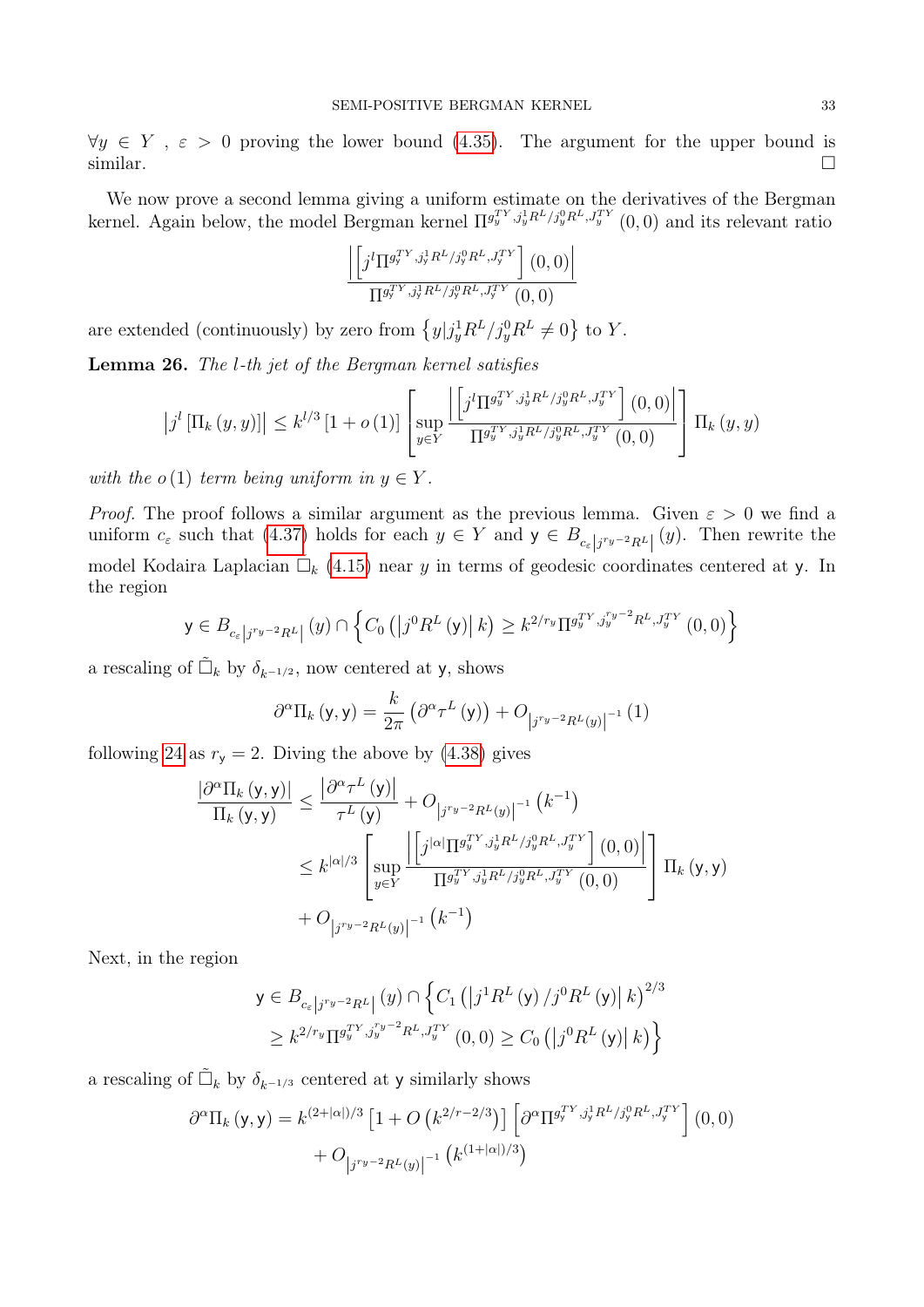$\forall y \in Y$ , $\varepsilon > 0$ proving the lower bound (4.35). The argument for the upper bound is similar. □

We now prove a second lemma giving a uniform estimate on the derivatives of the Bergman kernel. Again below, the model Bergman kernel $\Pi^{g_y^{TY}, j_y^1 R^L / j_y^0 R^L, J_y^{TY}}(0,0)$ and its relevant ratio

$$\frac{\left| \left[ j^l \Pi^{g_y^{TY}, j_y^1 R^L / j_y^0 R^L, J_y^{TY}} \right](0,0) \right|}{\Pi^{g_y^{TY}, j_y^1 R^L / j_y^0 R^L, J_y^{TY}}(0,0)}$$

are extended (continuously) by zero from $\left\{ y | j_y^1 R^L / j_y^0 R^L \neq 0 \right\}$ to $Y$.

**Lemma 26.** *The $l$-th jet of the Bergman kernel satisfies*

$$\left| j^l \left[ \Pi_k (y,y) \right] \right| \leq k^{l/3} \left[ 1 + o(1) \right] \left[ \sup_{y \in Y} \frac{\left| \left[ j^l \Pi^{g_y^{TY}, j_y^1 R^L / j_y^0 R^L, J_y^{TY}} \right](0,0) \right|}{\Pi^{g_y^{TY}, j_y^1 R^L / j_y^0 R^L, J_y^{TY}}(0,0)} \right] \Pi_k (y,y)$$

*with the $o(1)$ term being uniform in $y \in Y$.*

*Proof.* The proof follows a similar argument as the previous lemma. Given $\varepsilon > 0$ we find a uniform $c_\varepsilon$ such that (4.37) holds for each $y \in Y$ and $\mathsf{y} \in B_{c_\varepsilon \left| j^{r_y - 2} R^L \right|}(y)$. Then rewrite the model Kodaira Laplacian $\square_k$ (4.15) near $y$ in terms of geodesic coordinates centered at $\mathsf{y}$. In the region

$$\mathsf{y} \in B_{c_\varepsilon \left| j^{r_y - 2} R^L \right|}(y) \cap \left\{ C_0 \left( \left| j^0 R^L (\mathsf{y}) \right| k \right) \geq k^{2/r_y} \Pi^{g_y^{TY}, j_y^{r_y - 2} R^L, J_y^{TY}}(0,0) \right\}$$

a rescaling of $\tilde{\square}_k$ by $\delta_{k^{-1/2}}$, now centered at $\mathsf{y}$, shows

$$\partial^\alpha \Pi_k (\mathsf{y}, \mathsf{y}) = \frac{k}{2\pi} \left( \partial^\alpha \tau^L (\mathsf{y}) \right) + O_{\left| j^{r_y - 2} R^L (y) \right|^{-1}}(1)$$

following 24 as $r_{\mathsf{y}} = 2$. Diving the above by (4.38) gives

$$\begin{aligned}
\frac{\left| \partial^\alpha \Pi_k (\mathsf{y}, \mathsf{y}) \right|}{\Pi_k (\mathsf{y}, \mathsf{y})} &\leq \frac{\left| \partial^\alpha \tau^L (\mathsf{y}) \right|}{\tau^L (\mathsf{y})} + O_{\left| j^{r_y - 2} R^L (y) \right|^{-1}} \left( k^{-1} \right) \\
&\leq k^{|\alpha|/3} \left[ \sup_{y \in Y} \frac{\left| \left[ j^{|\alpha|} \Pi^{g_y^{TY}, j_y^1 R^L / j_y^0 R^L, J_y^{TY}} \right](0,0) \right|}{\Pi^{g_y^{TY}, j_y^1 R^L / j_y^0 R^L, J_y^{TY}}(0,0)} \right] \Pi_k (\mathsf{y}, \mathsf{y}) \\
&\quad + O_{\left| j^{r_y - 2} R^L (y) \right|^{-1}} \left( k^{-1} \right)
\end{aligned}$$

Next, in the region

$$\begin{aligned}
\mathsf{y} \in B_{c_\varepsilon \left| j^{r_y - 2} R^L \right|}(y) \cap \Big\{ & C_1 \left( \left| j^1 R^L (\mathsf{y}) / j^0 R^L (\mathsf{y}) \right| k \right)^{2/3} \\
& \geq k^{2/r_y} \Pi^{g_y^{TY}, j_y^{r_y - 2} R^L, J_y^{TY}}(0,0) \geq C_0 \left( \left| j^0 R^L (\mathsf{y}) \right| k \right) \Big\}
\end{aligned}$$

a rescaling of $\tilde{\square}_k$ by $\delta_{k^{-1/3}}$ centered at $\mathsf{y}$ similarly shows

$$\begin{aligned}
\partial^\alpha \Pi_k (\mathsf{y}, \mathsf{y}) = k^{(2 + |\alpha|)/3} \left[ 1 + O \left( k^{2/r - 2/3} \right) \right] \left[ \partial^\alpha \Pi^{g_y^{TY}, j_y^1 R^L / j_y^0 R^L, J_y^{TY}} \right](0,0) \\
+ O_{\left| j^{r_y - 2} R^L (y) \right|^{-1}} \left( k^{(1 + |\alpha|)/3} \right)
\end{aligned}$$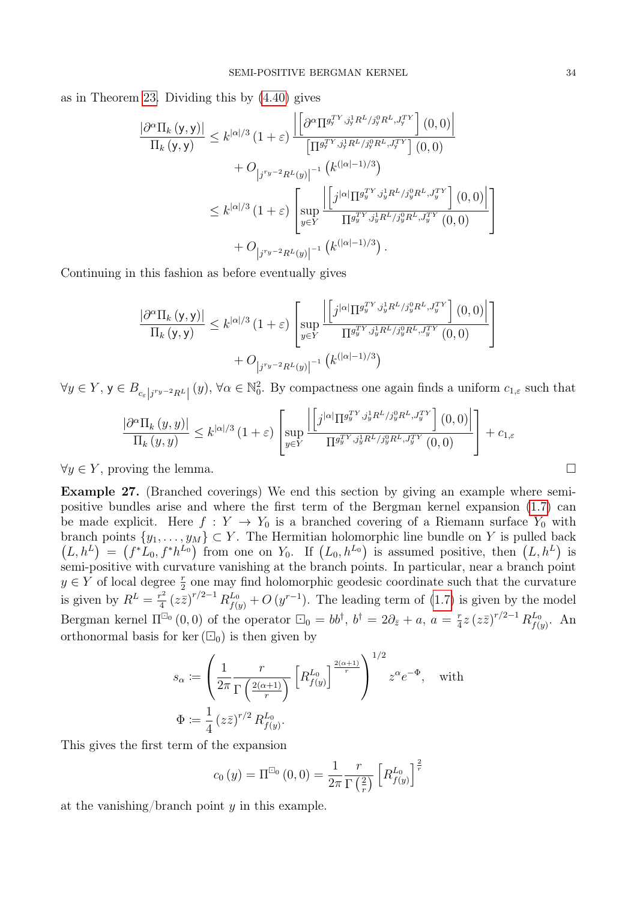as in Theorem 23. Dividing this by (4.40) gives

$$
\begin{aligned}
\frac{\left|\partial^{\alpha}\Pi_{k}\left(\mathsf{y},\mathsf{y}\right)\right|}{\Pi_{k}\left(\mathsf{y},\mathsf{y}\right)} &\leq k^{|\alpha|/3}\left(1+\varepsilon\right)\frac{\left|\left[\partial^{\alpha}\Pi^{g_{y}^{TY},j_{y}^{1}R^{L}/j_{y}^{0}R^{L},J_{y}^{TY}}\right]\left(0,0\right)\right|}{\left[\Pi^{g_{y}^{TY},j_{y}^{1}R^{L}/j_{y}^{0}R^{L},J_{y}^{TY}}\right]\left(0,0\right)} \\
&\quad + O_{\left|j^{r_{y}-2}R^{L}(y)\right|^{-1}}\left(k^{(|\alpha|-1)/3}\right) \\
&\leq k^{|\alpha|/3}\left(1+\varepsilon\right)\left[\sup_{y\in Y}\frac{\left|\left[j^{|\alpha|}\Pi^{g_{y}^{TY},j_{y}^{1}R^{L}/j_{y}^{0}R^{L},J_{y}^{TY}}\right]\left(0,0\right)\right|}{\Pi^{g_{y}^{TY},j_{y}^{1}R^{L}/j_{y}^{0}R^{L},J_{y}^{TY}}\left(0,0\right)}\right] \\
&\quad + O_{\left|j^{r_{y}-2}R^{L}(y)\right|^{-1}}\left(k^{(|\alpha|-1)/3}\right).
\end{aligned}
$$

Continuing in this fashion as before eventually gives

$$
\begin{aligned}
\frac{\left|\partial^{\alpha}\Pi_{k}\left(\mathsf{y},\mathsf{y}\right)\right|}{\Pi_{k}\left(\mathsf{y},\mathsf{y}\right)} &\leq k^{|\alpha|/3}\left(1+\varepsilon\right)\left[\sup_{y\in Y}\frac{\left|\left[j^{|\alpha|}\Pi^{g_{y}^{TY},j_{y}^{1}R^{L}/j_{y}^{0}R^{L},J_{y}^{TY}}\right]\left(0,0\right)\right|}{\Pi^{g_{y}^{TY},j_{y}^{1}R^{L}/j_{y}^{0}R^{L},J_{y}^{TY}}\left(0,0\right)}\right] \\
&\quad + O_{\left|j^{r_{y}-2}R^{L}(y)\right|^{-1}}\left(k^{(|\alpha|-1)/3}\right)
\end{aligned}
$$

$\forall y\in Y$, $\mathsf{y}\in B_{c_{\varepsilon}\left|j^{r_{y}-2}R^{L}\right|}\left(y\right)$, $\forall\alpha\in\mathbb{N}_{0}^{2}$. By compactness one again finds a uniform $c_{1,\varepsilon}$ such that

$$
\frac{\left|\partial^{\alpha}\Pi_{k}\left(y,y\right)\right|}{\Pi_{k}\left(y,y\right)} \leq k^{|\alpha|/3}\left(1+\varepsilon\right)\left[\sup_{y\in Y}\frac{\left|\left[j^{|\alpha|}\Pi^{g_{y}^{TY},j_{y}^{1}R^{L}/j_{y}^{0}R^{L},J_{y}^{TY}}\right]\left(0,0\right)\right|}{\Pi^{g_{y}^{TY},j_{y}^{1}R^{L}/j_{y}^{0}R^{L},J_{y}^{TY}}\left(0,0\right)}\right] + c_{1,\varepsilon}
$$

$\forall y\in Y$, proving the lemma. $\square$

**Example 27.** (Branched coverings) We end this section by giving an example where semi-positive bundles arise and where the first term of the Bergman kernel expansion (1.7) can be made explicit. Here $f:Y\rightarrow Y_{0}$ is a branched covering of a Riemann surface $Y_{0}$ with branch points $\{y_{1},\ldots,y_{M}\}\subset Y$. The Hermitian holomorphic line bundle on $Y$ is pulled back $\left(L,h^{L}\right)=\left(f^{*}L_{0},f^{*}h^{L_{0}}\right)$ from one on $Y_{0}$. If $\left(L_{0},h^{L_{0}}\right)$ is assumed positive, then $\left(L,h^{L}\right)$ is semi-positive with curvature vanishing at the branch points. In particular, near a branch point $y\in Y$ of local degree $\frac{r}{2}$ one may find holomorphic geodesic coordinate such that the curvature is given by $R^{L}=\frac{r^{2}}{4}\left(z\bar{z}\right)^{r/2-1}R_{f(y)}^{L_{0}}+O\left(y^{r-1}\right)$. The leading term of (1.7) is given by the model Bergman kernel $\Pi^{\square_{0}}\left(0,0\right)$ of the operator $\square_{0}=bb^{\dagger}$, $b^{\dagger}=2\partial_{\bar{z}}+a$, $a=\frac{r}{4}z\left(z\bar{z}\right)^{r/2-1}R_{f(y)}^{L_{0}}$. An orthonormal basis for $\ker\left(\square_{0}\right)$ is then given by

$$
\begin{aligned}
s_{\alpha} &:= \left(\frac{1}{2\pi}\frac{r}{\Gamma\left(\frac{2(\alpha+1)}{r}\right)}\left[R_{f(y)}^{L_{0}}\right]^{\frac{2(\alpha+1)}{r}}\right)^{1/2} z^{\alpha}e^{-\Phi}, \quad \text{with} \\
\Phi &:= \frac{1}{4}\left(z\bar{z}\right)^{r/2}R_{f(y)}^{L_{0}}.
\end{aligned}
$$

This gives the first term of the expansion

$$
c_{0}\left(y\right)=\Pi^{\square_{0}}\left(0,0\right)=\frac{1}{2\pi}\frac{r}{\Gamma\left(\frac{2}{r}\right)}\left[R_{f(y)}^{L_{0}}\right]^{\frac{2}{r}}
$$

at the vanishing/branch point $y$ in this example.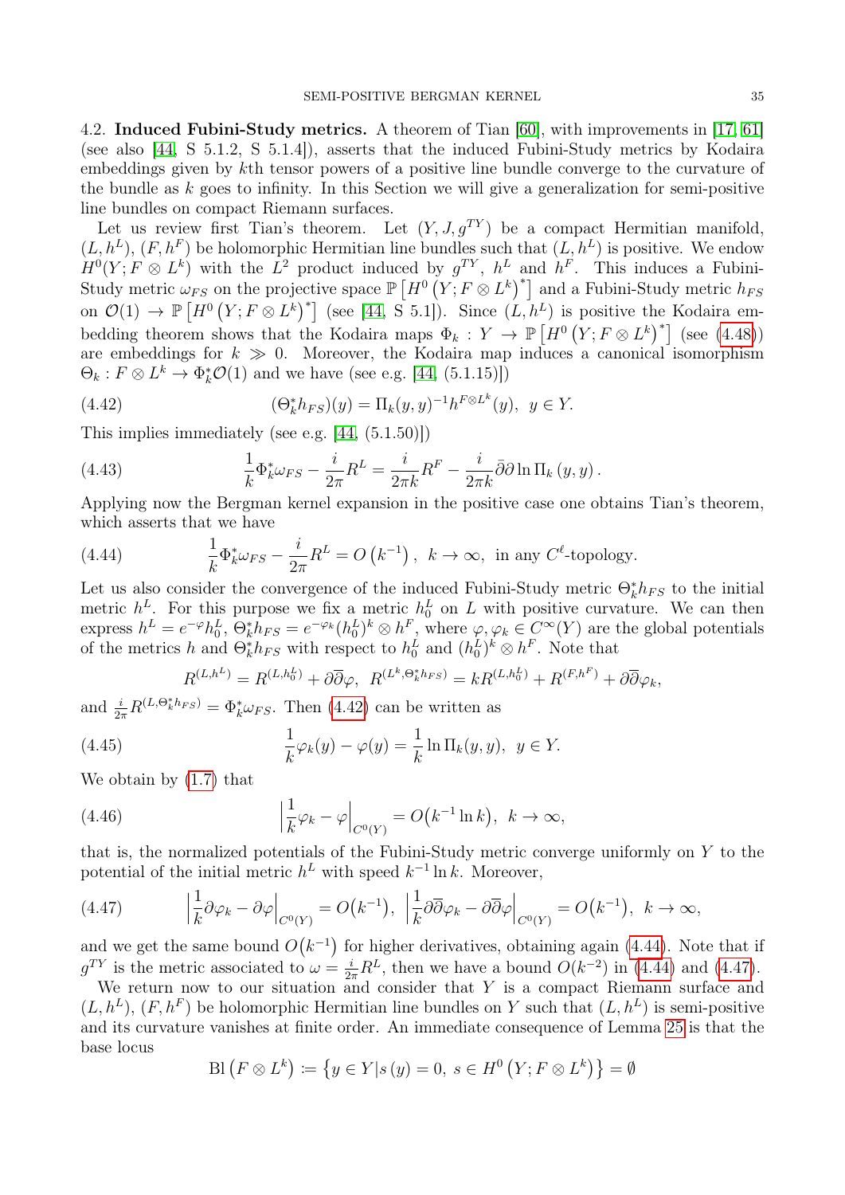4.2. **Induced Fubini-Study metrics.** A theorem of Tian [60], with improvements in [17, 61] (see also [44, S 5.1.2, S 5.1.4]), asserts that the induced Fubini-Study metrics by Kodaira embeddings given by $k$th tensor powers of a positive line bundle converge to the curvature of the bundle as $k$ goes to infinity. In this Section we will give a generalization for semi-positive line bundles on compact Riemann surfaces.

Let us review first Tian's theorem. Let $(Y, J, g^{TY})$ be a compact Hermitian manifold, $(L, h^L)$, $(F, h^F)$ be holomorphic Hermitian line bundles such that $(L, h^L)$ is positive. We endow $H^0(Y; F \otimes L^k)$ with the $L^2$ product induced by $g^{TY}$, $h^L$ and $h^F$. This induces a Fubini-Study metric $\omega_{FS}$ on the projective space $\mathbb{P}\left[H^0\left(Y; F \otimes L^k\right)^*\right]$ and a Fubini-Study metric $h_{FS}$ on $\mathcal{O}(1) \to \mathbb{P}\left[H^0\left(Y; F \otimes L^k\right)^*\right]$ (see [44, S 5.1]). Since $(L, h^L)$ is positive the Kodaira embedding theorem shows that the Kodaira maps $\Phi_k : Y \to \mathbb{P}\left[H^0\left(Y; F \otimes L^k\right)^*\right]$ (see (4.48)) are embeddings for $k \gg 0$. Moreover, the Kodaira map induces a canonical isomorphism $\Theta_k : F \otimes L^k \to \Phi_k^* \mathcal{O}(1)$ and we have (see e.g. [44, (5.1.15)])

$$(\Theta_k^* h_{FS})(y) = \Pi_k(y, y)^{-1} h^{F \otimes L^k}(y), \ \ y \in Y. \tag{4.42}$$

This implies immediately (see e.g. [44, (5.1.50)])

$$\frac{1}{k}\Phi_k^* \omega_{FS} - \frac{i}{2\pi} R^L = \frac{i}{2\pi k} R^F - \frac{i}{2\pi k} \bar{\partial}\partial \ln \Pi_k\left(y, y\right). \tag{4.43}$$

Applying now the Bergman kernel expansion in the positive case one obtains Tian's theorem, which asserts that we have

$$\frac{1}{k}\Phi_k^* \omega_{FS} - \frac{i}{2\pi} R^L = O\left(k^{-1}\right), \ \ k \to \infty, \text{ in any } C^\ell\text{-topology}. \tag{4.44}$$

Let us also consider the convergence of the induced Fubini-Study metric $\Theta_k^* h_{FS}$ to the initial metric $h^L$. For this purpose we fix a metric $h_0^L$ on $L$ with positive curvature. We can then express $h^L = e^{-\varphi} h_0^L$, $\Theta_k^* h_{FS} = e^{-\varphi_k} (h_0^L)^k \otimes h^F$, where $\varphi, \varphi_k \in C^\infty(Y)$ are the global potentials of the metrics $h$ and $\Theta_k^* h_{FS}$ with respect to $h_0^L$ and $(h_0^L)^k \otimes h^F$. Note that

$$R^{(L,h^L)} = R^{(L,h_0^L)} + \partial\overline{\partial}\varphi, \ \ R^{(L^k, \Theta_k^* h_{FS})} = kR^{(L,h_0^L)} + R^{(F,h^F)} + \partial\overline{\partial}\varphi_k,$$

and $\frac{i}{2\pi} R^{(L, \Theta_k^* h_{FS})} = \Phi_k^* \omega_{FS}$. Then (4.42) can be written as

$$\frac{1}{k}\varphi_k(y) - \varphi(y) = \frac{1}{k} \ln \Pi_k(y, y), \ \ y \in Y. \tag{4.45}$$

We obtain by (1.7) that

$$\left|\frac{1}{k}\varphi_k - \varphi\right|_{C^0(Y)} = O\big(k^{-1} \ln k\big), \ \ k \to \infty, \tag{4.46}$$

that is, the normalized potentials of the Fubini-Study metric converge uniformly on $Y$ to the potential of the initial metric $h^L$ with speed $k^{-1} \ln k$. Moreover,

$$\left|\frac{1}{k}\partial\varphi_k - \partial\varphi\right|_{C^0(Y)} = O\big(k^{-1}\big), \ \left|\frac{1}{k}\partial\overline{\partial}\varphi_k - \partial\overline{\partial}\varphi\right|_{C^0(Y)} = O\big(k^{-1}\big), \ \ k \to \infty, \tag{4.47}$$

and we get the same bound $O\big(k^{-1}\big)$ for higher derivatives, obtaining again (4.44). Note that if $g^{TY}$ is the metric associated to $\omega = \frac{i}{2\pi} R^L$, then we have a bound $O(k^{-2})$ in (4.44) and (4.47).

We return now to our situation and consider that $Y$ is a compact Riemann surface and $(L, h^L)$, $(F, h^F)$ be holomorphic Hermitian line bundles on $Y$ such that $(L, h^L)$ is semi-positive and its curvature vanishes at finite order. An immediate consequence of Lemma 25 is that the base locus

$$\mathrm{Bl}\left(F \otimes L^k\right) := \left\{y \in Y | s\left(y\right) = 0, \ s \in H^0\left(Y; F \otimes L^k\right)\right\} = \emptyset$$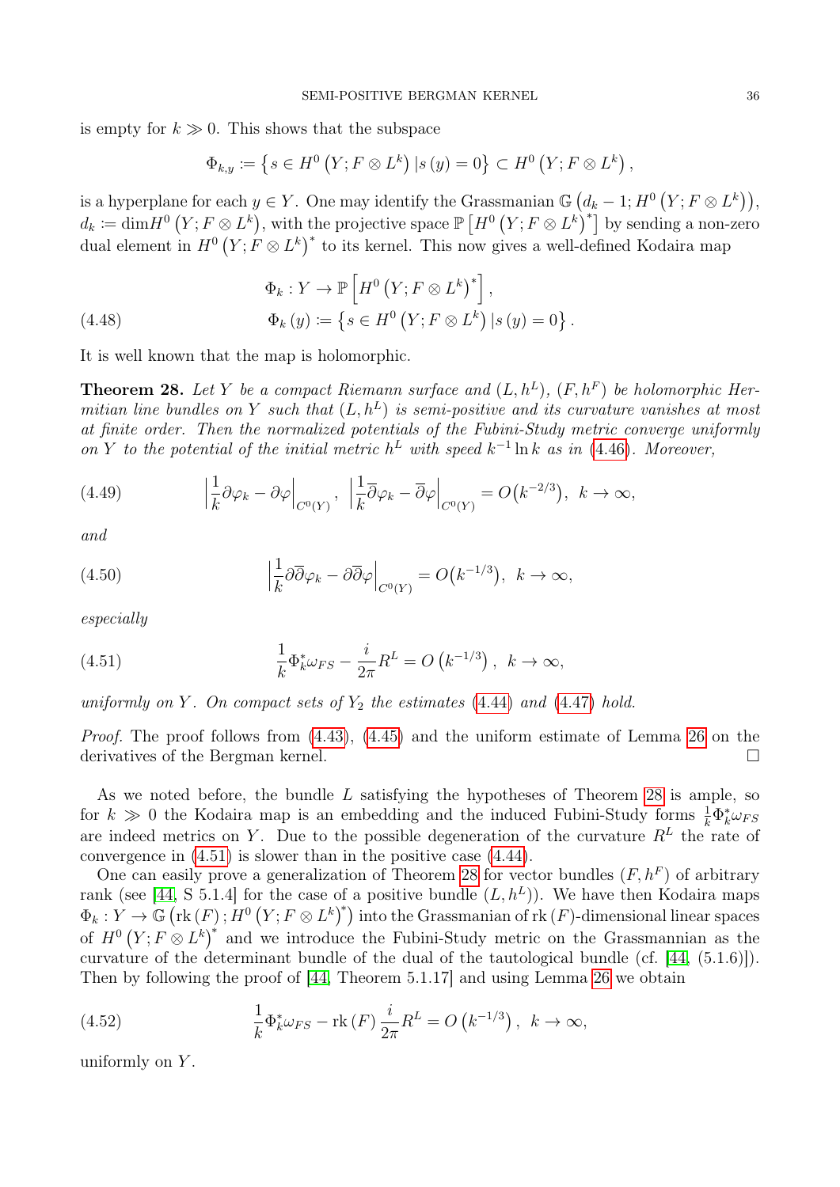is empty for $k \gg 0$. This shows that the subspace

$$\Phi_{k,y} := \left\{ s \in H^0\left(Y; F \otimes L^k\right) | s(y) = 0 \right\} \subset H^0\left(Y; F \otimes L^k\right),$$

is a hyperplane for each $y \in Y$. One may identify the Grassmanian $\mathbb{G}\left(d_k - 1; H^0\left(Y; F \otimes L^k\right)\right)$, $d_k := \dim H^0\left(Y; F \otimes L^k\right)$, with the projective space $\mathbb{P}\left[H^0\left(Y; F \otimes L^k\right)^*\right]$ by sending a non-zero dual element in $H^0\left(Y; F \otimes L^k\right)^*$ to its kernel. This now gives a well-defined Kodaira map

$$\begin{aligned} \Phi_k &: Y \to \mathbb{P}\left[H^0\left(Y; F \otimes L^k\right)^*\right], \\ \Phi_k(y) &:= \left\{ s \in H^0\left(Y; F \otimes L^k\right) | s(y) = 0 \right\}. \end{aligned} \tag{4.48}$$

It is well known that the map is holomorphic.

**Theorem 28.** *Let $Y$ be a compact Riemann surface and $(L, h^L)$, $(F, h^F)$ be holomorphic Hermitian line bundles on $Y$ such that $(L, h^L)$ is semi-positive and its curvature vanishes at most at finite order. Then the normalized potentials of the Fubini-Study metric converge uniformly on $Y$ to the potential of the initial metric $h^L$ with speed $k^{-1}\ln k$ as in (4.46). Moreover,*

$$\left|\frac{1}{k}\partial\varphi_k - \partial\varphi\right|_{C^0(Y)}, \ \left|\frac{1}{k}\overline{\partial}\varphi_k - \overline{\partial}\varphi\right|_{C^0(Y)} = O\big(k^{-2/3}\big), \ k \to \infty, \tag{4.49}$$

*and*

$$\left|\frac{1}{k}\partial\overline{\partial}\varphi_k - \partial\overline{\partial}\varphi\right|_{C^0(Y)} = O\big(k^{-1/3}\big), \ k \to \infty, \tag{4.50}$$

*especially*

$$\frac{1}{k}\Phi_k^*\omega_{FS} - \frac{i}{2\pi}R^L = O\left(k^{-1/3}\right), \ k \to \infty, \tag{4.51}$$

*uniformly on $Y$. On compact sets of $Y_2$ the estimates (4.44) and (4.47) hold.*

*Proof.* The proof follows from (4.43), (4.45) and the uniform estimate of Lemma 26 on the derivatives of the Bergman kernel. $\square$

As we noted before, the bundle $L$ satisfying the hypotheses of Theorem 28 is ample, so for $k \gg 0$ the Kodaira map is an embedding and the induced Fubini-Study forms $\frac{1}{k}\Phi_k^*\omega_{FS}$ are indeed metrics on $Y$. Due to the possible degeneration of the curvature $R^L$ the rate of convergence in (4.51) is slower than in the positive case (4.44).

One can easily prove a generalization of Theorem 28 for vector bundles $(F, h^F)$ of arbitrary rank (see [44, S 5.1.4] for the case of a positive bundle $(L, h^L)$). We have then Kodaira maps $\Phi_k : Y \to \mathbb{G}\left(\mathrm{rk}(F); H^0\left(Y; F \otimes L^k\right)^*\right)$ into the Grassmanian of $\mathrm{rk}(F)$-dimensional linear spaces of $H^0\left(Y; F \otimes L^k\right)^*$ and we introduce the Fubini-Study metric on the Grassmannian as the curvature of the determinant bundle of the dual of the tautological bundle (cf. [44, (5.1.6)]). Then by following the proof of [44, Theorem 5.1.17] and using Lemma 26 we obtain

$$\frac{1}{k}\Phi_k^*\omega_{FS} - \mathrm{rk}(F)\,\frac{i}{2\pi}R^L = O\left(k^{-1/3}\right), \ k \to \infty, \tag{4.52}$$

uniformly on $Y$.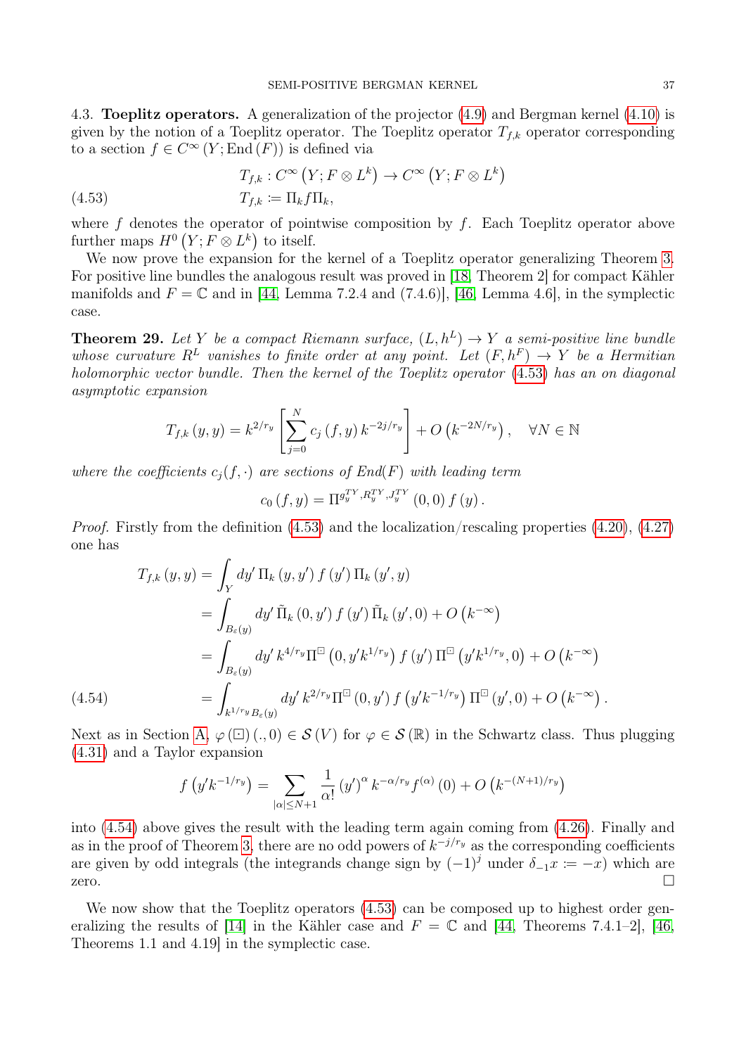4.3. **Toeplitz operators.** A generalization of the projector (4.9) and Bergman kernel (4.10) is given by the notion of a Toeplitz operator. The Toeplitz operator $T_{f,k}$ operator corresponding to a section $f \in C^{\infty}(Y;\mathrm{End}(F))$ is defined via

$$
\begin{aligned}
& T_{f,k} : C^{\infty}\left(Y; F \otimes L^k\right) \to C^{\infty}\left(Y; F \otimes L^k\right) \\
& T_{f,k} \coloneqq \Pi_k f \Pi_k, \qquad\qquad (4.53)
\end{aligned}
$$

where $f$ denotes the operator of pointwise composition by $f$. Each Toeplitz operator above further maps $H^0\left(Y; F \otimes L^k\right)$ to itself.

We now prove the expansion for the kernel of a Toeplitz operator generalizing Theorem 3. For positive line bundles the analogous result was proved in [18, Theorem 2] for compact Kähler manifolds and $F = \mathbb{C}$ and in [44, Lemma 7.2.4 and (7.4.6)], [46, Lemma 4.6], in the symplectic case.

**Theorem 29.** *Let $Y$ be a compact Riemann surface, $(L, h^L) \to Y$ a semi-positive line bundle whose curvature $R^L$ vanishes to finite order at any point. Let $(F, h^F) \to Y$ be a Hermitian holomorphic vector bundle. Then the kernel of the Toeplitz operator (4.53) has an on diagonal asymptotic expansion*

$$
T_{f,k}(y,y) = k^{2/r_y}\left[\sum_{j=0}^{N} c_j(f,y)\, k^{-2j/r_y}\right] + O\left(k^{-2N/r_y}\right), \quad \forall N \in \mathbb{N}
$$

*where the coefficients $c_j(f,\cdot)$ are sections of $End(F)$ with leading term*

$$
c_0(f,y) = \Pi^{g_y^{TY}, R_y^{TY}, J_y^{TY}}(0,0)\, f(y)\,.
$$

*Proof.* Firstly from the definition (4.53) and the localization/rescaling properties (4.20), (4.27) one has

$$
\begin{aligned}
T_{f,k}(y,y) &= \int_Y dy'\, \Pi_k(y,y')\, f(y')\, \Pi_k(y',y) \\
&= \int_{B_\varepsilon(y)} dy'\, \tilde{\Pi}_k(0,y')\, f(y')\, \tilde{\Pi}_k(y',0) + O\left(k^{-\infty}\right) \\
&= \int_{B_\varepsilon(y)} dy'\, k^{4/r_y}\, \Pi^{\boxdot}\left(0, y' k^{1/r_y}\right) f(y')\, \Pi^{\boxdot}\left(y' k^{1/r_y}, 0\right) + O\left(k^{-\infty}\right) \\
&= \int_{k^{1/r_y} B_\varepsilon(y)} dy'\, k^{2/r_y}\, \Pi^{\boxdot}(0,y')\, f\left(y' k^{-1/r_y}\right) \Pi^{\boxdot}(y',0) + O\left(k^{-\infty}\right). \qquad (4.54)
\end{aligned}
$$

Next as in Section A, $\varphi(\boxdot)(.,0) \in \mathcal{S}(V)$ for $\varphi \in \mathcal{S}(\mathbb{R})$ in the Schwartz class. Thus plugging (4.31) and a Taylor expansion

$$
f\left(y' k^{-1/r_y}\right) = \sum_{|\alpha| \le N+1} \frac{1}{\alpha!} (y')^{\alpha} k^{-\alpha/r_y} f^{(\alpha)}(0) + O\left(k^{-(N+1)/r_y}\right)
$$

into (4.54) above gives the result with the leading term again coming from (4.26). Finally and as in the proof of Theorem 3, there are no odd powers of $k^{-j/r_y}$ as the corresponding coefficients are given by odd integrals (the integrands change sign by $(-1)^j$ under $\delta_{-1}x \coloneqq -x$) which are zero. $\square$

We now show that the Toeplitz operators (4.53) can be composed up to highest order generalizing the results of [14] in the Kähler case and $F = \mathbb{C}$ and [44, Theorems 7.4.1–2], [46, Theorems 1.1 and 4.19] in the symplectic case.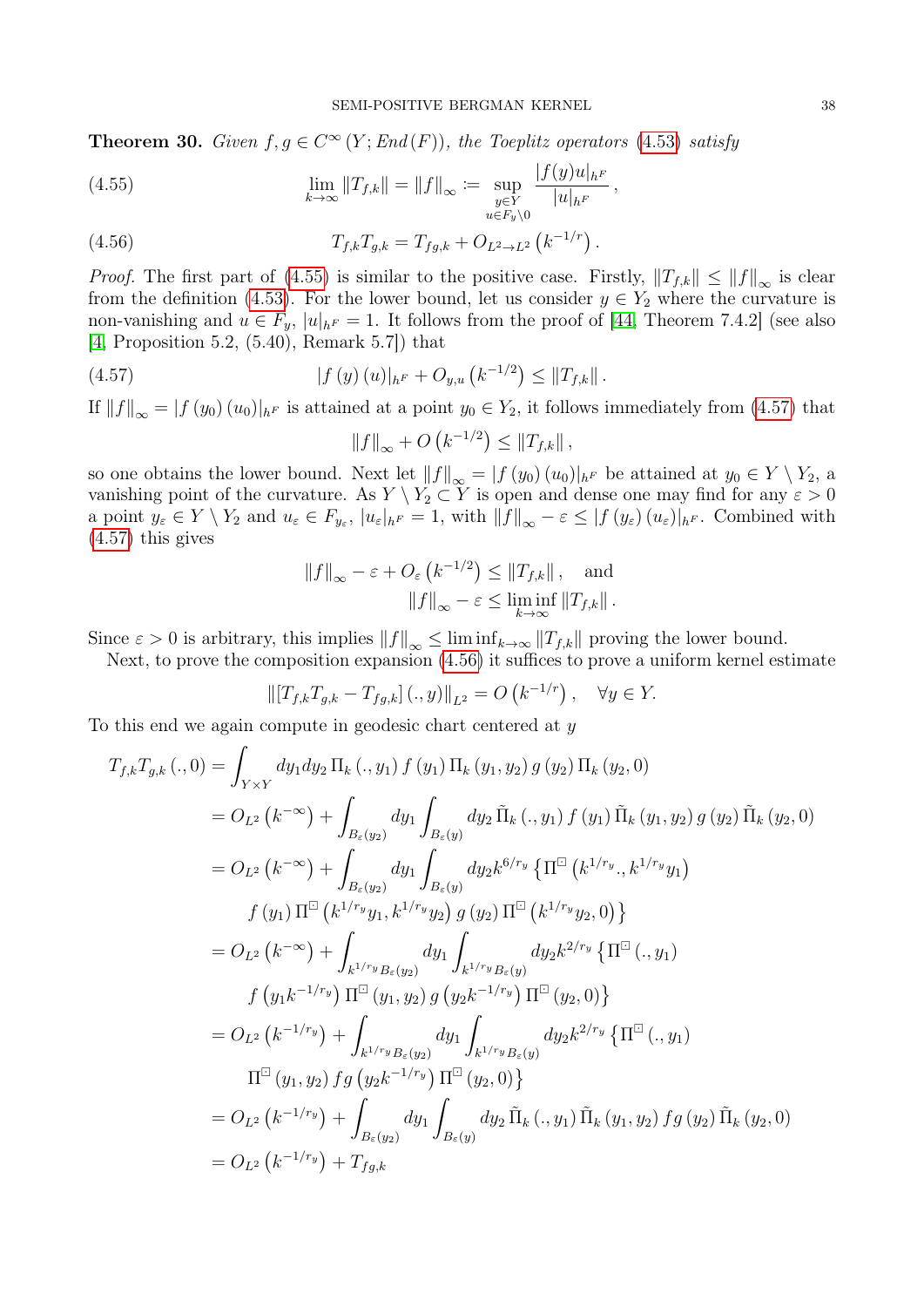**Theorem 30.** *Given $f, g \in C^\infty(Y; End(F))$, the Toeplitz operators (4.53) satisfy*

$$\lim_{k\to\infty} \|T_{f,k}\| = \|f\|_\infty \coloneqq \sup_{\substack{y\in Y\\ u\in F_y\setminus 0}} \frac{|f(y)u|_{h^F}}{|u|_{h^F}}, \tag{4.55}$$

$$T_{f,k}T_{g,k} = T_{fg,k} + O_{L^2\to L^2}\left(k^{-1/r}\right). \tag{4.56}$$

*Proof.* The first part of (4.55) is similar to the positive case. Firstly, $\|T_{f,k}\| \le \|f\|_\infty$ is clear from the definition (4.53). For the lower bound, let us consider $y \in Y_2$ where the curvature is non-vanishing and $u \in F_y$, $|u|_{h^F} = 1$. It follows from the proof of [44, Theorem 7.4.2] (see also [4, Proposition 5.2, (5.40), Remark 5.7]) that

$$|f(y)(u)|_{h^F} + O_{y,u}\left(k^{-1/2}\right) \le \|T_{f,k}\|. \tag{4.57}$$

If $\|f\|_\infty = |f(y_0)(u_0)|_{h^F}$ is attained at a point $y_0 \in Y_2$, it follows immediately from (4.57) that

$$\|f\|_\infty + O\left(k^{-1/2}\right) \le \|T_{f,k}\|,$$

so one obtains the lower bound. Next let $\|f\|_\infty = |f(y_0)(u_0)|_{h^F}$ be attained at $y_0 \in Y\setminus Y_2$, a vanishing point of the curvature. As $Y\setminus Y_2 \subset Y$ is open and dense one may find for any $\varepsilon > 0$ a point $y_\varepsilon \in Y\setminus Y_2$ and $u_\varepsilon \in F_{y_\varepsilon}$, $|u_\varepsilon|_{h^F} = 1$, with $\|f\|_\infty - \varepsilon \le |f(y_\varepsilon)(u_\varepsilon)|_{h^F}$. Combined with (4.57) this gives

$$\begin{aligned}
\|f\|_\infty - \varepsilon + O_\varepsilon\left(k^{-1/2}\right) &\le \|T_{f,k}\|, \quad \text{and} \\
\|f\|_\infty - \varepsilon &\le \liminf_{k\to\infty} \|T_{f,k}\|.
\end{aligned}$$

Since $\varepsilon > 0$ is arbitrary, this implies $\|f\|_\infty \le \liminf_{k\to\infty}\|T_{f,k}\|$ proving the lower bound.

Next, to prove the composition expansion (4.56) it suffices to prove a uniform kernel estimate

$$\|[T_{f,k}T_{g,k} - T_{fg,k}](.,y)\|_{L^2} = O\left(k^{-1/r}\right), \quad \forall y \in Y.$$

To this end we again compute in geodesic chart centered at $y$

$$\begin{aligned}
T_{f,k}T_{g,k}(.,0) &= \int_{Y\times Y} dy_1 dy_2\, \Pi_k(.,y_1) f(y_1) \Pi_k(y_1,y_2) g(y_2) \Pi_k(y_2,0) \\
&= O_{L^2}\left(k^{-\infty}\right) + \int_{B_\varepsilon(y_2)} dy_1 \int_{B_\varepsilon(y)} dy_2\, \tilde{\Pi}_k(.,y_1) f(y_1) \tilde{\Pi}_k(y_1,y_2) g(y_2) \tilde{\Pi}_k(y_2,0) \\
&= O_{L^2}\left(k^{-\infty}\right) + \int_{B_\varepsilon(y_2)} dy_1 \int_{B_\varepsilon(y)} dy_2 k^{6/r_y} \left\{\Pi^{\boxdot}\left(k^{1/r_y}.,k^{1/r_y}y_1\right)\right. \\
&\qquad \left. f(y_1)\Pi^{\boxdot}\left(k^{1/r_y}y_1,k^{1/r_y}y_2\right) g(y_2)\Pi^{\boxdot}\left(k^{1/r_y}y_2,0\right)\right\} \\
&= O_{L^2}\left(k^{-\infty}\right) + \int_{k^{1/r_y}B_\varepsilon(y_2)} dy_1 \int_{k^{1/r_y}B_\varepsilon(y)} dy_2 k^{2/r_y} \left\{\Pi^{\boxdot}(.,y_1)\right. \\
&\qquad \left. f\left(y_1 k^{-1/r_y}\right)\Pi^{\boxdot}(y_1,y_2)\, g\left(y_2 k^{-1/r_y}\right)\Pi^{\boxdot}(y_2,0)\right\} \\
&= O_{L^2}\left(k^{-1/r_y}\right) + \int_{k^{1/r_y}B_\varepsilon(y_2)} dy_1 \int_{k^{1/r_y}B_\varepsilon(y)} dy_2 k^{2/r_y} \left\{\Pi^{\boxdot}(.,y_1)\right. \\
&\qquad \left. \Pi^{\boxdot}(y_1,y_2)\, fg\left(y_2 k^{-1/r_y}\right)\Pi^{\boxdot}(y_2,0)\right\} \\
&= O_{L^2}\left(k^{-1/r_y}\right) + \int_{B_\varepsilon(y_2)} dy_1 \int_{B_\varepsilon(y)} dy_2\, \tilde{\Pi}_k(.,y_1)\tilde{\Pi}_k(y_1,y_2)\, fg(y_2)\, \tilde{\Pi}_k(y_2,0) \\
&= O_{L^2}\left(k^{-1/r_y}\right) + T_{fg,k}
\end{aligned}$$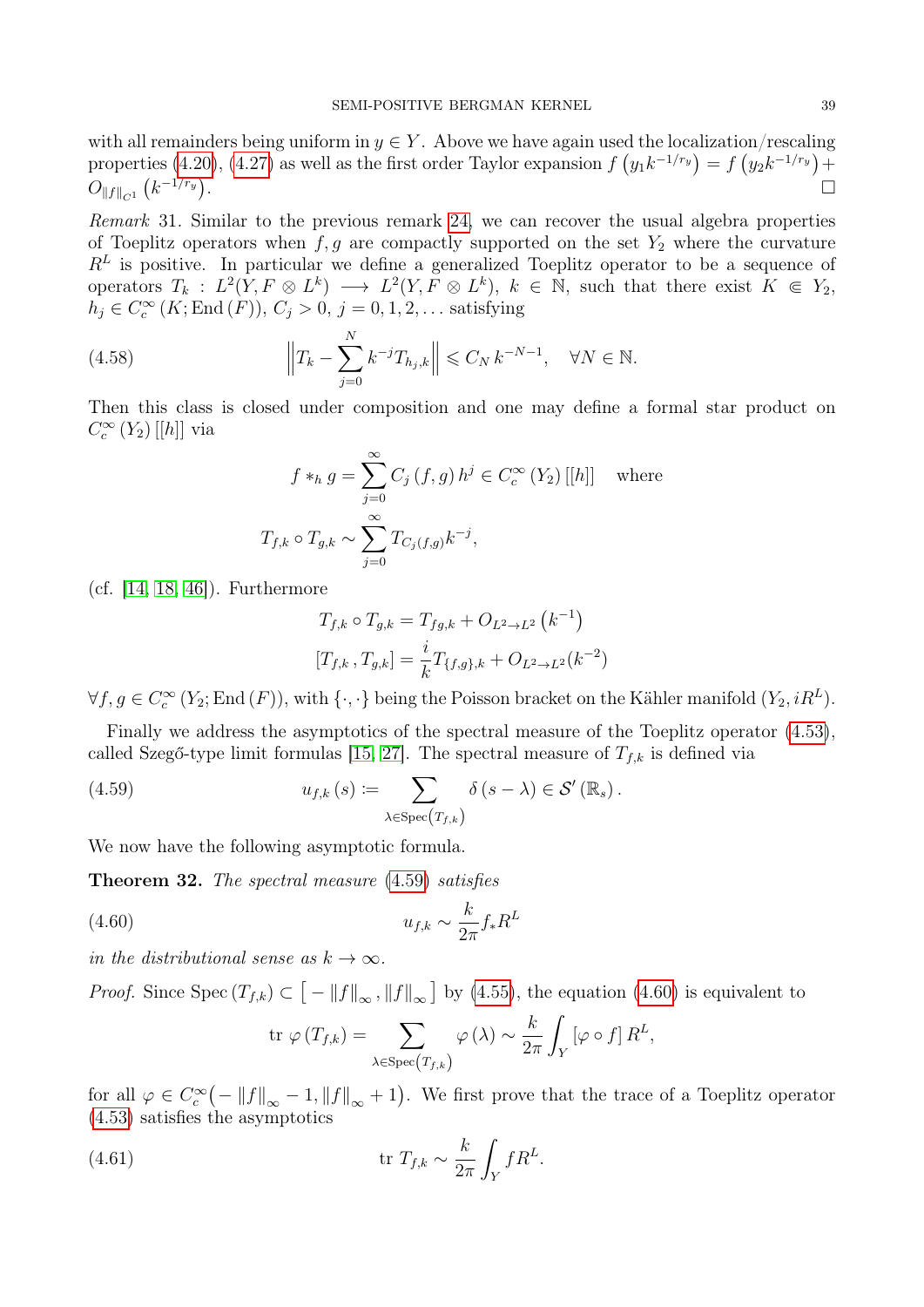with all remainders being uniform in $y \in Y$. Above we have again used the localization/rescaling properties (4.20), (4.27) as well as the first order Taylor expansion $f\left(y_1 k^{-1/r_y}\right) = f\left(y_2 k^{-1/r_y}\right) + O_{\|f\|_{C^1}}\left(k^{-1/r_y}\right)$. $\square$

*Remark* 31. Similar to the previous remark 24, we can recover the usual algebra properties of Toeplitz operators when $f, g$ are compactly supported on the set $Y_2$ where the curvature $R^L$ is positive. In particular we define a generalized Toeplitz operator to be a sequence of operators $T_k : L^2(Y, F \otimes L^k) \longrightarrow L^2(Y, F \otimes L^k)$, $k \in \mathbb{N}$, such that there exist $K \Subset Y_2$, $h_j \in C_c^\infty(K; \mathrm{End}(F))$, $C_j > 0$, $j = 0, 1, 2, \ldots$ satisfying

$$\left\| T_k - \sum_{j=0}^{N} k^{-j} T_{h_j, k} \right\| \leqslant C_N \, k^{-N-1}, \quad \forall N \in \mathbb{N}. \tag{4.58}$$

Then this class is closed under composition and one may define a formal star product on $C_c^\infty(Y_2)[[h]]$ via

$$f *_h g = \sum_{j=0}^{\infty} C_j(f, g) \, h^j \in C_c^\infty(Y_2)[[h]] \quad \text{where}$$

$$T_{f,k} \circ T_{g,k} \sim \sum_{j=0}^{\infty} T_{C_j(f,g)} k^{-j},$$

(cf. [14, 18, 46]). Furthermore

$$T_{f,k} \circ T_{g,k} = T_{fg,k} + O_{L^2 \to L^2}\left(k^{-1}\right)$$

$$[T_{f,k}, T_{g,k}] = \frac{i}{k} T_{\{f,g\},k} + O_{L^2 \to L^2}(k^{-2})$$

$\forall f, g \in C_c^\infty(Y_2; \mathrm{End}(F))$, with $\{\cdot, \cdot\}$ being the Poisson bracket on the Kähler manifold $(Y_2, iR^L)$.

Finally we address the asymptotics of the spectral measure of the Toeplitz operator (4.53), called Szegő-type limit formulas [15, 27]. The spectral measure of $T_{f,k}$ is defined via

$$u_{f,k}(s) := \sum_{\lambda \in \mathrm{Spec}(T_{f,k})} \delta(s - \lambda) \in \mathcal{S}'(\mathbb{R}_s). \tag{4.59}$$

We now have the following asymptotic formula.

**Theorem 32.** *The spectral measure* (4.59) *satisfies*

$$u_{f,k} \sim \frac{k}{2\pi} f_* R^L \tag{4.60}$$

*in the distributional sense as* $k \to \infty$.

*Proof.* Since $\mathrm{Spec}(T_{f,k}) \subset \left[ -\|f\|_\infty, \|f\|_\infty \right]$ by (4.55), the equation (4.60) is equivalent to

$$\mathrm{tr}\, \varphi(T_{f,k}) = \sum_{\lambda \in \mathrm{Spec}(T_{f,k})} \varphi(\lambda) \sim \frac{k}{2\pi} \int_Y [\varphi \circ f] \, R^L,$$

for all $\varphi \in C_c^\infty\left( -\|f\|_\infty - 1, \|f\|_\infty + 1 \right)$. We first prove that the trace of a Toeplitz operator (4.53) satisfies the asymptotics

$$\mathrm{tr}\, T_{f,k} \sim \frac{k}{2\pi} \int_Y f R^L. \tag{4.61}$$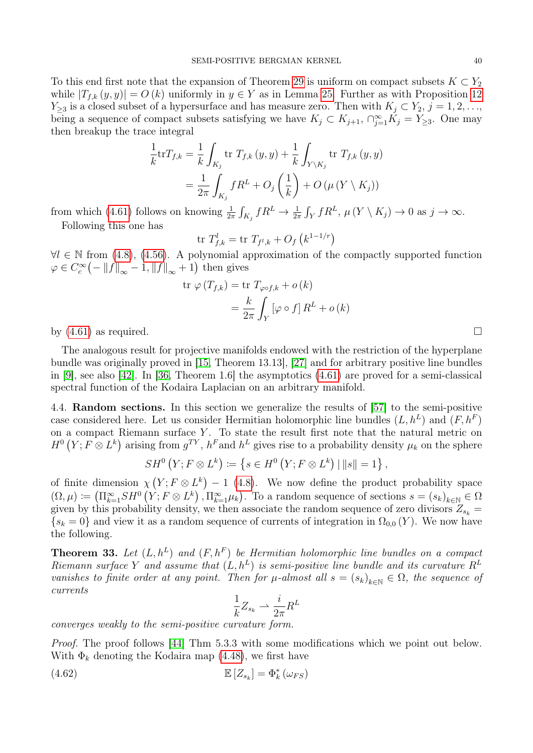To this end first note that the expansion of Theorem 29 is uniform on compact subsets $K \subset Y_2$ while $|T_{f,k}(y,y)| = O(k)$ uniformly in $y \in Y$ as in Lemma 25. Further as with Proposition 12 $Y_{\geq 3}$ is a closed subset of a hypersurface and has measure zero. Then with $K_j \subset Y_2$, $j = 1, 2, \ldots$, being a sequence of compact subsets satisfying we have $K_j \subset K_{j+1}$, $\cap_{j=1}^{\infty} K_j = Y_{\geq 3}$. One may then breakup the trace integral

$$
\begin{aligned}
\frac{1}{k}\mathrm{tr} T_{f,k} &= \frac{1}{k}\int_{K_j} \mathrm{tr}\ T_{f,k}(y,y) + \frac{1}{k}\int_{Y\setminus K_j} \mathrm{tr}\ T_{f,k}(y,y) \\
&= \frac{1}{2\pi}\int_{K_j} f R^L + O_j\left(\frac{1}{k}\right) + O\left(\mu\left(Y\setminus K_j\right)\right)
\end{aligned}
$$

from which (4.61) follows on knowing $\frac{1}{2\pi}\int_{K_j} fR^L \to \frac{1}{2\pi}\int_Y fR^L$, $\mu(Y\setminus K_j) \to 0$ as $j \to \infty$.

Following this one has

$$
\mathrm{tr}\ T_{f,k}^l = \mathrm{tr}\ T_{f^l,k} + O_f\left(k^{1-1/r}\right)
$$

$\forall l \in \mathbb{N}$ from (4.8), (4.56). A polynomial approximation of the compactly supported function $\varphi \in C_c^\infty\left(-\|f\|_\infty - 1, \|f\|_\infty + 1\right)$ then gives

$$
\begin{aligned}
\mathrm{tr}\ \varphi\left(T_{f,k}\right) &= \mathrm{tr}\ T_{\varphi\circ f,k} + o(k) \\
&= \frac{k}{2\pi}\int_Y \left[\varphi\circ f\right] R^L + o(k)
\end{aligned}
$$

by (4.61) as required. $\square$

The analogous result for projective manifolds endowed with the restriction of the hyperplane bundle was originally proved in [15, Theorem 13.13], [27] and for arbitrary positive line bundles in [9], see also [42]. In [36, Theorem 1.6] the asymptotics (4.61) are proved for a semi-classical spectral function of the Kodaira Laplacian on an arbitrary manifold.

4.4. **Random sections.** In this section we generalize the results of [57] to the semi-positive case considered here. Let us consider Hermitian holomorphic line bundles $(L, h^L)$ and $(F, h^F)$ on a compact Riemann surface $Y$. To state the result first note that the natural metric on $H^0\left(Y; F\otimes L^k\right)$ arising from $g^{TY}$, $h^F$and $h^L$ gives rise to a probability density $\mu_k$ on the sphere

$$
SH^0\left(Y; F\otimes L^k\right) := \left\{ s \in H^0\left(Y; F\otimes L^k\right) \mid \|s\| = 1\right\},
$$

of finite dimension $\chi\left(Y; F\otimes L^k\right) - 1$ (4.8). We now define the product probability space $(\Omega, \mu) := \left(\Pi_{k=1}^\infty SH^0\left(Y; F\otimes L^k\right), \Pi_{k=1}^\infty \mu_k\right)$. To a random sequence of sections $s = (s_k)_{k\in\mathbb{N}} \in \Omega$ given by this probability density, we then associate the random sequence of zero divisors $Z_{s_k} = \{s_k = 0\}$ and view it as a random sequence of currents of integration in $\Omega_{0,0}(Y)$. We now have the following.

**Theorem 33.** *Let $(L, h^L)$ and $(F, h^F)$ be Hermitian holomorphic line bundles on a compact Riemann surface $Y$ and assume that $(L, h^L)$ is semi-positive line bundle and its curvature $R^L$ vanishes to finite order at any point. Then for $\mu$-almost all $s = (s_k)_{k\in\mathbb{N}} \in \Omega$, the sequence of currents*

$$
\frac{1}{k} Z_{s_k} \rightharpoonup \frac{i}{2\pi} R^L
$$

*converges weakly to the semi-positive curvature form.*

*Proof.* The proof follows [44] Thm 5.3.3 with some modifications which we point out below. With $\Phi_k$ denoting the Kodaira map (4.48), we first have

$$
\mathbb{E}\left[Z_{s_k}\right] = \Phi_k^*\left(\omega_{FS}\right) \tag{4.62}
$$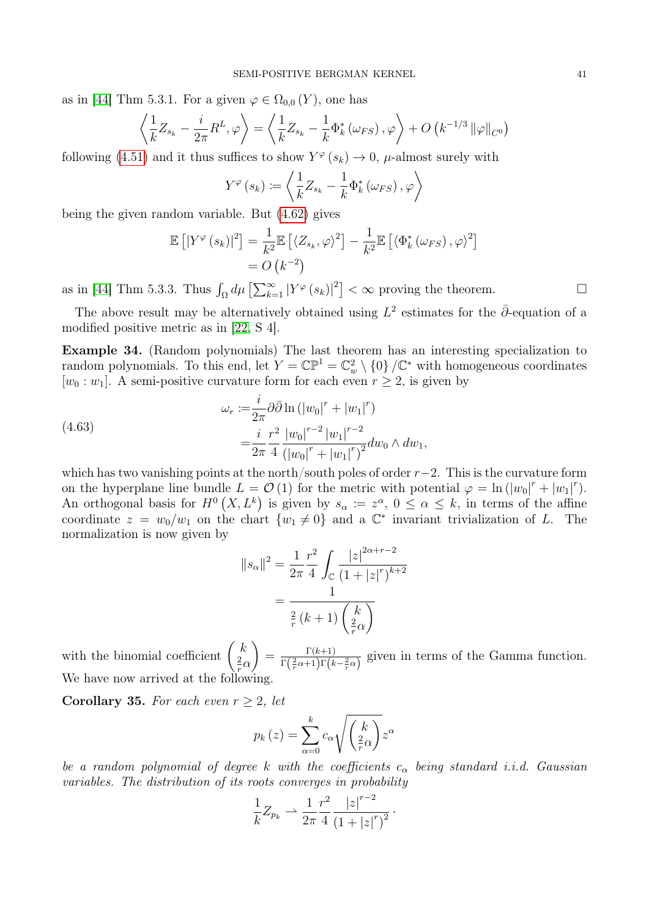as in [44] Thm 5.3.1. For a given $\varphi \in \Omega_{0,0}(Y)$, one has

$$\left\langle \frac{1}{k} Z_{s_k} - \frac{i}{2\pi} R^L, \varphi \right\rangle = \left\langle \frac{1}{k} Z_{s_k} - \frac{1}{k} \Phi_k^* (\omega_{FS}), \varphi \right\rangle + O\left(k^{-1/3} \|\varphi\|_{C^0}\right)$$

following (4.51) and it thus suffices to show $Y^\varphi(s_k) \to 0$, $\mu$-almost surely with

$$Y^\varphi(s_k) := \left\langle \frac{1}{k} Z_{s_k} - \frac{1}{k} \Phi_k^* (\omega_{FS}), \varphi \right\rangle$$

being the given random variable. But (4.62) gives

$$\begin{aligned}
\mathbb{E}\left[|Y^\varphi(s_k)|^2\right] &= \frac{1}{k^2} \mathbb{E}\left[\langle Z_{s_k}, \varphi \rangle^2\right] - \frac{1}{k^2} \mathbb{E}\left[\langle \Phi_k^* (\omega_{FS}), \varphi \rangle^2\right] \\
&= O\left(k^{-2}\right)
\end{aligned}$$

as in [44] Thm 5.3.3. Thus $\int_\Omega d\mu \left[\sum_{k=1}^\infty |Y^\varphi(s_k)|^2\right] < \infty$ proving the theorem. □

The above result may be alternatively obtained using $L^2$ estimates for the $\bar{\partial}$-equation of a modified positive metric as in [22, S 4].

**Example 34.** (Random polynomials) The last theorem has an interesting specialization to random polynomials. To this end, let $Y = \mathbb{CP}^1 = \mathbb{C}^2_w \setminus \{0\} / \mathbb{C}^*$ with homogeneous coordinates $[w_0 : w_1]$. A semi-positive curvature form for each even $r \geq 2$, is given by

$$\begin{aligned}
\omega_r :=& \frac{i}{2\pi} \partial \bar{\partial} \ln\left(|w_0|^r + |w_1|^r\right) \\
=& \frac{i}{2\pi} \frac{r^2}{4} \frac{|w_0|^{r-2} |w_1|^{r-2}}{\left(|w_0|^r + |w_1|^r\right)^2} dw_0 \wedge dw_1,
\end{aligned} \tag{4.63}$$

which has two vanishing points at the north/south poles of order $r-2$. This is the curvature form on the hyperplane line bundle $L = \mathcal{O}(1)$ for the metric with potential $\varphi = \ln\left(|w_0|^r + |w_1|^r\right)$. An orthogonal basis for $H^0\left(X, L^k\right)$ is given by $s_\alpha := z^\alpha$, $0 \leq \alpha \leq k$, in terms of the affine coordinate $z = w_0/w_1$ on the chart $\{w_1 \neq 0\}$ and a $\mathbb{C}^*$ invariant trivialization of $L$. The normalization is now given by

$$\begin{aligned}
\|s_\alpha\|^2 &= \frac{1}{2\pi} \frac{r^2}{4} \int_{\mathbb{C}} \frac{|z|^{2\alpha + r - 2}}{\left(1 + |z|^r\right)^{k+2}} \\
&= \frac{1}{\frac{2}{r}(k+1) \begin{pmatrix} k \\ \frac{2}{r}\alpha \end{pmatrix}}
\end{aligned}$$

with the binomial coefficient $\begin{pmatrix} k \\ \frac{2}{r}\alpha \end{pmatrix} = \frac{\Gamma(k+1)}{\Gamma\left(\frac{2}{r}\alpha + 1\right)\Gamma\left(k - \frac{2}{r}\alpha\right)}$ given in terms of the Gamma function. We have now arrived at the following.

**Corollary 35.** *For each even $r \geq 2$, let*

$$p_k(z) = \sum_{\alpha=0}^k c_\alpha \sqrt{\begin{pmatrix} k \\ \frac{2}{r}\alpha \end{pmatrix}} z^\alpha$$

*be a random polynomial of degree $k$ with the coefficients $c_\alpha$ being standard i.i.d. Gaussian variables. The distribution of its roots converges in probability*

$$\frac{1}{k} Z_{p_k} \rightharpoonup \frac{1}{2\pi} \frac{r^2}{4} \frac{|z|^{r-2}}{\left(1 + |z|^r\right)^2}.$$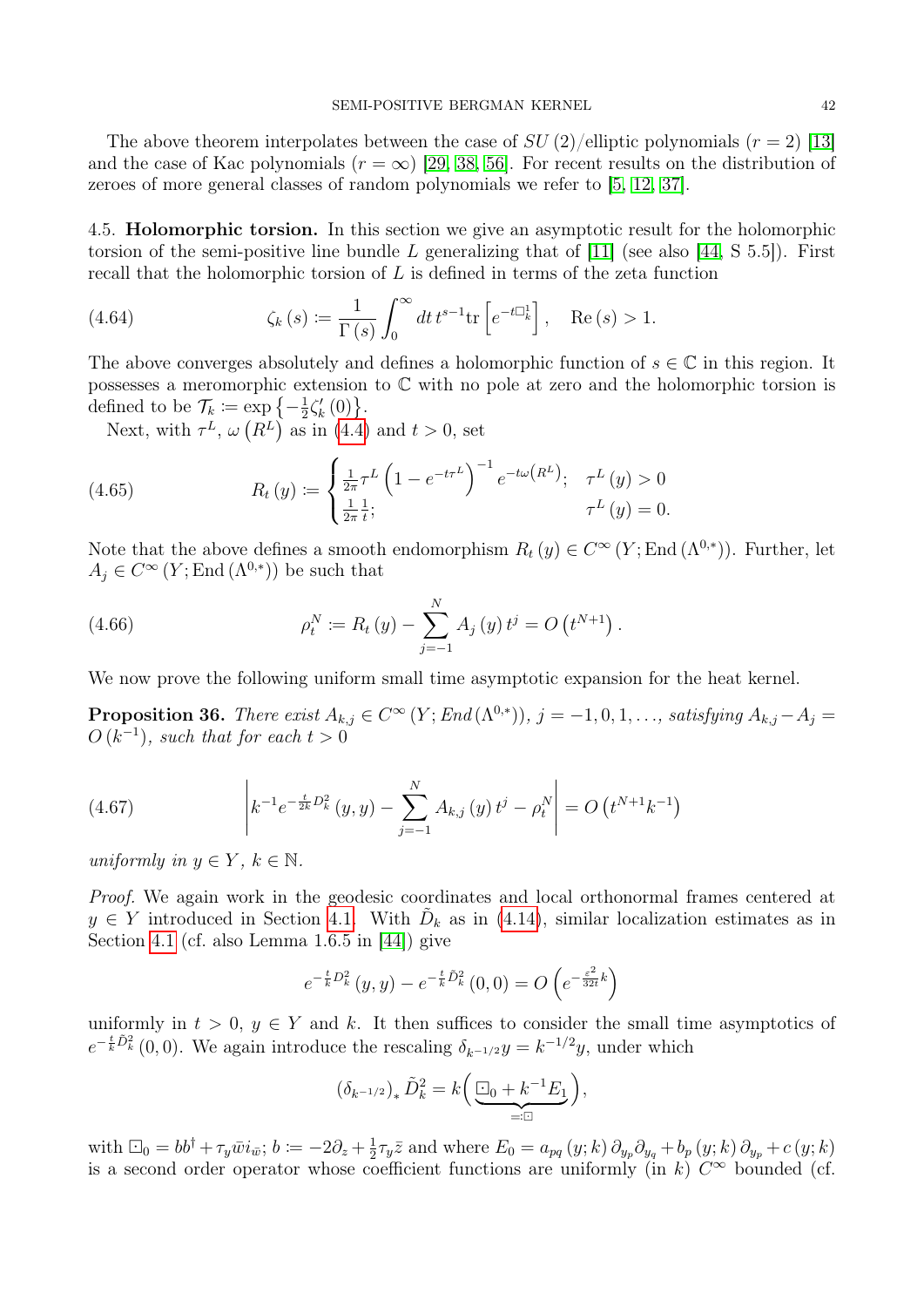The above theorem interpolates between the case of $SU(2)$/elliptic polynomials ($r=2$) [13] and the case of Kac polynomials ($r=\infty$) [29, 38, 56]. For recent results on the distribution of zeroes of more general classes of random polynomials we refer to [5, 12, 37].

4.5. **Holomorphic torsion.** In this section we give an asymptotic result for the holomorphic torsion of the semi-positive line bundle $L$ generalizing that of [11] (see also [44, S 5.5]). First recall that the holomorphic torsion of $L$ is defined in terms of the zeta function

$$\zeta_k(s) := \frac{1}{\Gamma(s)} \int_0^\infty dt\, t^{s-1} \mathrm{tr}\left[e^{-t\Box_k^1}\right], \quad \mathrm{Re}(s) > 1. \tag{4.64}$$

The above converges absolutely and defines a holomorphic function of $s \in \mathbb{C}$ in this region. It possesses a meromorphic extension to $\mathbb{C}$ with no pole at zero and the holomorphic torsion is defined to be $\mathcal{T}_k := \exp\left\{-\frac{1}{2}\zeta_k'(0)\right\}$.

Next, with $\tau^L$, $\omega(R^L)$ as in (4.4) and $t>0$, set

$$R_t(y) := \begin{cases} \frac{1}{2\pi}\tau^L\left(1-e^{-t\tau^L}\right)^{-1} e^{-t\omega\left(R^L\right)}; & \tau^L(y) > 0 \\ \frac{1}{2\pi}\frac{1}{t}; & \tau^L(y) = 0. \end{cases} \tag{4.65}$$

Note that the above defines a smooth endomorphism $R_t(y) \in C^\infty(Y; \mathrm{End}(\Lambda^{0,*}))$. Further, let $A_j \in C^\infty(Y; \mathrm{End}(\Lambda^{0,*}))$ be such that

$$\rho_t^N := R_t(y) - \sum_{j=-1}^N A_j(y)\, t^j = O\left(t^{N+1}\right). \tag{4.66}$$

We now prove the following uniform small time asymptotic expansion for the heat kernel.

**Proposition 36.** *There exist $A_{k,j} \in C^\infty(Y; End(\Lambda^{0,*}))$, $j=-1,0,1,\ldots$, satisfying $A_{k,j} - A_j = O(k^{-1})$, such that for each $t>0$*

$$\left| k^{-1} e^{-\frac{t}{2k}D_k^2}(y,y) - \sum_{j=-1}^N A_{k,j}(y)\, t^j - \rho_t^N \right| = O\left(t^{N+1}k^{-1}\right) \tag{4.67}$$

*uniformly in $y \in Y$, $k \in \mathbb{N}$.*

*Proof.* We again work in the geodesic coordinates and local orthonormal frames centered at $y \in Y$ introduced in Section 4.1. With $\tilde{D}_k$ as in (4.14), similar localization estimates as in Section 4.1 (cf. also Lemma 1.6.5 in [44]) give

$$e^{-\frac{t}{k}D_k^2}(y,y) - e^{-\frac{t}{k}\tilde{D}_k^2}(0,0) = O\left(e^{-\frac{\varepsilon^2}{32t}k}\right)$$

uniformly in $t>0$, $y\in Y$ and $k$. It then suffices to consider the small time asymptotics of $e^{-\frac{t}{k}\tilde{D}_k^2}(0,0)$. We again introduce the rescaling $\delta_{k^{-1/2}}y = k^{-1/2}y$, under which

$$\left(\delta_{k^{-1/2}}\right)_* \tilde{D}_k^2 = k\Big(\underbrace{\Box_0 + k^{-1}E_1}_{=:\Box}\Big),$$

with $\Box_0 = bb^\dagger + \tau_y \bar{w} i_{\bar{w}}$; $b := -2\partial_z + \frac{1}{2}\tau_y \bar{z}$ and where $E_0 = a_{pq}(y;k)\,\partial_{y_p}\partial_{y_q} + b_p(y;k)\,\partial_{y_p} + c(y;k)$ is a second order operator whose coefficient functions are uniformly (in $k$) $C^\infty$ bounded (cf.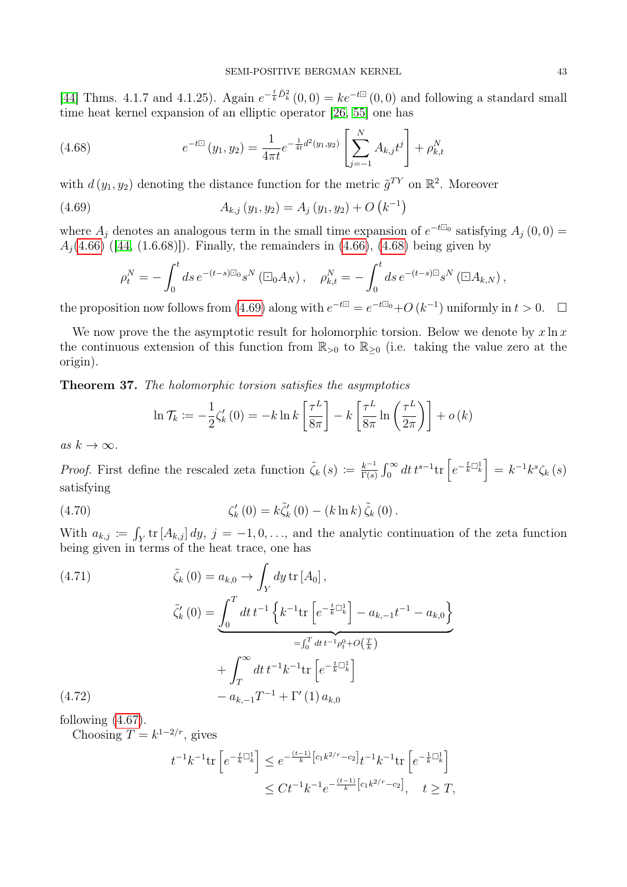[44] Thms. 4.1.7 and 4.1.25). Again $e^{-\frac{t}{k}\tilde{D}_k^2}(0,0) = ke^{-t\boxdot}(0,0)$ and following a standard small time heat kernel expansion of an elliptic operator [26, 55] one has

$$e^{-t\boxdot}(y_1,y_2) = \frac{1}{4\pi t}e^{-\frac{1}{4t}d^2(y_1,y_2)}\left[\sum_{j=-1}^{N} A_{k,j}t^j\right] + \rho_{k,t}^N \tag{4.68}$$

with $d(y_1,y_2)$ denoting the distance function for the metric $\tilde{g}^{TY}$ on $\mathbb{R}^2$. Moreover

$$A_{k,j}(y_1,y_2) = A_j(y_1,y_2) + O\left(k^{-1}\right) \tag{4.69}$$

where $A_j$ denotes an analogous term in the small time expansion of $e^{-t\boxdot_0}$ satisfying $A_j(0,0) = A_j$(4.66) ([44, (1.6.68)]). Finally, the remainders in (4.66), (4.68) being given by

$$\rho_t^N = -\int_0^t ds\, e^{-(t-s)\boxdot_0}s^N(\boxdot_0 A_N), \quad \rho_{k,t}^N = -\int_0^t ds\, e^{-(t-s)\boxdot}s^N(\boxdot A_{k,N}),$$

the proposition now follows from (4.69) along with $e^{-t\boxdot} = e^{-t\boxdot_0} + O\left(k^{-1}\right)$ uniformly in $t > 0$. $\square$

We now prove the the asymptotic result for holomorphic torsion. Below we denote by $x\ln x$ the continuous extension of this function from $\mathbb{R}_{>0}$ to $\mathbb{R}_{\geq 0}$ (i.e. taking the value zero at the origin).

**Theorem 37.** *The holomorphic torsion satisfies the asymptotics*

$$\ln \mathcal{T}_k := -\frac{1}{2}\zeta_k'(0) = -k\ln k\left[\frac{\tau^L}{8\pi}\right] - k\left[\frac{\tau^L}{8\pi}\ln\left(\frac{\tau^L}{2\pi}\right)\right] + o(k)$$

*as* $k \to \infty$.

*Proof.* First define the rescaled zeta function $\tilde{\zeta}_k(s) := \frac{k^{-1}}{\Gamma(s)}\int_0^\infty dt\, t^{s-1}\mathrm{tr}\left[e^{-\frac{t}{k}\square_k^1}\right] = k^{-1}k^s\zeta_k(s)$ satisfying

$$\zeta_k'(0) = k\tilde{\zeta}_k'(0) - (k\ln k)\,\tilde{\zeta}_k(0). \tag{4.70}$$

With $a_{k,j} := \int_Y \mathrm{tr}[A_{k,j}]\,dy$, $j = -1, 0, \ldots$, and the analytic continuation of the zeta function being given in terms of the heat trace, one has

$$\tilde{\zeta}_k(0) = a_{k,0} \to \int_Y dy\,\mathrm{tr}[A_0], \tag{4.71}$$

$$\begin{aligned}\tilde{\zeta}_k'(0) = &\underbrace{\int_0^T dt\, t^{-1}\left\{k^{-1}\mathrm{tr}\left[e^{-\frac{t}{k}\square_k^1}\right] - a_{k,-1}t^{-1} - a_{k,0}\right\}}_{=\int_0^T dt\, t^{-1}\rho_t^0 + O\left(\frac{T}{k}\right)} \\ &+ \int_T^\infty dt\, t^{-1}k^{-1}\mathrm{tr}\left[e^{-\frac{t}{k}\square_k^1}\right] \\ &- a_{k,-1}T^{-1} + \Gamma'(1)\,a_{k,0}\end{aligned} \tag{4.72}$$

following (4.67).

Choosing $T = k^{1-2/r}$, gives

$$\begin{aligned}t^{-1}k^{-1}\mathrm{tr}\left[e^{-\frac{t}{k}\square_k^1}\right] &\leq e^{-\frac{(t-1)}{k}\left[c_1k^{2/r}-c_2\right]}t^{-1}k^{-1}\mathrm{tr}\left[e^{-\frac{1}{k}\square_k^1}\right] \\ &\leq Ct^{-1}k^{-1}e^{-\frac{(t-1)}{k}\left[c_1k^{2/r}-c_2\right]}, \quad t \geq T,\end{aligned}$$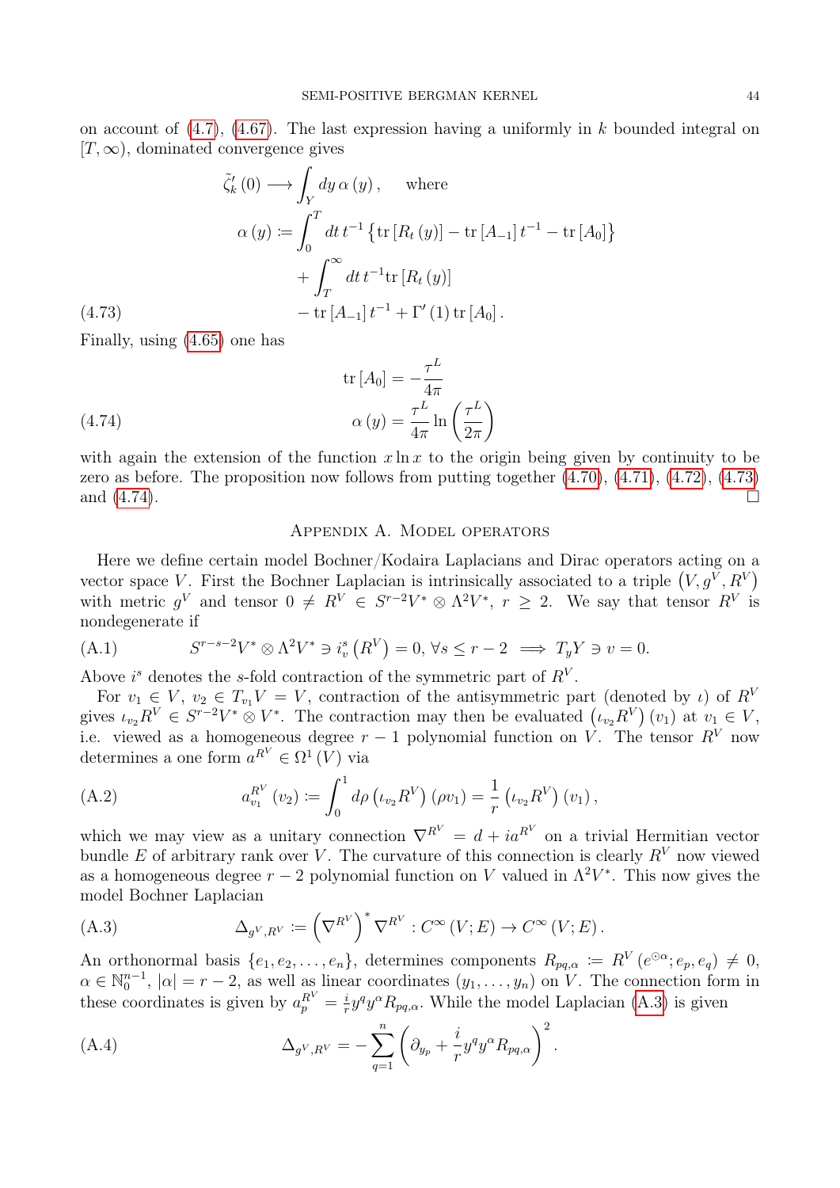on account of (4.7), (4.67). The last expression having a uniformly in $k$ bounded integral on $[T,\infty)$, dominated convergence gives

$$\tilde{\zeta}_k'(0) \longrightarrow \int_Y dy\, \alpha(y), \quad \text{where}$$

$$\alpha(y) \coloneqq \int_0^T dt\, t^{-1}\left\{\operatorname{tr}\left[R_t(y)\right] - \operatorname{tr}\left[A_{-1}\right]t^{-1} - \operatorname{tr}\left[A_0\right]\right\}$$
$$+\int_T^\infty dt\, t^{-1}\operatorname{tr}\left[R_t(y)\right]$$
$$- \operatorname{tr}\left[A_{-1}\right]t^{-1} + \Gamma'(1)\operatorname{tr}\left[A_0\right]. \tag{4.73}$$

Finally, using (4.65) one has

$$\operatorname{tr}\left[A_0\right] = -\frac{\tau^L}{4\pi}$$
$$\alpha(y) = \frac{\tau^L}{4\pi}\ln\left(\frac{\tau^L}{2\pi}\right) \tag{4.74}$$

with again the extension of the function $x\ln x$ to the origin being given by continuity to be zero as before. The proposition now follows from putting together (4.70), (4.71), (4.72), (4.73) and (4.74). $\square$

## Appendix A. Model operators

Here we define certain model Bochner/Kodaira Laplacians and Dirac operators acting on a vector space $V$. First the Bochner Laplacian is intrinsically associated to a triple $\left(V, g^V, R^V\right)$ with metric $g^V$ and tensor $0 \neq R^V \in S^{r-2}V^* \otimes \Lambda^2 V^*$, $r \geq 2$. We say that tensor $R^V$ is nondegenerate if

$$S^{r-s-2}V^* \otimes \Lambda^2 V^* \ni i_v^s\left(R^V\right) = 0,\ \forall s \leq r-2 \implies T_yY \ni v = 0. \tag{A.1}$$

Above $i^s$ denotes the $s$-fold contraction of the symmetric part of $R^V$.

For $v_1 \in V$, $v_2 \in T_{v_1}V = V$, contraction of the antisymmetric part (denoted by $\iota$) of $R^V$ gives $\iota_{v_2}R^V \in S^{r-2}V^* \otimes V^*$. The contraction may then be evaluated $\left(\iota_{v_2}R^V\right)(v_1)$ at $v_1 \in V$, i.e. viewed as a homogeneous degree $r-1$ polynomial function on $V$. The tensor $R^V$ now determines a one form $a^{R^V} \in \Omega^1(V)$ via

$$a_{v_1}^{R^V}(v_2) \coloneqq \int_0^1 d\rho\left(\iota_{v_2}R^V\right)(\rho v_1) = \frac{1}{r}\left(\iota_{v_2}R^V\right)(v_1), \tag{A.2}$$

which we may view as a unitary connection $\nabla^{R^V} = d + ia^{R^V}$ on a trivial Hermitian vector bundle $E$ of arbitrary rank over $V$. The curvature of this connection is clearly $R^V$ now viewed as a homogeneous degree $r-2$ polynomial function on $V$ valued in $\Lambda^2 V^*$. This now gives the model Bochner Laplacian

$$\Delta_{g^V, R^V} \coloneqq \left(\nabla^{R^V}\right)^* \nabla^{R^V} : C^\infty(V;E) \to C^\infty(V;E). \tag{A.3}$$

An orthonormal basis $\{e_1, e_2, \ldots, e_n\}$, determines components $R_{pq,\alpha} \coloneqq R^V\left(e^{\odot\alpha}; e_p, e_q\right) \neq 0$, $\alpha \in \mathbb{N}_0^{n-1}$, $|\alpha| = r-2$, as well as linear coordinates $(y_1, \ldots, y_n)$ on $V$. The connection form in these coordinates is given by $a_p^{R^V} = \frac{i}{r}y^q y^\alpha R_{pq,\alpha}$. While the model Laplacian (A.3) is given

$$\Delta_{g^V, R^V} = -\sum_{q=1}^n \left(\partial_{y_p} + \frac{i}{r}y^q y^\alpha R_{pq,\alpha}\right)^2. \tag{A.4}$$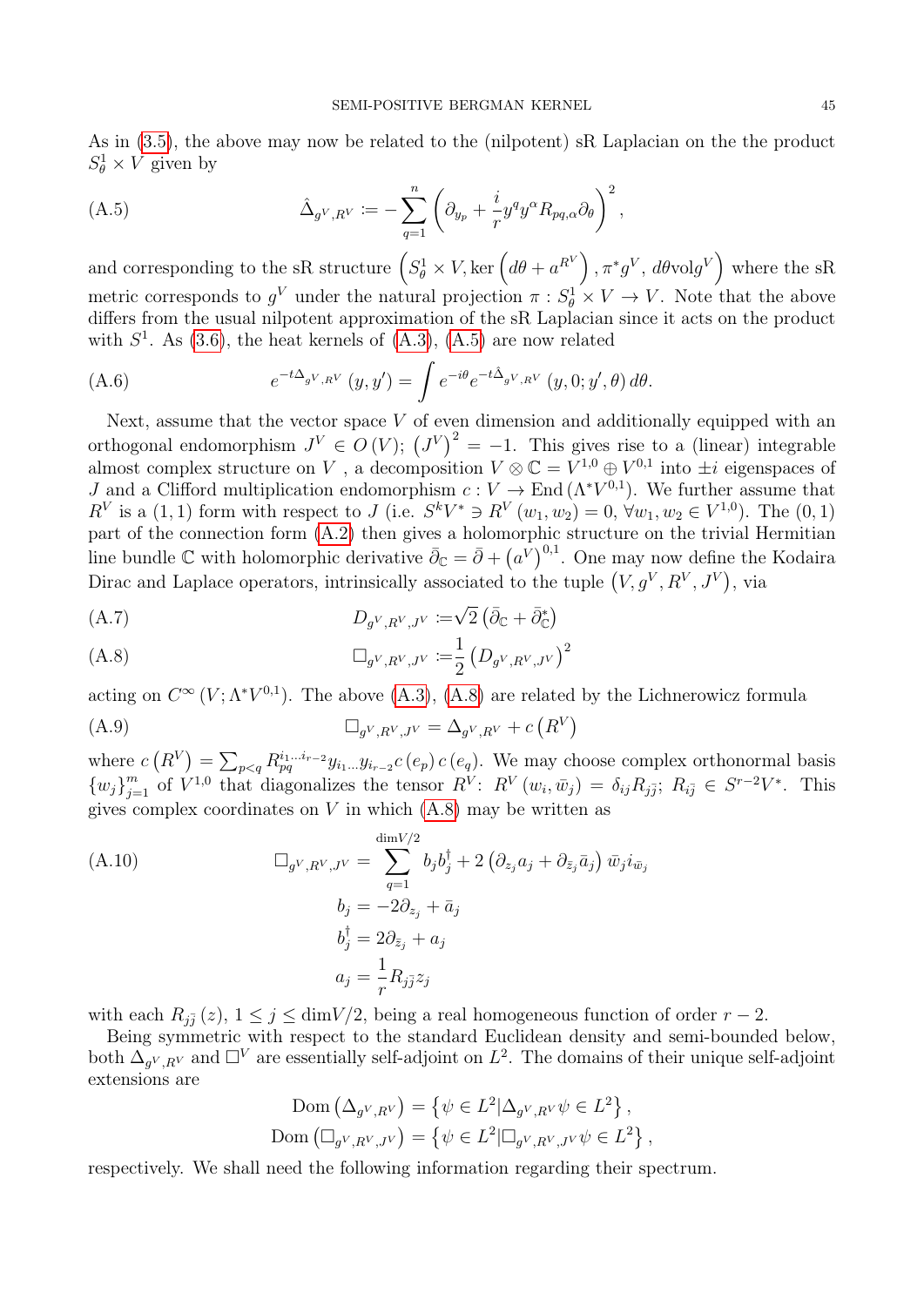As in (3.5), the above may now be related to the (nilpotent) sR Laplacian on the the product $S^1_\theta \times V$ given by

$$\hat{\Delta}_{g^V,R^V} := -\sum_{q=1}^{n}\left(\partial_{y_p} + \frac{i}{r} y^q y^\alpha R_{pq,\alpha}\partial_\theta\right)^2, \tag{A.5}$$

and corresponding to the sR structure $\left(S^1_\theta \times V, \ker\left(d\theta + a^{R^V}\right), \pi^* g^V, d\theta \mathrm{vol} g^V\right)$ where the sR metric corresponds to $g^V$ under the natural projection $\pi : S^1_\theta \times V \to V$. Note that the above differs from the usual nilpotent approximation of the sR Laplacian since it acts on the product with $S^1$. As (3.6), the heat kernels of (A.3), (A.5) are now related

$$e^{-t\Delta_{g^V,R^V}}(y,y') = \int e^{-i\theta} e^{-t\hat{\Delta}_{g^V,R^V}}(y,0;y',\theta)\, d\theta. \tag{A.6}$$

Next, assume that the vector space $V$ of even dimension and additionally equipped with an orthogonal endomorphism $J^V \in O(V)$; $\left(J^V\right)^2 = -1$. This gives rise to a (linear) integrable almost complex structure on $V$ , a decomposition $V \otimes \mathbb{C} = V^{1,0} \oplus V^{0,1}$ into $\pm i$ eigenspaces of $J$ and a Clifford multiplication endomorphism $c : V \to \mathrm{End}\left(\Lambda^* V^{0,1}\right)$. We further assume that $R^V$ is a $(1,1)$ form with respect to $J$ (i.e. $S^k V^* \ni R^V(w_1, w_2) = 0$, $\forall w_1, w_2 \in V^{1,0}$). The $(0,1)$ part of the connection form (A.2) then gives a holomorphic structure on the trivial Hermitian line bundle $\mathbb{C}$ with holomorphic derivative $\bar{\partial}_{\mathbb{C}} = \bar{\partial} + \left(a^V\right)^{0,1}$. One may now define the Kodaira Dirac and Laplace operators, intrinsically associated to the tuple $\left(V, g^V, R^V, J^V\right)$, via

$$D_{g^V,R^V,J^V} := \sqrt{2}\left(\bar{\partial}_{\mathbb{C}} + \bar{\partial}^*_{\mathbb{C}}\right) \tag{A.7}$$

$$\square_{g^V,R^V,J^V} := \frac{1}{2}\left(D_{g^V,R^V,J^V}\right)^2 \tag{A.8}$$

acting on $C^\infty\left(V; \Lambda^* V^{0,1}\right)$. The above (A.3), (A.8) are related by the Lichnerowicz formula

$$\square_{g^V,R^V,J^V} = \Delta_{g^V,R^V} + c\left(R^V\right) \tag{A.9}$$

where $c\left(R^V\right) = \sum_{p<q} R^{i_1\ldots i_{r-2}}_{pq} y_{i_1\ldots} y_{i_{r-2}} c(e_p)\, c(e_q)$. We may choose complex orthonormal basis $\{w_j\}_{j=1}^m$ of $V^{1,0}$ that diagonalizes the tensor $R^V$: $R^V(w_i, \bar{w}_j) = \delta_{ij} R_{j\bar{j}}$; $R_{i\bar{j}} \in S^{r-2}V^*$. This gives complex coordinates on $V$ in which (A.8) may be written as

$$\begin{aligned}
\square_{g^V,R^V,J^V} &= \sum_{q=1}^{\dim V/2} b_j b_j^\dagger + 2\left(\partial_{z_j} a_j + \partial_{\bar{z}_j}\bar{a}_j\right)\bar{w}_j i_{\bar{w}_j} \\
b_j &= -2\partial_{z_j} + \bar{a}_j \\
b_j^\dagger &= 2\partial_{\bar{z}_j} + a_j \\
a_j &= \frac{1}{r} R_{j\bar{j}} z_j
\end{aligned} \tag{A.10}$$

with each $R_{j\bar{j}}(z)$, $1 \le j \le \dim V/2$, being a real homogeneous function of order $r-2$.

Being symmetric with respect to the standard Euclidean density and semi-bounded below, both $\Delta_{g^V,R^V}$ and $\square^V$ are essentially self-adjoint on $L^2$. The domains of their unique self-adjoint extensions are

$$\mathrm{Dom}\left(\Delta_{g^V,R^V}\right) = \left\{\psi \in L^2 | \Delta_{g^V,R^V}\psi \in L^2\right\},$$
$$\mathrm{Dom}\left(\square_{g^V,R^V,J^V}\right) = \left\{\psi \in L^2 | \square_{g^V,R^V,J^V}\psi \in L^2\right\},$$

respectively. We shall need the following information regarding their spectrum.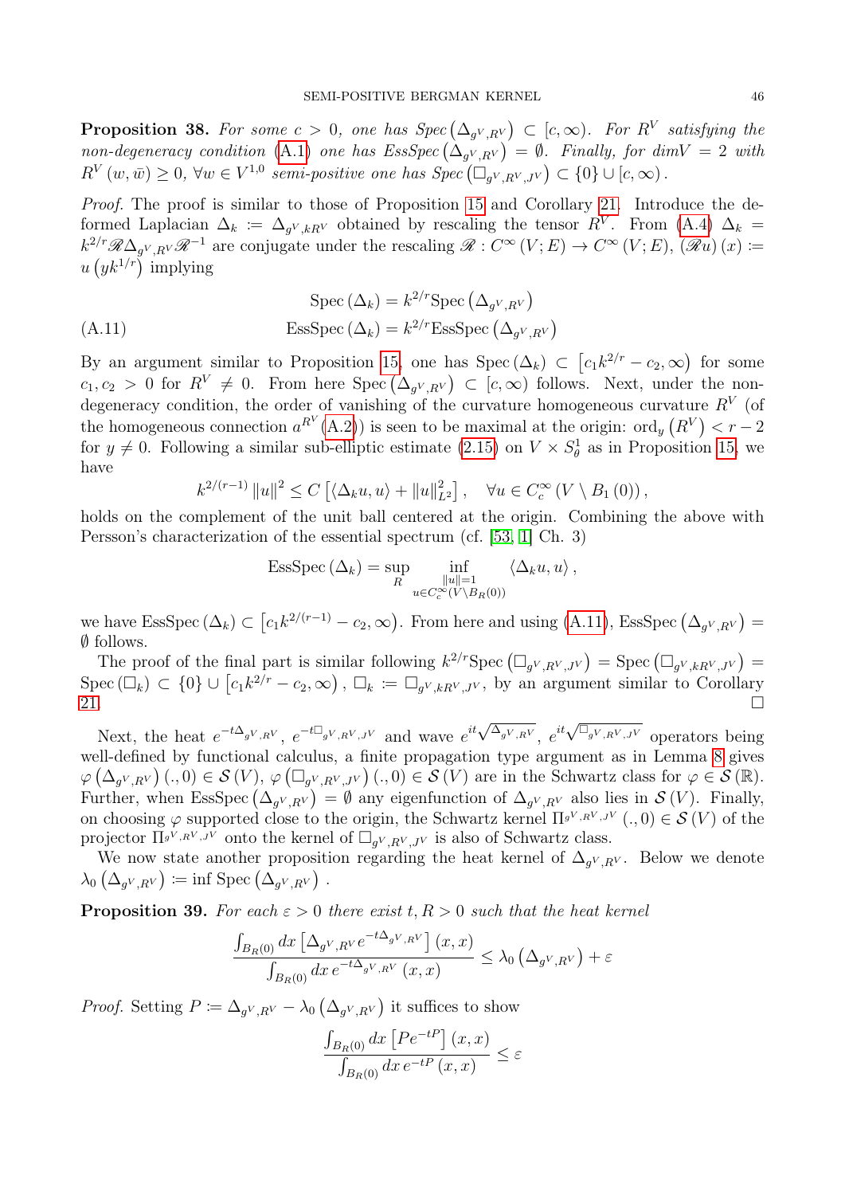**Proposition 38.** *For some $c>0$, one has Spec$\left(\Delta_{g^V,R^V}\right)\subset[c,\infty)$. For $R^V$ satisfying the non-degeneracy condition (A.1) one has EssSpec$\left(\Delta_{g^V,R^V}\right)=\emptyset$. Finally, for dim$V=2$ with $R^V(w,\bar{w})\geq0$, $\forall w\in V^{1,0}$ semi-positive one has Spec$\left(\square_{g^V,R^V,J^V}\right)\subset\{0\}\cup[c,\infty)$.*

*Proof.* The proof is similar to those of Proposition 15 and Corollary 21. Introduce the deformed Laplacian $\Delta_k:=\Delta_{g^V,kR^V}$ obtained by rescaling the tensor $R^V$. From (A.4) $\Delta_k=k^{2/r}\mathscr{R}\Delta_{g^V,R^V}\mathscr{R}^{-1}$ are conjugate under the rescaling $\mathscr{R}:C^\infty(V;E)\to C^\infty(V;E)$, $(\mathscr{R}u)(x):=u\left(yk^{1/r}\right)$ implying

$$
\begin{aligned}
&\text{Spec}\left(\Delta_k\right)=k^{2/r}\text{Spec}\left(\Delta_{g^V,R^V}\right)\\
&\text{EssSpec}\left(\Delta_k\right)=k^{2/r}\text{EssSpec}\left(\Delta_{g^V,R^V}\right)
\end{aligned}
\tag{A.11}
$$

By an argument similar to Proposition 15, one has Spec$\left(\Delta_k\right)\subset\left[c_1k^{2/r}-c_2,\infty\right)$ for some $c_1,c_2>0$ for $R^V\neq0$. From here Spec$\left(\Delta_{g^V,R^V}\right)\subset[c,\infty)$ follows. Next, under the non-degeneracy condition, the order of vanishing of the curvature homogeneous curvature $R^V$ (of the homogeneous connection $a^{R^V}$ (A.2)) is seen to be maximal at the origin: ord$_y\left(R^V\right)<r-2$ for $y\neq0$. Following a similar sub-elliptic estimate (2.15) on $V\times S^1_\theta$ as in Proposition 15, we have

$$
k^{2/(r-1)}\left\Vert u\right\Vert^2\leq C\left[\left\langle\Delta_ku,u\right\rangle+\left\Vert u\right\Vert^2_{L^2}\right],\quad\forall u\in C_c^\infty\left(V\setminus B_1(0)\right),
$$

holds on the complement of the unit ball centered at the origin. Combining the above with Persson's characterization of the essential spectrum (cf. [53, 1] Ch. 3)

$$
\text{EssSpec}\left(\Delta_k\right)=\sup_R\inf_{\substack{\|u\|=1\\u\in C_c^\infty(V\setminus B_R(0))}}\left\langle\Delta_ku,u\right\rangle,
$$

we have EssSpec$\left(\Delta_k\right)\subset\left[c_1k^{2/(r-1)}-c_2,\infty\right)$. From here and using (A.11), EssSpec$\left(\Delta_{g^V,R^V}\right)=\emptyset$ follows.

The proof of the final part is similar following $k^{2/r}$Spec$\left(\square_{g^V,R^V,J^V}\right)=$ Spec$\left(\square_{g^V,kR^V,J^V}\right)=$ Spec$\left(\square_k\right)\subset\{0\}\cup\left[c_1k^{2/r}-c_2,\infty\right)$, $\square_k:=\square_{g^V,kR^V,J^V}$, by an argument similar to Corollary 21. $\square$

Next, the heat $e^{-t\Delta_{g^V,R^V}}$, $e^{-t\square_{g^V,R^V,J^V}}$ and wave $e^{it\sqrt{\Delta_{g^V,R^V}}}$, $e^{it\sqrt{\square_{g^V,R^V,J^V}}}$ operators being well-defined by functional calculus, a finite propagation type argument as in Lemma 8 gives $\varphi\left(\Delta_{g^V,R^V}\right)(.,0)\in\mathcal{S}(V)$, $\varphi\left(\square_{g^V,R^V,J^V}\right)(.,0)\in\mathcal{S}(V)$ are in the Schwartz class for $\varphi\in\mathcal{S}(\mathbb{R})$. Further, when EssSpec$\left(\Delta_{g^V,R^V}\right)=\emptyset$ any eigenfunction of $\Delta_{g^V,R^V}$ also lies in $\mathcal{S}(V)$. Finally, on choosing $\varphi$ supported close to the origin, the Schwartz kernel $\Pi^{g^V,R^V,J^V}(.,0)\in\mathcal{S}(V)$ of the projector $\Pi^{g^V,R^V,J^V}$ onto the kernel of $\square_{g^V,R^V,J^V}$ is also of Schwartz class.

We now state another proposition regarding the heat kernel of $\Delta_{g^V,R^V}$. Below we denote $\lambda_0\left(\Delta_{g^V,R^V}\right):=\inf\text{Spec}\left(\Delta_{g^V,R^V}\right)$.

**Proposition 39.** *For each $\varepsilon>0$ there exist $t,R>0$ such that the heat kernel*

$$
\frac{\int_{B_R(0)}dx\left[\Delta_{g^V,R^V}e^{-t\Delta_{g^V,R^V}}\right](x,x)}{\int_{B_R(0)}dx\,e^{-t\Delta_{g^V,R^V}}(x,x)}\leq\lambda_0\left(\Delta_{g^V,R^V}\right)+\varepsilon
$$

*Proof.* Setting $P:=\Delta_{g^V,R^V}-\lambda_0\left(\Delta_{g^V,R^V}\right)$ it suffices to show

$$
\frac{\int_{B_R(0)}dx\left[Pe^{-tP}\right](x,x)}{\int_{B_R(0)}dx\,e^{-tP}(x,x)}\leq\varepsilon
$$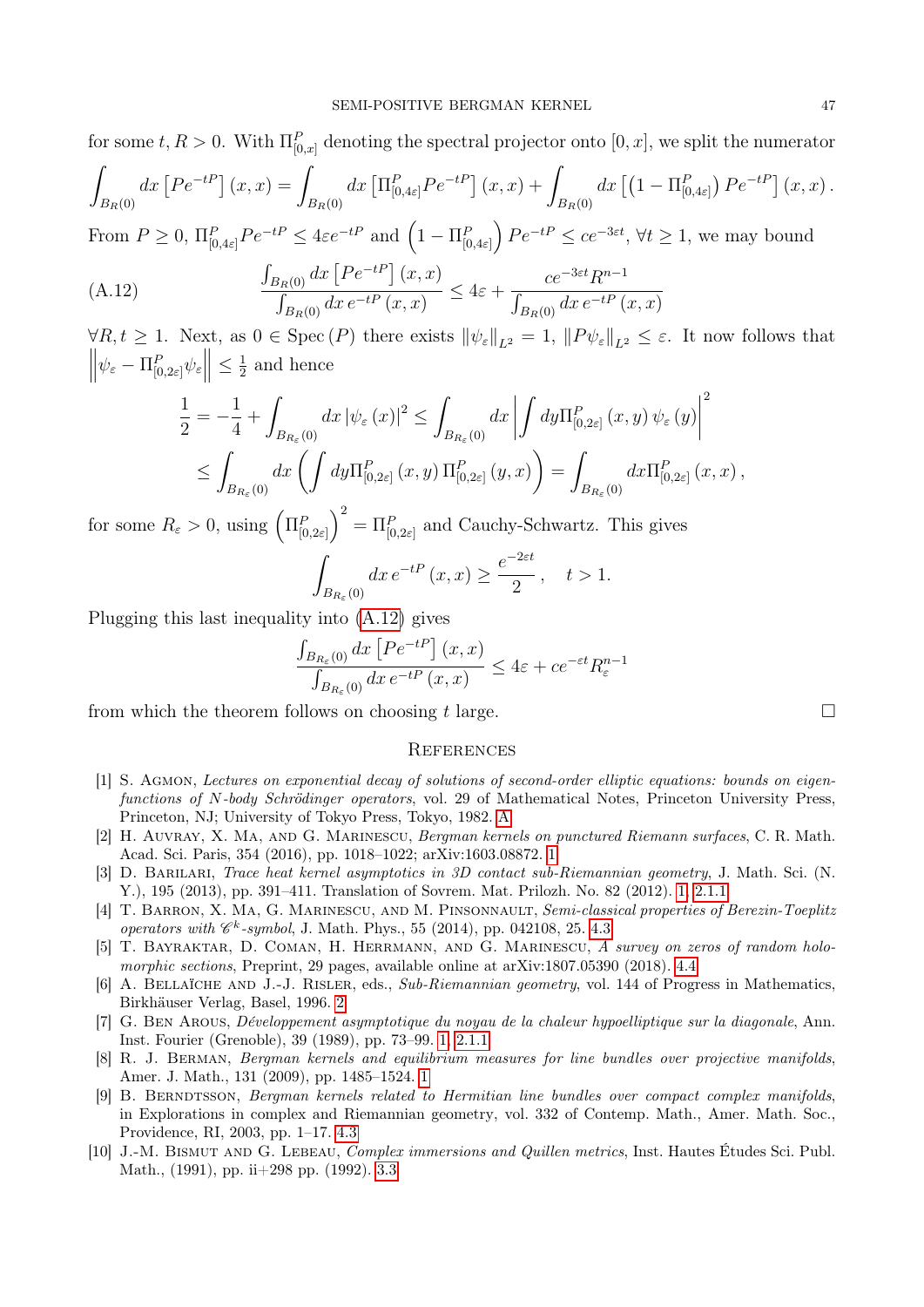for some $t, R > 0$. With $\Pi^P_{[0,x]}$ denoting the spectral projector onto $[0, x]$, we split the numerator

$$\int_{B_R(0)} dx \left[Pe^{-tP}\right](x,x) = \int_{B_R(0)} dx \left[\Pi^P_{[0,4\varepsilon]} Pe^{-tP}\right](x,x) + \int_{B_R(0)} dx \left[\left(1 - \Pi^P_{[0,4\varepsilon]}\right) Pe^{-tP}\right](x,x).$$

From $P \geq 0$, $\Pi^P_{[0,4\varepsilon]} Pe^{-tP} \leq 4\varepsilon e^{-tP}$ and $\left(1 - \Pi^P_{[0,4\varepsilon]}\right) Pe^{-tP} \leq ce^{-3\varepsilon t}$, $\forall t \geq 1$, we may bound

$$\frac{\int_{B_R(0)} dx \left[Pe^{-tP}\right](x,x)}{\int_{B_R(0)} dx \, e^{-tP}(x,x)} \leq 4\varepsilon + \frac{ce^{-3\varepsilon t} R^{n-1}}{\int_{B_R(0)} dx \, e^{-tP}(x,x)} \tag{A.12}$$

$\forall R, t \geq 1$. Next, as $0 \in \operatorname{Spec}(P)$ there exists $\|\psi_\varepsilon\|_{L^2} = 1$, $\|P\psi_\varepsilon\|_{L^2} \leq \varepsilon$. It now follows that $\left\|\psi_\varepsilon - \Pi^P_{[0,2\varepsilon]}\psi_\varepsilon\right\| \leq \frac{1}{2}$ and hence

$$\begin{aligned}
\frac{1}{2} = -\frac{1}{4} + \int_{B_{R_\varepsilon}(0)} dx \, |\psi_\varepsilon(x)|^2 &\leq \int_{B_{R_\varepsilon}(0)} dx \left|\int dy \Pi^P_{[0,2\varepsilon]}(x,y)\, \psi_\varepsilon(y)\right|^2 \\
&\leq \int_{B_{R_\varepsilon}(0)} dx \left(\int dy \Pi^P_{[0,2\varepsilon]}(x,y)\, \Pi^P_{[0,2\varepsilon]}(y,x)\right) = \int_{B_{R_\varepsilon}(0)} dx \Pi^P_{[0,2\varepsilon]}(x,x),
\end{aligned}$$

for some $R_\varepsilon > 0$, using $\left(\Pi^P_{[0,2\varepsilon]}\right)^2 = \Pi^P_{[0,2\varepsilon]}$ and Cauchy-Schwartz. This gives

$$\int_{B_{R_\varepsilon}(0)} dx \, e^{-tP}(x,x) \geq \frac{e^{-2\varepsilon t}}{2}, \quad t > 1.$$

Plugging this last inequality into (A.12) gives

$$\frac{\int_{B_{R_\varepsilon}(0)} dx \left[Pe^{-tP}\right](x,x)}{\int_{B_{R_\varepsilon}(0)} dx \, e^{-tP}(x,x)} \leq 4\varepsilon + ce^{-\varepsilon t} R_\varepsilon^{n-1}$$

from which the theorem follows on choosing $t$ large. □

## References

[1] S. Agmon, *Lectures on exponential decay of solutions of second-order elliptic equations: bounds on eigenfunctions of N-body Schrödinger operators*, vol. 29 of Mathematical Notes, Princeton University Press, Princeton, NJ; University of Tokyo Press, Tokyo, 1982. A

[2] H. Auvray, X. Ma, and G. Marinescu, *Bergman kernels on punctured Riemann surfaces*, C. R. Math. Acad. Sci. Paris, 354 (2016), pp. 1018–1022; arXiv:1603.08872. 1

[3] D. Barilari, *Trace heat kernel asymptotics in 3D contact sub-Riemannian geometry*, J. Math. Sci. (N. Y.), 195 (2013), pp. 391–411. Translation of Sovrem. Mat. Prilozh. No. 82 (2012). 1, 2.1.1

[4] T. Barron, X. Ma, G. Marinescu, and M. Pinsonnault, *Semi-classical properties of Berezin-Toeplitz operators with $\mathscr{C}^k$-symbol*, J. Math. Phys., 55 (2014), pp. 042108, 25. 4.3

[5] T. Bayraktar, D. Coman, H. Herrmann, and G. Marinescu, *A survey on zeros of random holomorphic sections*, Preprint, 29 pages, available online at arXiv:1807.05390 (2018). 4.4

[6] A. Bellaïche and J.-J. Risler, eds., *Sub-Riemannian geometry*, vol. 144 of Progress in Mathematics, Birkhäuser Verlag, Basel, 1996. 2

[7] G. Ben Arous, *Développement asymptotique du noyau de la chaleur hypoelliptique sur la diagonale*, Ann. Inst. Fourier (Grenoble), 39 (1989), pp. 73–99. 1, 2.1.1

[8] R. J. Berman, *Bergman kernels and equilibrium measures for line bundles over projective manifolds*, Amer. J. Math., 131 (2009), pp. 1485–1524. 1

[9] B. Berndtsson, *Bergman kernels related to Hermitian line bundles over compact complex manifolds*, in Explorations in complex and Riemannian geometry, vol. 332 of Contemp. Math., Amer. Math. Soc., Providence, RI, 2003, pp. 1–17. 4.3

[10] J.-M. Bismut and G. Lebeau, *Complex immersions and Quillen metrics*, Inst. Hautes Études Sci. Publ. Math., (1991), pp. ii+298 pp. (1992). 3.3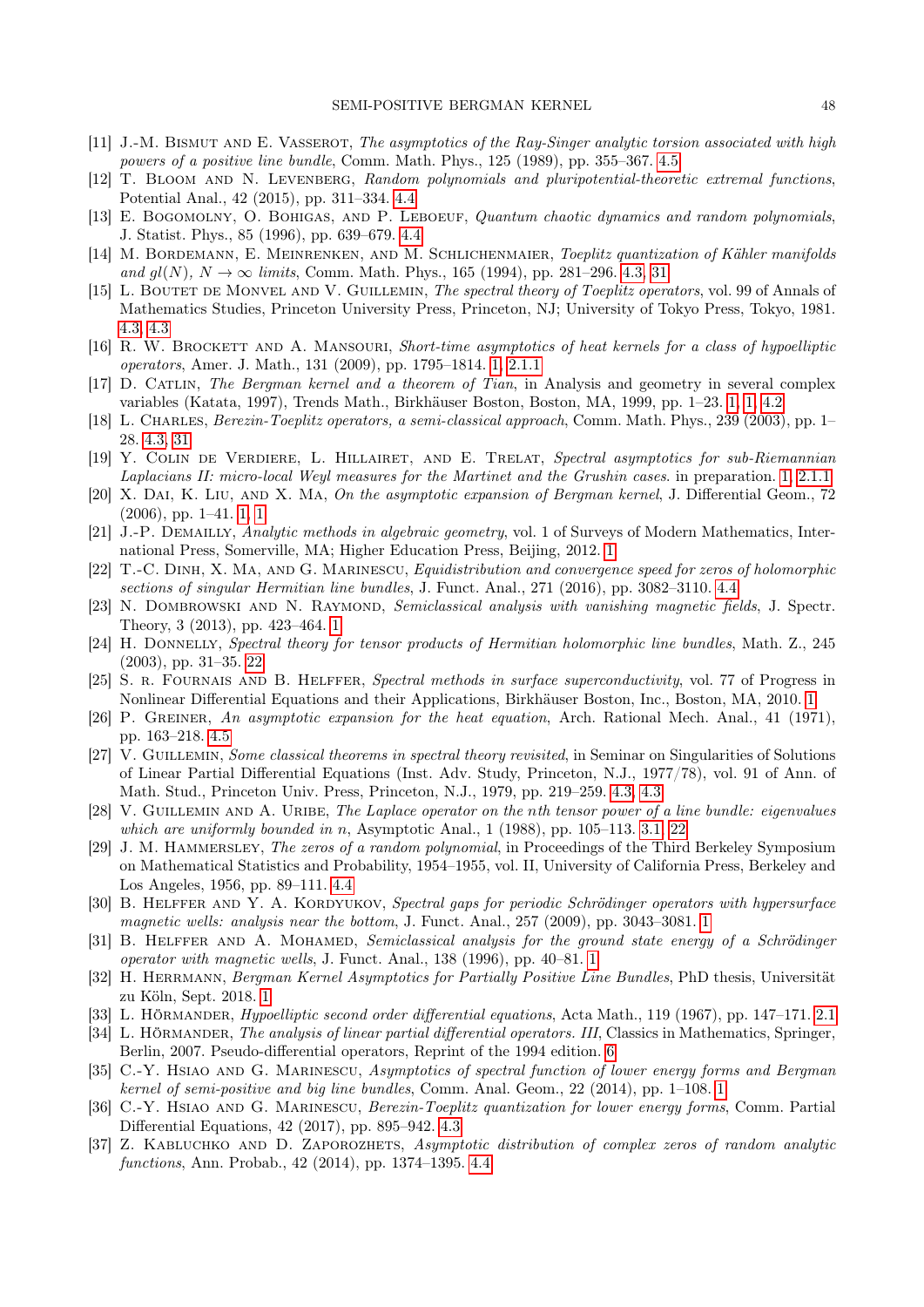[11] J.-M. Bismut and E. Vasserot, *The asymptotics of the Ray-Singer analytic torsion associated with high powers of a positive line bundle*, Comm. Math. Phys., 125 (1989), pp. 355–367. 4.5

[12] T. Bloom and N. Levenberg, *Random polynomials and pluripotential-theoretic extremal functions*, Potential Anal., 42 (2015), pp. 311–334. 4.4

[13] E. Bogomolny, O. Bohigas, and P. Leboeuf, *Quantum chaotic dynamics and random polynomials*, J. Statist. Phys., 85 (1996), pp. 639–679. 4.4

[14] M. Bordemann, E. Meinrenken, and M. Schlichenmaier, *Toeplitz quantization of Kähler manifolds and $gl(N)$, $N \to \infty$ limits*, Comm. Math. Phys., 165 (1994), pp. 281–296. 4.3, 31

[15] L. Boutet de Monvel and V. Guillemin, *The spectral theory of Toeplitz operators*, vol. 99 of Annals of Mathematics Studies, Princeton University Press, Princeton, NJ; University of Tokyo Press, Tokyo, 1981. 4.3, 4.3

[16] R. W. Brockett and A. Mansouri, *Short-time asymptotics of heat kernels for a class of hypoelliptic operators*, Amer. J. Math., 131 (2009), pp. 1795–1814. 1, 2.1.1

[17] D. Catlin, *The Bergman kernel and a theorem of Tian*, in Analysis and geometry in several complex variables (Katata, 1997), Trends Math., Birkhäuser Boston, Boston, MA, 1999, pp. 1–23. 1, 1, 4.2

[18] L. Charles, *Berezin-Toeplitz operators, a semi-classical approach*, Comm. Math. Phys., 239 (2003), pp. 1–28. 4.3, 31

[19] Y. Colin de Verdiere, L. Hillairet, and E. Trelat, *Spectral asymptotics for sub-Riemannian Laplacians II: micro-local Weyl measures for the Martinet and the Grushin cases*. in preparation. 1, 2.1.1

[20] X. Dai, K. Liu, and X. Ma, *On the asymptotic expansion of Bergman kernel*, J. Differential Geom., 72 (2006), pp. 1–41. 1, 1

[21] J.-P. Demailly, *Analytic methods in algebraic geometry*, vol. 1 of Surveys of Modern Mathematics, International Press, Somerville, MA; Higher Education Press, Beijing, 2012. 1

[22] T.-C. Dinh, X. Ma, and G. Marinescu, *Equidistribution and convergence speed for zeros of holomorphic sections of singular Hermitian line bundles*, J. Funct. Anal., 271 (2016), pp. 3082–3110. 4.4

[23] N. Dombrowski and N. Raymond, *Semiclassical analysis with vanishing magnetic fields*, J. Spectr. Theory, 3 (2013), pp. 423–464. 1

[24] H. Donnelly, *Spectral theory for tensor products of Hermitian holomorphic line bundles*, Math. Z., 245 (2003), pp. 31–35. 22

[25] S. r. Fournais and B. Helffer, *Spectral methods in surface superconductivity*, vol. 77 of Progress in Nonlinear Differential Equations and their Applications, Birkhäuser Boston, Inc., Boston, MA, 2010. 1

[26] P. Greiner, *An asymptotic expansion for the heat equation*, Arch. Rational Mech. Anal., 41 (1971), pp. 163–218. 4.5

[27] V. Guillemin, *Some classical theorems in spectral theory revisited*, in Seminar on Singularities of Solutions of Linear Partial Differential Equations (Inst. Adv. Study, Princeton, N.J., 1977/78), vol. 91 of Ann. of Math. Stud., Princeton Univ. Press, Princeton, N.J., 1979, pp. 219–259. 4.3, 4.3

[28] V. Guillemin and A. Uribe, *The Laplace operator on the nth tensor power of a line bundle: eigenvalues which are uniformly bounded in n*, Asymptotic Anal., 1 (1988), pp. 105–113. 3.1, 22

[29] J. M. Hammersley, *The zeros of a random polynomial*, in Proceedings of the Third Berkeley Symposium on Mathematical Statistics and Probability, 1954–1955, vol. II, University of California Press, Berkeley and Los Angeles, 1956, pp. 89–111. 4.4

[30] B. Helffer and Y. A. Kordyukov, *Spectral gaps for periodic Schrödinger operators with hypersurface magnetic wells: analysis near the bottom*, J. Funct. Anal., 257 (2009), pp. 3043–3081. 1

[31] B. Helffer and A. Mohamed, *Semiclassical analysis for the ground state energy of a Schrödinger operator with magnetic wells*, J. Funct. Anal., 138 (1996), pp. 40–81. 1

[32] H. Herrmann, *Bergman Kernel Asymptotics for Partially Positive Line Bundles*, PhD thesis, Universität zu Köln, Sept. 2018. 1

[33] L. Hörmander, *Hypoelliptic second order differential equations*, Acta Math., 119 (1967), pp. 147–171. 2.1

[34] L. Hörmander, *The analysis of linear partial differential operators. III*, Classics in Mathematics, Springer, Berlin, 2007. Pseudo-differential operators, Reprint of the 1994 edition. 6

[35] C.-Y. Hsiao and G. Marinescu, *Asymptotics of spectral function of lower energy forms and Bergman kernel of semi-positive and big line bundles*, Comm. Anal. Geom., 22 (2014), pp. 1–108. 1

[36] C.-Y. Hsiao and G. Marinescu, *Berezin-Toeplitz quantization for lower energy forms*, Comm. Partial Differential Equations, 42 (2017), pp. 895–942. 4.3

[37] Z. Kabluchko and D. Zaporozhets, *Asymptotic distribution of complex zeros of random analytic functions*, Ann. Probab., 42 (2014), pp. 1374–1395. 4.4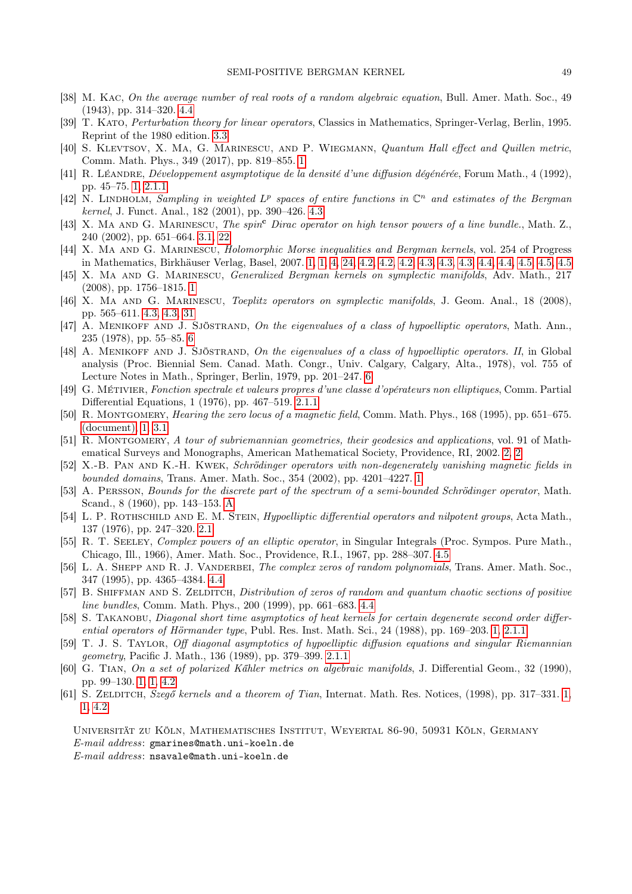[38] M. Kac, *On the average number of real roots of a random algebraic equation*, Bull. Amer. Math. Soc., 49 (1943), pp. 314–320. 4.4

[39] T. Kato, *Perturbation theory for linear operators*, Classics in Mathematics, Springer-Verlag, Berlin, 1995. Reprint of the 1980 edition. 3.3

[40] S. Klevtsov, X. Ma, G. Marinescu, and P. Wiegmann, *Quantum Hall effect and Quillen metric*, Comm. Math. Phys., 349 (2017), pp. 819–855. 1

[41] R. Léandre, *Développement asymptotique de la densité d'une diffusion dégénérée*, Forum Math., 4 (1992), pp. 45–75. 1, 2.1.1

[42] N. Lindholm, *Sampling in weighted $L^p$ spaces of entire functions in $\mathbb{C}^n$ and estimates of the Bergman kernel*, J. Funct. Anal., 182 (2001), pp. 390–426. 4.3

[43] X. Ma and G. Marinescu, *The spin$^{\mathbf{c}}$ Dirac operator on high tensor powers of a line bundle.*, Math. Z., 240 (2002), pp. 651–664. 3.1, 22

[44] X. Ma and G. Marinescu, *Holomorphic Morse inequalities and Bergman kernels*, vol. 254 of Progress in Mathematics, Birkhäuser Verlag, Basel, 2007. 1, 1, 4, 24, 4.2, 4.2, 4.2, 4.3, 4.3, 4.3, 4.4, 4.4, 4.5, 4.5, 4.5

[45] X. Ma and G. Marinescu, *Generalized Bergman kernels on symplectic manifolds*, Adv. Math., 217 (2008), pp. 1756–1815. 1

[46] X. Ma and G. Marinescu, *Toeplitz operators on symplectic manifolds*, J. Geom. Anal., 18 (2008), pp. 565–611. 4.3, 4.3, 31

[47] A. Menikoff and J. Sjöstrand, *On the eigenvalues of a class of hypoelliptic operators*, Math. Ann., 235 (1978), pp. 55–85. 6

[48] A. Menikoff and J. Sjöstrand, *On the eigenvalues of a class of hypoelliptic operators. II*, in Global analysis (Proc. Biennial Sem. Canad. Math. Congr., Univ. Calgary, Calgary, Alta., 1978), vol. 755 of Lecture Notes in Math., Springer, Berlin, 1979, pp. 201–247. 6

[49] G. Métivier, *Fonction spectrale et valeurs propres d'une classe d'opérateurs non elliptiques*, Comm. Partial Differential Equations, 1 (1976), pp. 467–519. 2.1.1

[50] R. Montgomery, *Hearing the zero locus of a magnetic field*, Comm. Math. Phys., 168 (1995), pp. 651–675. (document), 1, 3.1

[51] R. Montgomery, *A tour of subriemannian geometries, their geodesics and applications*, vol. 91 of Mathematical Surveys and Monographs, American Mathematical Society, Providence, RI, 2002. 2, 2

[52] X.-B. Pan and K.-H. Kwek, *Schrödinger operators with non-degenerately vanishing magnetic fields in bounded domains*, Trans. Amer. Math. Soc., 354 (2002), pp. 4201–4227. 1

[53] A. Persson, *Bounds for the discrete part of the spectrum of a semi-bounded Schrödinger operator*, Math. Scand., 8 (1960), pp. 143–153. A

[54] L. P. Rothschild and E. M. Stein, *Hypoelliptic differential operators and nilpotent groups*, Acta Math., 137 (1976), pp. 247–320. 2.1

[55] R. T. Seeley, *Complex powers of an elliptic operator*, in Singular Integrals (Proc. Sympos. Pure Math., Chicago, Ill., 1966), Amer. Math. Soc., Providence, R.I., 1967, pp. 288–307. 4.5

[56] L. A. Shepp and R. J. Vanderbei, *The complex zeros of random polynomials*, Trans. Amer. Math. Soc., 347 (1995), pp. 4365–4384. 4.4

[57] B. Shiffman and S. Zelditch, *Distribution of zeros of random and quantum chaotic sections of positive line bundles*, Comm. Math. Phys., 200 (1999), pp. 661–683. 4.4

[58] S. Takanobu, *Diagonal short time asymptotics of heat kernels for certain degenerate second order differential operators of Hörmander type*, Publ. Res. Inst. Math. Sci., 24 (1988), pp. 169–203. 1, 2.1.1

[59] T. J. S. Taylor, *Off diagonal asymptotics of hypoelliptic diffusion equations and singular Riemannian geometry*, Pacific J. Math., 136 (1989), pp. 379–399. 2.1.1

[60] G. Tian, *On a set of polarized Kähler metrics on algebraic manifolds*, J. Differential Geom., 32 (1990), pp. 99–130. 1, 1, 4.2

[61] S. Zelditch, *Szegő kernels and a theorem of Tian*, Internat. Math. Res. Notices, (1998), pp. 317–331. 1, 1, 4.2

Universität zu Köln, Mathematisches Institut, Weyertal 86-90, 50931 Köln, Germany
*E-mail address*: gmarines@math.uni-koeln.de
*E-mail address*: nsavale@math.uni-koeln.de